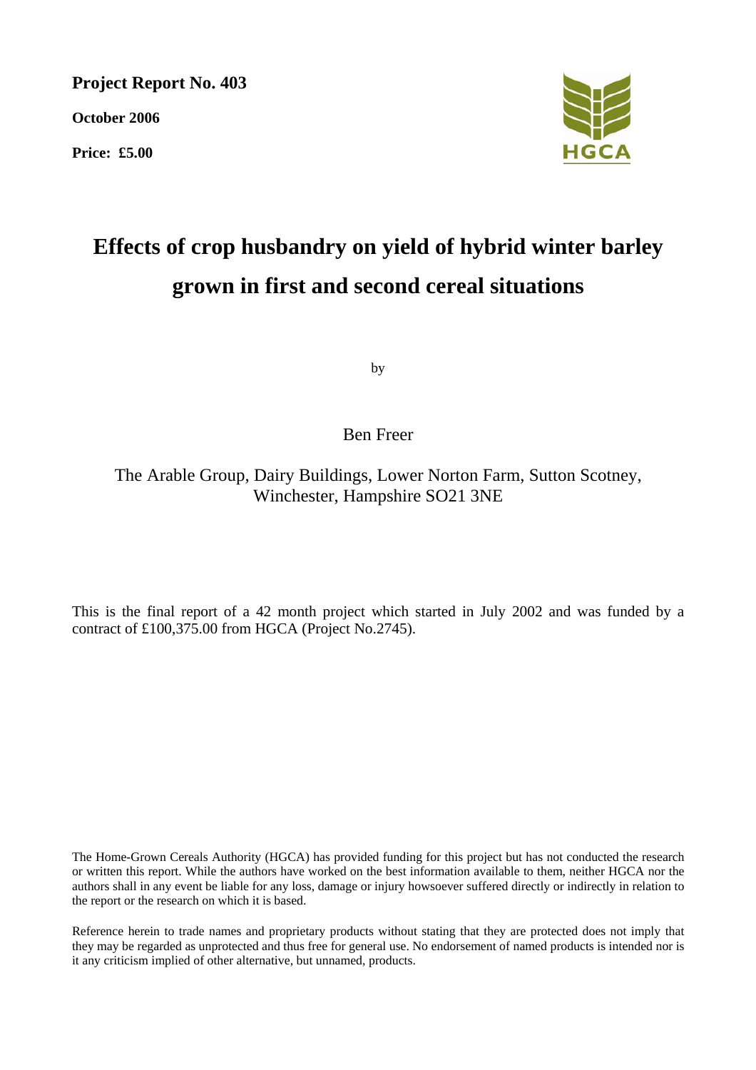**Project Report No. 403**

**October 2006**

**Price: £5.00**

HGCA

# Effects of crop husbandry on yield of hybrid winter barley grown in first and second cereal situations

by

Ben Freer

The Arable Group, Dairy Buildings, Lower Norton Farm, Sutton Scotney, Winchester, Hampshire SO21 3NE

This is the final report of a 42 month project which started in July 2002 and was funded by a contract of £100,375.00 from HGCA (Project No.2745).

The Home-Grown Cereals Authority (HGCA) has provided funding for this project but has not conducted the research or written this report. While the authors have worked on the best information available to them, neither HGCA nor the authors shall in any event be liable for any loss, damage or injury howsoever suffered directly or indirectly in relation to the report or the research on which it is based.

Reference herein to trade names and proprietary products without stating that they are protected does not imply that they may be regarded as unprotected and thus free for general use. No endorsement of named products is intended nor is it any criticism implied of other alternative, but unnamed, products.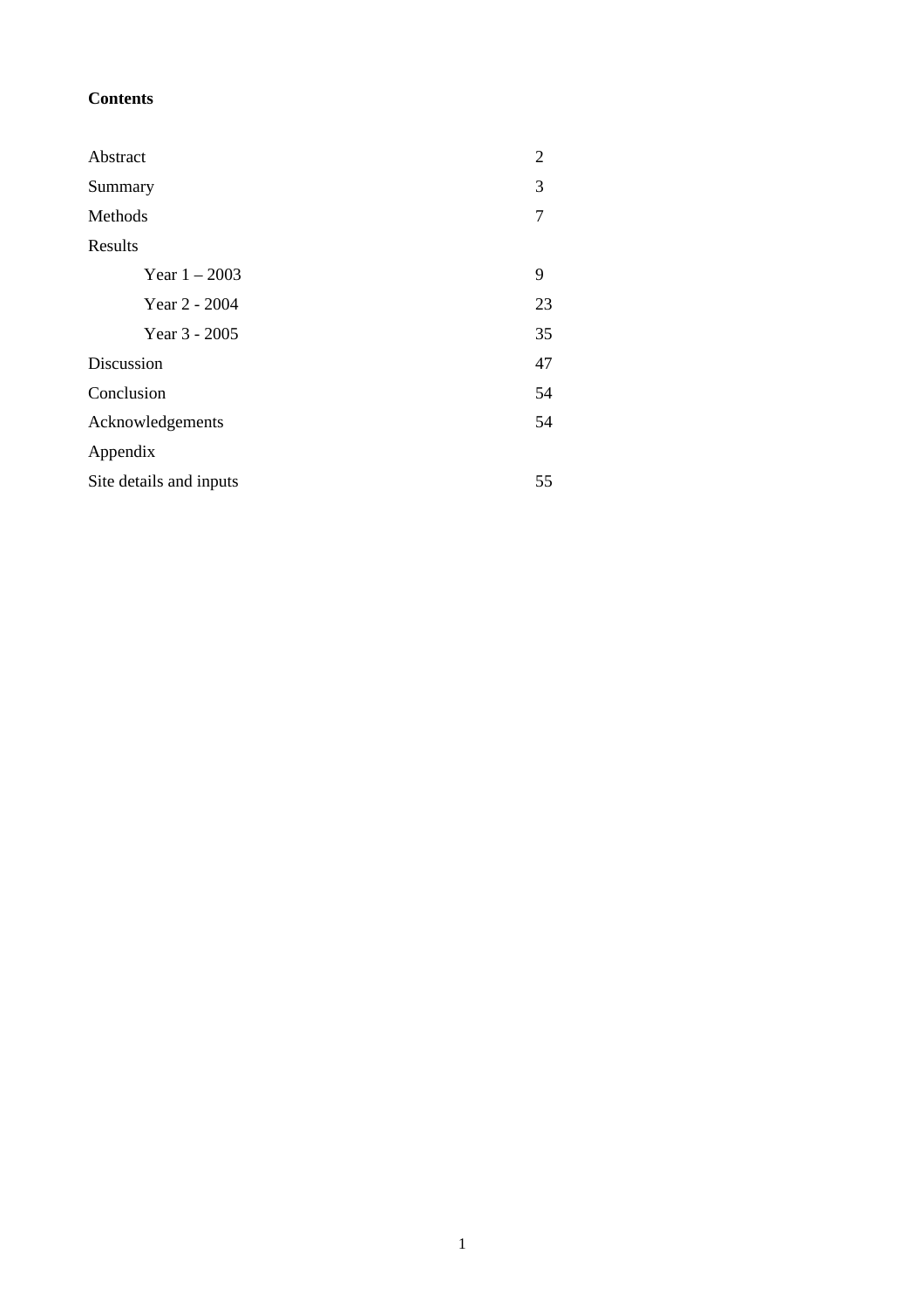**Contents**

| | |
|---|---|
| Abstract | 2 |
| Summary | 3 |
| Methods | 7 |
| Results | |
| Year 1 – 2003 | 9 |
| Year 2 - 2004 | 23 |
| Year 3 - 2005 | 35 |
| Discussion | 47 |
| Conclusion | 54 |
| Acknowledgements | 54 |
| Appendix | |
| Site details and inputs | 55 |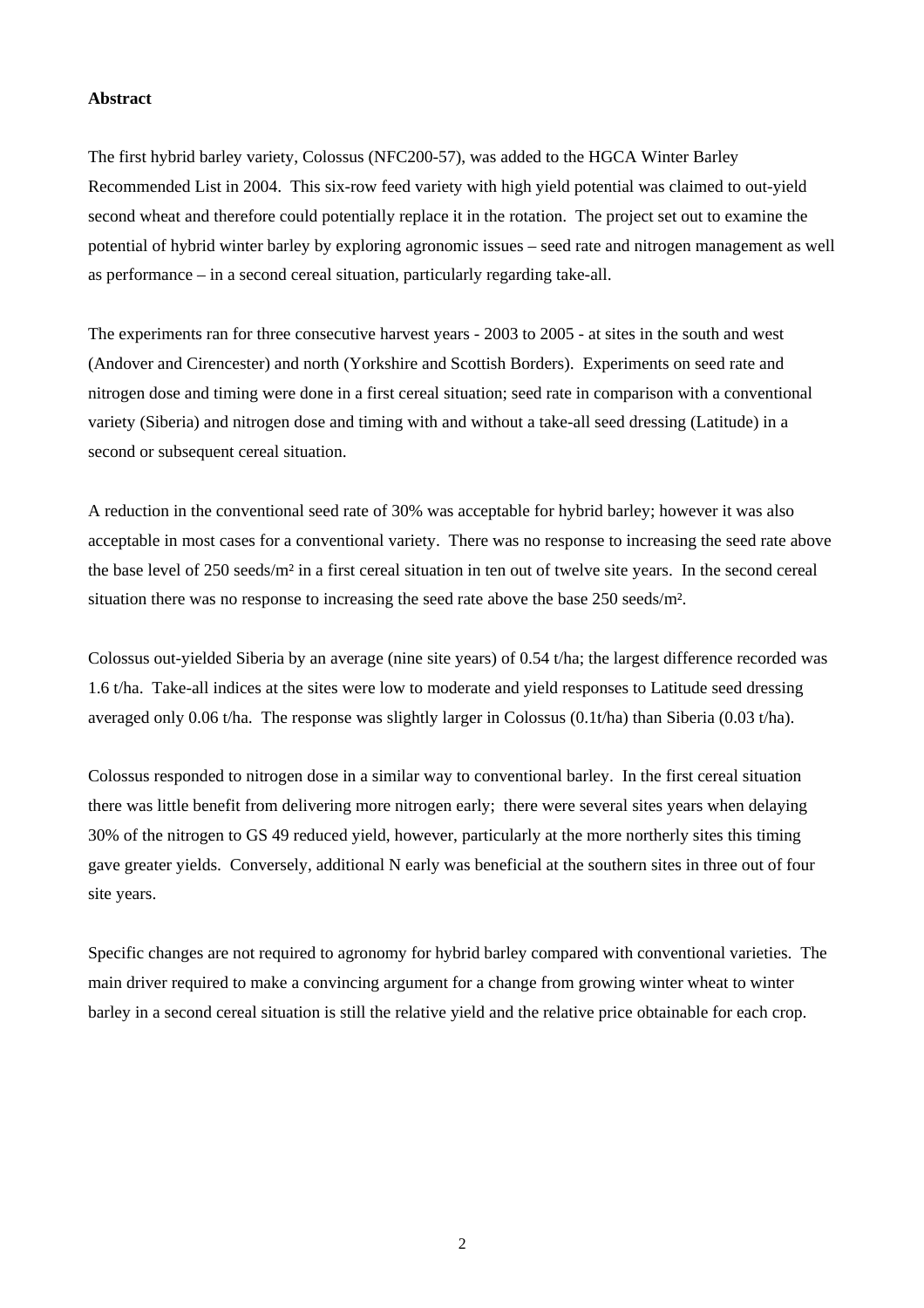**Abstract**

The first hybrid barley variety, Colossus (NFC200-57), was added to the HGCA Winter Barley Recommended List in 2004. This six-row feed variety with high yield potential was claimed to out-yield second wheat and therefore could potentially replace it in the rotation. The project set out to examine the potential of hybrid winter barley by exploring agronomic issues – seed rate and nitrogen management as well as performance – in a second cereal situation, particularly regarding take-all.

The experiments ran for three consecutive harvest years - 2003 to 2005 - at sites in the south and west (Andover and Cirencester) and north (Yorkshire and Scottish Borders). Experiments on seed rate and nitrogen dose and timing were done in a first cereal situation; seed rate in comparison with a conventional variety (Siberia) and nitrogen dose and timing with and without a take-all seed dressing (Latitude) in a second or subsequent cereal situation.

A reduction in the conventional seed rate of 30% was acceptable for hybrid barley; however it was also acceptable in most cases for a conventional variety. There was no response to increasing the seed rate above the base level of 250 seeds/m² in a first cereal situation in ten out of twelve site years. In the second cereal situation there was no response to increasing the seed rate above the base 250 seeds/m².

Colossus out-yielded Siberia by an average (nine site years) of 0.54 t/ha; the largest difference recorded was 1.6 t/ha. Take-all indices at the sites were low to moderate and yield responses to Latitude seed dressing averaged only 0.06 t/ha. The response was slightly larger in Colossus (0.1t/ha) than Siberia (0.03 t/ha).

Colossus responded to nitrogen dose in a similar way to conventional barley. In the first cereal situation there was little benefit from delivering more nitrogen early; there were several sites years when delaying 30% of the nitrogen to GS 49 reduced yield, however, particularly at the more northerly sites this timing gave greater yields. Conversely, additional N early was beneficial at the southern sites in three out of four site years.

Specific changes are not required to agronomy for hybrid barley compared with conventional varieties. The main driver required to make a convincing argument for a change from growing winter wheat to winter barley in a second cereal situation is still the relative yield and the relative price obtainable for each crop.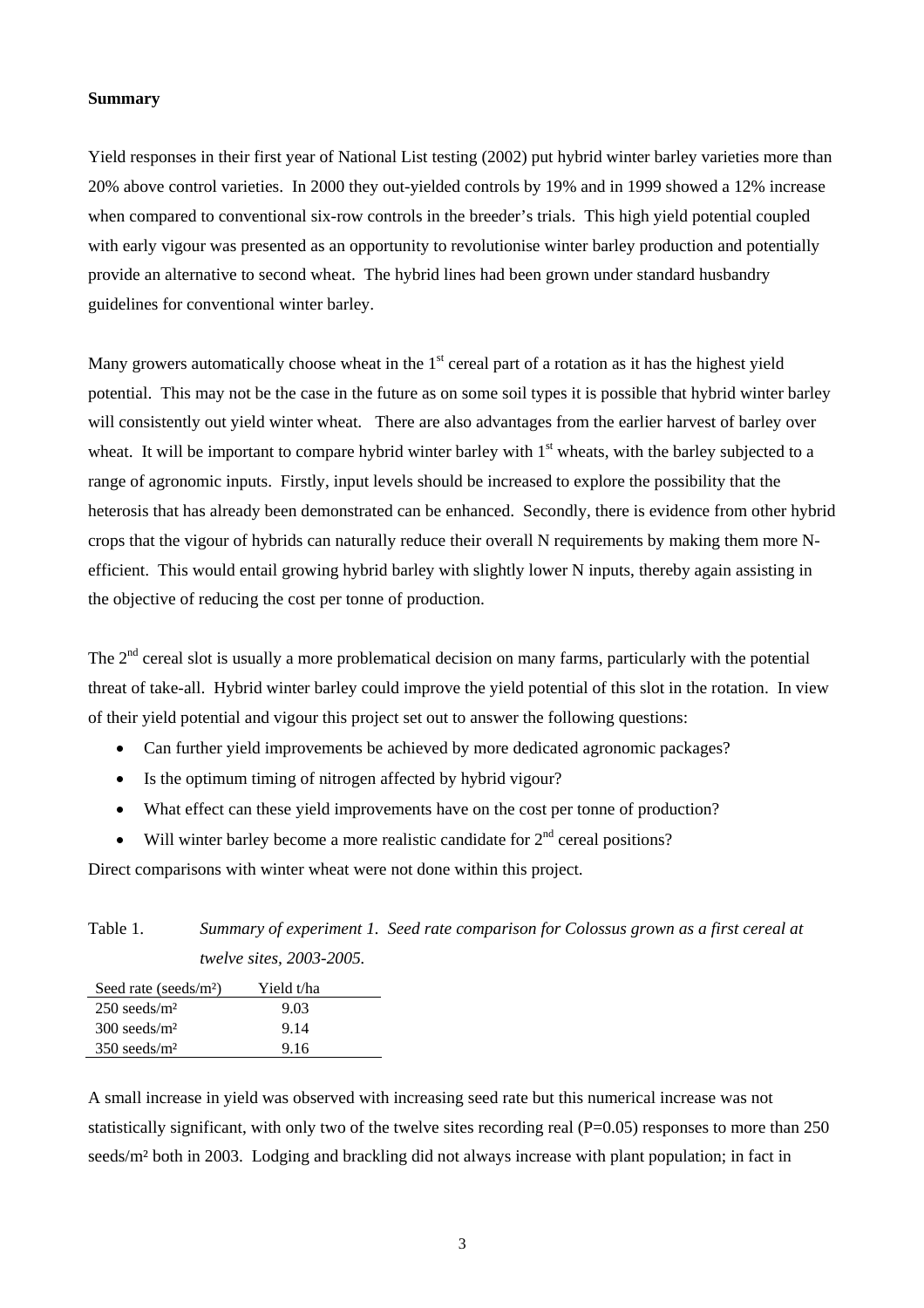**Summary**

Yield responses in their first year of National List testing (2002) put hybrid winter barley varieties more than 20% above control varieties. In 2000 they out-yielded controls by 19% and in 1999 showed a 12% increase when compared to conventional six-row controls in the breeder's trials. This high yield potential coupled with early vigour was presented as an opportunity to revolutionise winter barley production and potentially provide an alternative to second wheat. The hybrid lines had been grown under standard husbandry guidelines for conventional winter barley.

Many growers automatically choose wheat in the 1st cereal part of a rotation as it has the highest yield potential. This may not be the case in the future as on some soil types it is possible that hybrid winter barley will consistently out yield winter wheat. There are also advantages from the earlier harvest of barley over wheat. It will be important to compare hybrid winter barley with 1st wheats, with the barley subjected to a range of agronomic inputs. Firstly, input levels should be increased to explore the possibility that the heterosis that has already been demonstrated can be enhanced. Secondly, there is evidence from other hybrid crops that the vigour of hybrids can naturally reduce their overall N requirements by making them more N-efficient. This would entail growing hybrid barley with slightly lower N inputs, thereby again assisting in the objective of reducing the cost per tonne of production.

The 2nd cereal slot is usually a more problematical decision on many farms, particularly with the potential threat of take-all. Hybrid winter barley could improve the yield potential of this slot in the rotation. In view of their yield potential and vigour this project set out to answer the following questions:

- Can further yield improvements be achieved by more dedicated agronomic packages?
- Is the optimum timing of nitrogen affected by hybrid vigour?
- What effect can these yield improvements have on the cost per tonne of production?
- Will winter barley become a more realistic candidate for 2nd cereal positions?

Direct comparisons with winter wheat were not done within this project.

Table 1. *Summary of experiment 1. Seed rate comparison for Colossus grown as a first cereal at twelve sites, 2003-2005.*

| Seed rate (seeds/m²) | Yield t/ha |
|---|---|
| 250 seeds/m² | 9.03 |
| 300 seeds/m² | 9.14 |
| 350 seeds/m² | 9.16 |

A small increase in yield was observed with increasing seed rate but this numerical increase was not statistically significant, with only two of the twelve sites recording real ($P=0.05$) responses to more than 250 seeds/m² both in 2003. Lodging and brackling did not always increase with plant population; in fact in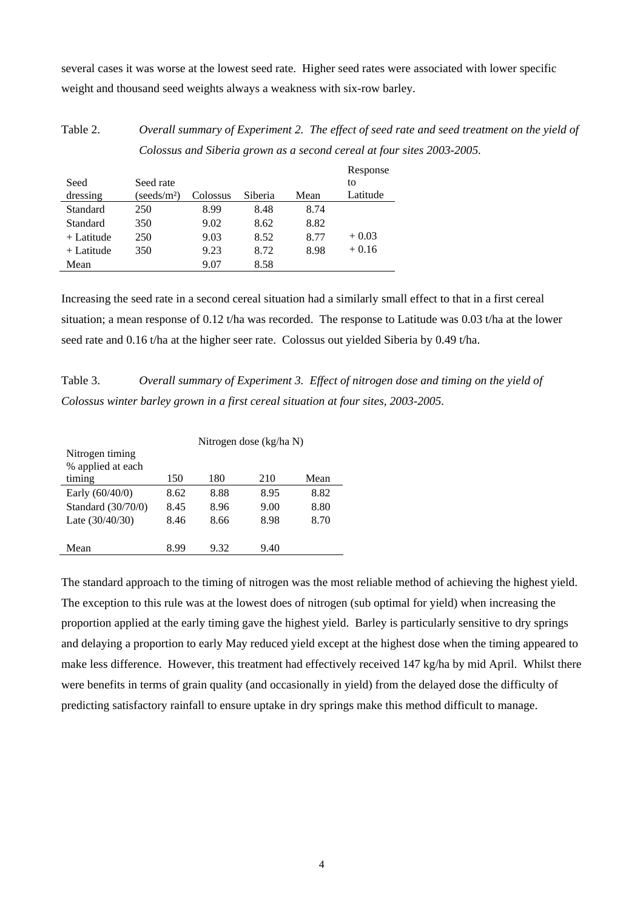several cases it was worse at the lowest seed rate. Higher seed rates were associated with lower specific weight and thousand seed weights always a weakness with six-row barley.

Table 2. *Overall summary of Experiment 2. The effect of seed rate and seed treatment on the yield of Colossus and Siberia grown as a second cereal at four sites 2003-2005.*

| Seed dressing | Seed rate (seeds/m²) | Colossus | Siberia | Mean | Response to Latitude |
|---|---|---|---|---|---|
| Standard | 250 | 8.99 | 8.48 | 8.74 | |
| Standard | 350 | 9.02 | 8.62 | 8.82 | |
| + Latitude | 250 | 9.03 | 8.52 | 8.77 | + 0.03 |
| + Latitude | 350 | 9.23 | 8.72 | 8.98 | + 0.16 |
| Mean | | 9.07 | 8.58 | | |

Increasing the seed rate in a second cereal situation had a similarly small effect to that in a first cereal situation; a mean response of 0.12 t/ha was recorded. The response to Latitude was 0.03 t/ha at the lower seed rate and 0.16 t/ha at the higher seer rate. Colossus out yielded Siberia by 0.49 t/ha.

Table 3. *Overall summary of Experiment 3. Effect of nitrogen dose and timing on the yield of Colossus winter barley grown in a first cereal situation at four sites, 2003-2005.*

| Nitrogen timing % applied at each timing | Nitrogen dose (kg/ha N) 150 | 180 | 210 | Mean |
|---|---|---|---|---|
| Early (60/40/0) | 8.62 | 8.88 | 8.95 | 8.82 |
| Standard (30/70/0) | 8.45 | 8.96 | 9.00 | 8.80 |
| Late (30/40/30) | 8.46 | 8.66 | 8.98 | 8.70 |
| Mean | 8.99 | 9.32 | 9.40 | |

The standard approach to the timing of nitrogen was the most reliable method of achieving the highest yield. The exception to this rule was at the lowest does of nitrogen (sub optimal for yield) when increasing the proportion applied at the early timing gave the highest yield. Barley is particularly sensitive to dry springs and delaying a proportion to early May reduced yield except at the highest dose when the timing appeared to make less difference. However, this treatment had effectively received 147 kg/ha by mid April. Whilst there were benefits in terms of grain quality (and occasionally in yield) from the delayed dose the difficulty of predicting satisfactory rainfall to ensure uptake in dry springs make this method difficult to manage.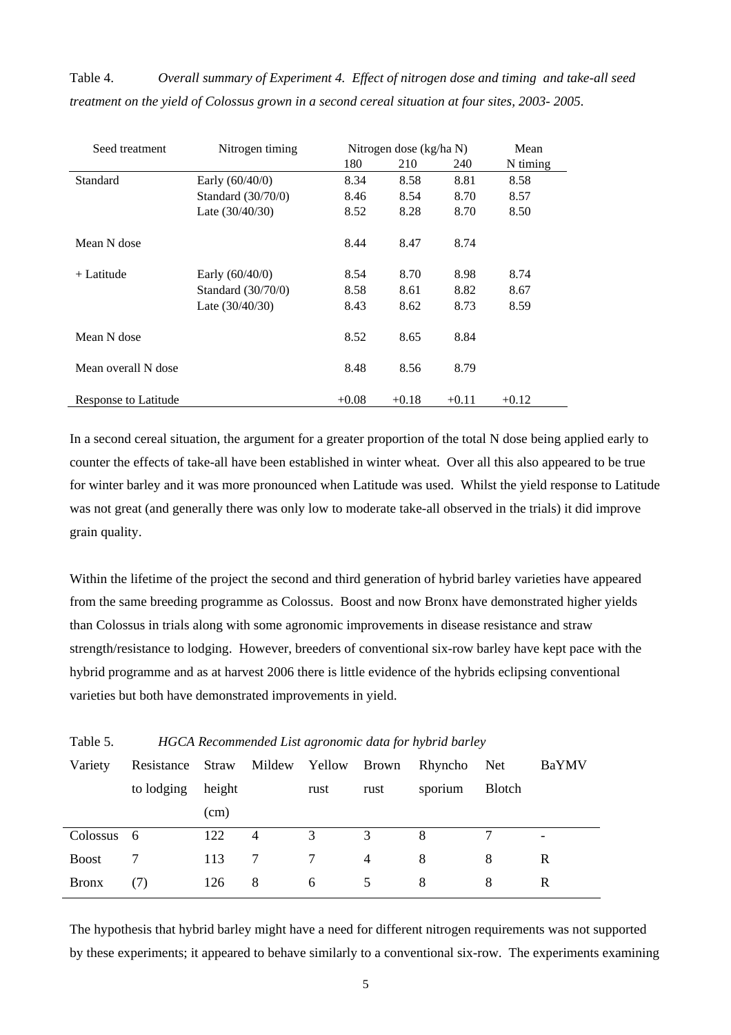Table 4. *Overall summary of Experiment 4. Effect of nitrogen dose and timing and take-all seed treatment on the yield of Colossus grown in a second cereal situation at four sites, 2003- 2005.*

| Seed treatment | Nitrogen timing | Nitrogen dose (kg/ha N) | | | Mean |
|---|---|---|---|---|---|
| | | 180 | 210 | 240 | N timing |
| Standard | Early (60/40/0) | 8.34 | 8.58 | 8.81 | 8.58 |
| | Standard (30/70/0) | 8.46 | 8.54 | 8.70 | 8.57 |
| | Late (30/40/30) | 8.52 | 8.28 | 8.70 | 8.50 |
| Mean N dose | | 8.44 | 8.47 | 8.74 | |
| + Latitude | Early (60/40/0) | 8.54 | 8.70 | 8.98 | 8.74 |
| | Standard (30/70/0) | 8.58 | 8.61 | 8.82 | 8.67 |
| | Late (30/40/30) | 8.43 | 8.62 | 8.73 | 8.59 |
| Mean N dose | | 8.52 | 8.65 | 8.84 | |
| Mean overall N dose | | 8.48 | 8.56 | 8.79 | |
| Response to Latitude | | +0.08 | +0.18 | +0.11 | +0.12 |

In a second cereal situation, the argument for a greater proportion of the total N dose being applied early to counter the effects of take-all have been established in winter wheat. Over all this also appeared to be true for winter barley and it was more pronounced when Latitude was used. Whilst the yield response to Latitude was not great (and generally there was only low to moderate take-all observed in the trials) it did improve grain quality.

Within the lifetime of the project the second and third generation of hybrid barley varieties have appeared from the same breeding programme as Colossus. Boost and now Bronx have demonstrated higher yields than Colossus in trials along with some agronomic improvements in disease resistance and straw strength/resistance to lodging. However, breeders of conventional six-row barley have kept pace with the hybrid programme and as at harvest 2006 there is little evidence of the hybrids eclipsing conventional varieties but both have demonstrated improvements in yield.

Table 5. *HGCA Recommended List agronomic data for hybrid barley*

| Variety | Resistance to lodging | Straw height (cm) | Mildew | Yellow rust | Brown rust | Rhynchosporium | Net Blotch | BaYMV |
|---|---|---|---|---|---|---|---|---|
| Colossus | 6 | 122 | 4 | 3 | 3 | 8 | 7 | - |
| Boost | 7 | 113 | 7 | 7 | 4 | 8 | 8 | R |
| Bronx | (7) | 126 | 8 | 6 | 5 | 8 | 8 | R |

The hypothesis that hybrid barley might have a need for different nitrogen requirements was not supported by these experiments; it appeared to behave similarly to a conventional six-row. The experiments examining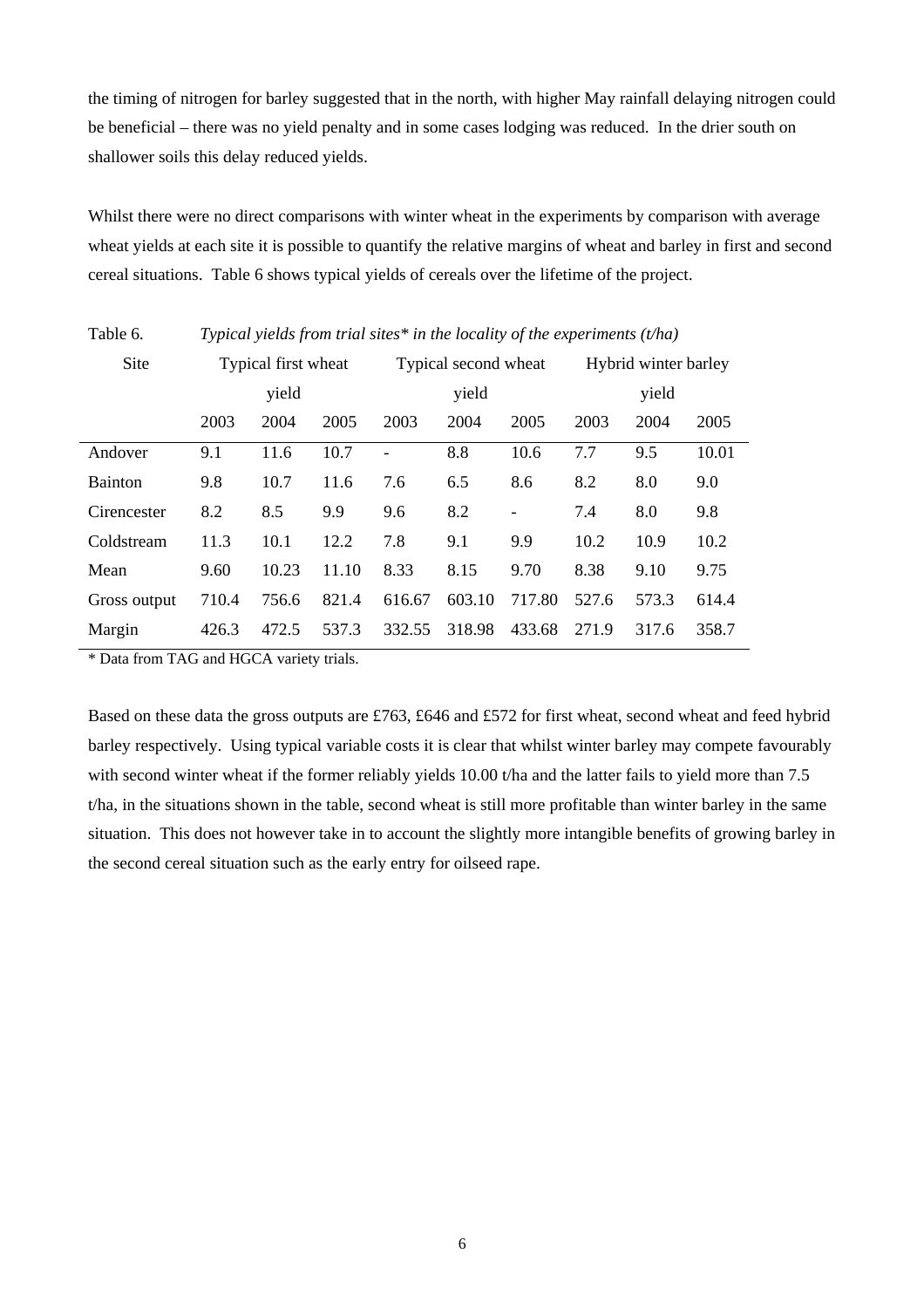the timing of nitrogen for barley suggested that in the north, with higher May rainfall delaying nitrogen could be beneficial – there was no yield penalty and in some cases lodging was reduced. In the drier south on shallower soils this delay reduced yields.

Whilst there were no direct comparisons with winter wheat in the experiments by comparison with average wheat yields at each site it is possible to quantify the relative margins of wheat and barley in first and second cereal situations. Table 6 shows typical yields of cereals over the lifetime of the project.

Table 6. *Typical yields from trial sites\* in the locality of the experiments (t/ha)*

| Site | Typical first wheat yield | | | Typical second wheat yield | | | Hybrid winter barley yield | | |
|---|---|---|---|---|---|---|---|---|---|
| | 2003 | 2004 | 2005 | 2003 | 2004 | 2005 | 2003 | 2004 | 2005 |
| Andover | 9.1 | 11.6 | 10.7 | - | 8.8 | 10.6 | 7.7 | 9.5 | 10.01 |
| Bainton | 9.8 | 10.7 | 11.6 | 7.6 | 6.5 | 8.6 | 8.2 | 8.0 | 9.0 |
| Cirencester | 8.2 | 8.5 | 9.9 | 9.6 | 8.2 | - | 7.4 | 8.0 | 9.8 |
| Coldstream | 11.3 | 10.1 | 12.2 | 7.8 | 9.1 | 9.9 | 10.2 | 10.9 | 10.2 |
| Mean | 9.60 | 10.23 | 11.10 | 8.33 | 8.15 | 9.70 | 8.38 | 9.10 | 9.75 |
| Gross output | 710.4 | 756.6 | 821.4 | 616.67 | 603.10 | 717.80 | 527.6 | 573.3 | 614.4 |
| Margin | 426.3 | 472.5 | 537.3 | 332.55 | 318.98 | 433.68 | 271.9 | 317.6 | 358.7 |

\* Data from TAG and HGCA variety trials.

Based on these data the gross outputs are £763, £646 and £572 for first wheat, second wheat and feed hybrid barley respectively. Using typical variable costs it is clear that whilst winter barley may compete favourably with second winter wheat if the former reliably yields 10.00 t/ha and the latter fails to yield more than 7.5 t/ha, in the situations shown in the table, second wheat is still more profitable than winter barley in the same situation. This does not however take in to account the slightly more intangible benefits of growing barley in the second cereal situation such as the early entry for oilseed rape.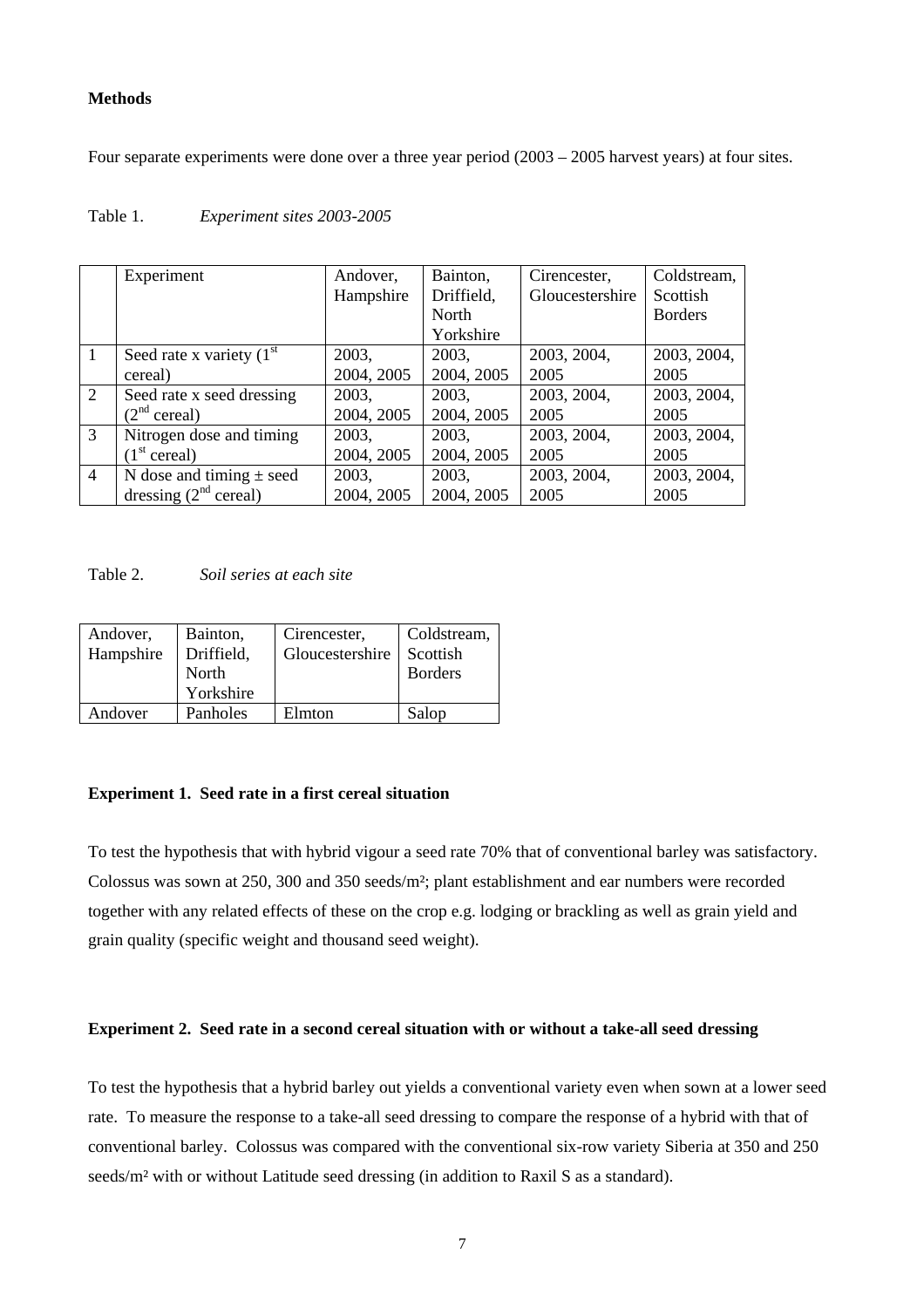**Methods**

Four separate experiments were done over a three year period (2003 – 2005 harvest years) at four sites.

Table 1. *Experiment sites 2003-2005*

| | Experiment | Andover, Hampshire | Bainton, Driffield, North Yorkshire | Cirencester, Gloucestershire | Coldstream, Scottish Borders |
|---|---|---|---|---|---|
| 1 | Seed rate x variety (1st cereal) | 2003, 2004, 2005 | 2003, 2004, 2005 | 2003, 2004, 2005 | 2003, 2004, 2005 |
| 2 | Seed rate x seed dressing (2nd cereal) | 2003, 2004, 2005 | 2003, 2004, 2005 | 2003, 2004, 2005 | 2003, 2004, 2005 |
| 3 | Nitrogen dose and timing (1st cereal) | 2003, 2004, 2005 | 2003, 2004, 2005 | 2003, 2004, 2005 | 2003, 2004, 2005 |
| 4 | N dose and timing ± seed dressing (2nd cereal) | 2003, 2004, 2005 | 2003, 2004, 2005 | 2003, 2004, 2005 | 2003, 2004, 2005 |

Table 2. *Soil series at each site*

| Andover, Hampshire | Bainton, Driffield, North Yorkshire | Cirencester, Gloucestershire | Coldstream, Scottish Borders |
|---|---|---|---|
| Andover | Panholes | Elmton | Salop |

**Experiment 1. Seed rate in a first cereal situation**

To test the hypothesis that with hybrid vigour a seed rate 70% that of conventional barley was satisfactory. Colossus was sown at 250, 300 and 350 seeds/m²; plant establishment and ear numbers were recorded together with any related effects of these on the crop e.g. lodging or brackling as well as grain yield and grain quality (specific weight and thousand seed weight).

**Experiment 2. Seed rate in a second cereal situation with or without a take-all seed dressing**

To test the hypothesis that a hybrid barley out yields a conventional variety even when sown at a lower seed rate. To measure the response to a take-all seed dressing to compare the response of a hybrid with that of conventional barley. Colossus was compared with the conventional six-row variety Siberia at 350 and 250 seeds/m² with or without Latitude seed dressing (in addition to Raxil S as a standard).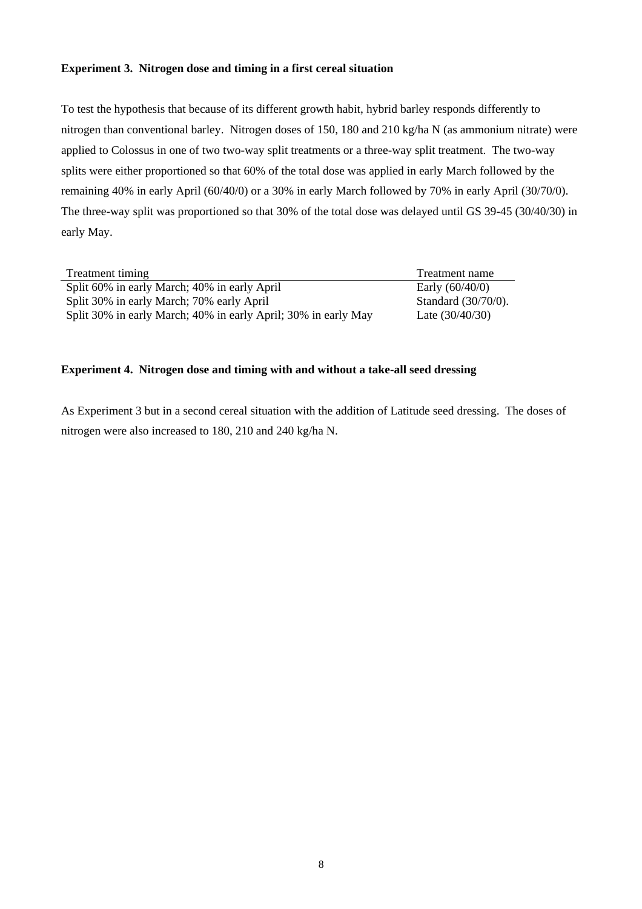**Experiment 3. Nitrogen dose and timing in a first cereal situation**

To test the hypothesis that because of its different growth habit, hybrid barley responds differently to nitrogen than conventional barley. Nitrogen doses of 150, 180 and 210 kg/ha N (as ammonium nitrate) were applied to Colossus in one of two two-way split treatments or a three-way split treatment. The two-way splits were either proportioned so that 60% of the total dose was applied in early March followed by the remaining 40% in early April (60/40/0) or a 30% in early March followed by 70% in early April (30/70/0). The three-way split was proportioned so that 30% of the total dose was delayed until GS 39-45 (30/40/30) in early May.

| Treatment timing | Treatment name |
|---|---|
| Split 60% in early March; 40% in early April | Early (60/40/0) |
| Split 30% in early March; 70% early April | Standard (30/70/0). |
| Split 30% in early March; 40% in early April; 30% in early May | Late (30/40/30) |

**Experiment 4. Nitrogen dose and timing with and without a take-all seed dressing**

As Experiment 3 but in a second cereal situation with the addition of Latitude seed dressing. The doses of nitrogen were also increased to 180, 210 and 240 kg/ha N.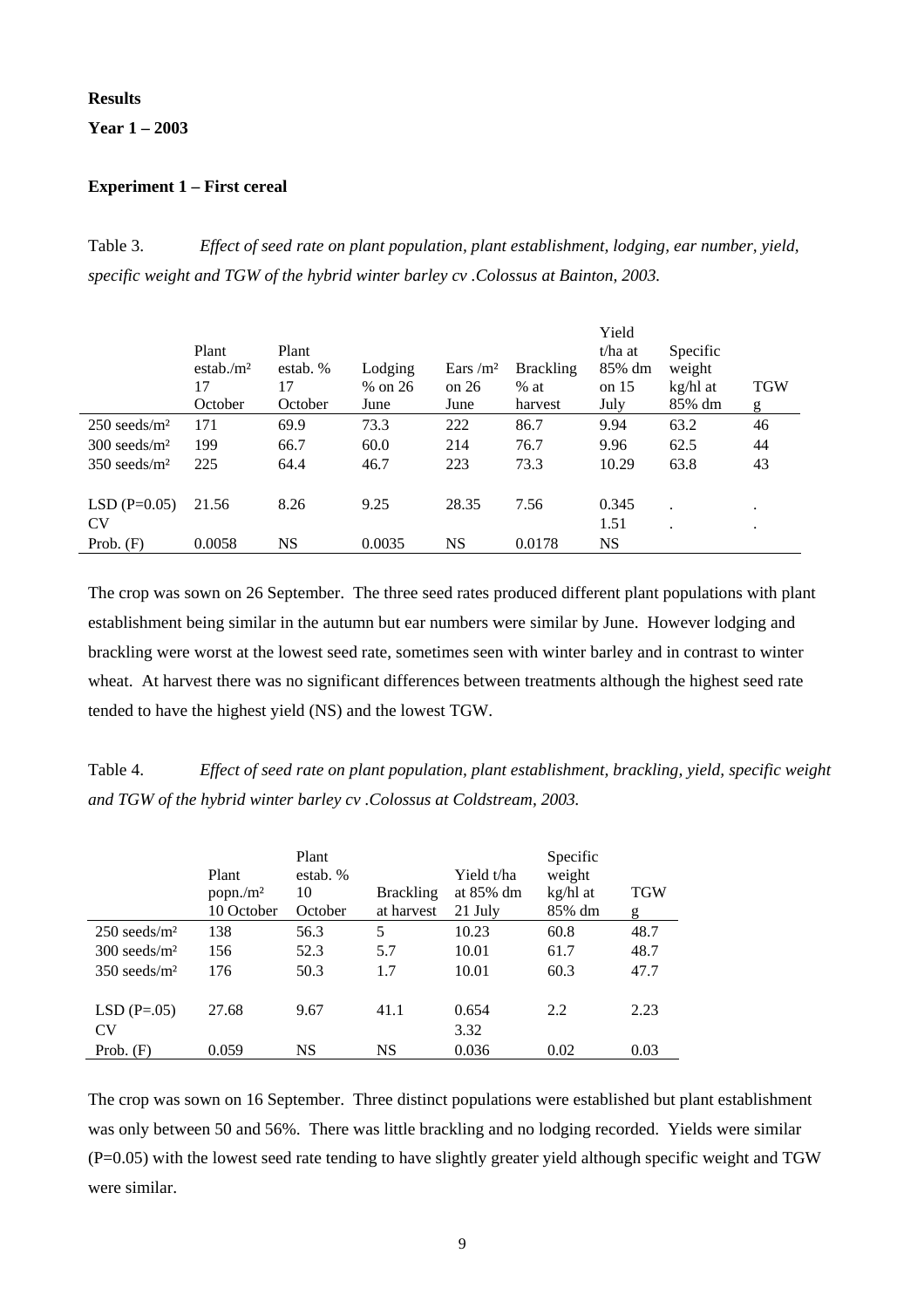**Results**

**Year 1 – 2003**

**Experiment 1 – First cereal**

Table 3. *Effect of seed rate on plant population, plant establishment, lodging, ear number, yield, specific weight and TGW of the hybrid winter barley cv .Colossus at Bainton, 2003.*

| | Plant estab./m² 17 October | Plant estab. % 17 October | Lodging % on 26 June | Ears /m² on 26 June | Brackling % at harvest | Yield t/ha at 85% dm on 15 July | Specific weight kg/hl at 85% dm | TGW g |
|---|---|---|---|---|---|---|---|---|
| 250 seeds/m² | 171 | 69.9 | 73.3 | 222 | 86.7 | 9.94 | 63.2 | 46 |
| 300 seeds/m² | 199 | 66.7 | 60.0 | 214 | 76.7 | 9.96 | 62.5 | 44 |
| 350 seeds/m² | 225 | 64.4 | 46.7 | 223 | 73.3 | 10.29 | 63.8 | 43 |
| | | | | | | | | |
| LSD (P=0.05) | 21.56 | 8.26 | 9.25 | 28.35 | 7.56 | 0.345 | . | . |
| CV | | | | | | 1.51 | . | . |
| Prob. (F) | 0.0058 | NS | 0.0035 | NS | 0.0178 | NS | | |

The crop was sown on 26 September. The three seed rates produced different plant populations with plant establishment being similar in the autumn but ear numbers were similar by June. However lodging and brackling were worst at the lowest seed rate, sometimes seen with winter barley and in contrast to winter wheat. At harvest there was no significant differences between treatments although the highest seed rate tended to have the highest yield (NS) and the lowest TGW.

Table 4. *Effect of seed rate on plant population, plant establishment, brackling, yield, specific weight and TGW of the hybrid winter barley cv .Colossus at Coldstream, 2003.*

| | Plant popn./m² 10 October | Plant estab. % 10 October | Brackling at harvest | Yield t/ha at 85% dm 21 July | Specific weight kg/hl at 85% dm | TGW g |
|---|---|---|---|---|---|---|
| 250 seeds/m² | 138 | 56.3 | 5 | 10.23 | 60.8 | 48.7 |
| 300 seeds/m² | 156 | 52.3 | 5.7 | 10.01 | 61.7 | 48.7 |
| 350 seeds/m² | 176 | 50.3 | 1.7 | 10.01 | 60.3 | 47.7 |
| | | | | | | |
| LSD (P=.05) | 27.68 | 9.67 | 41.1 | 0.654 | 2.2 | 2.23 |
| CV | | | | 3.32 | | |
| Prob. (F) | 0.059 | NS | NS | 0.036 | 0.02 | 0.03 |

The crop was sown on 16 September. Three distinct populations were established but plant establishment was only between 50 and 56%. There was little brackling and no lodging recorded. Yields were similar (P=0.05) with the lowest seed rate tending to have slightly greater yield although specific weight and TGW were similar.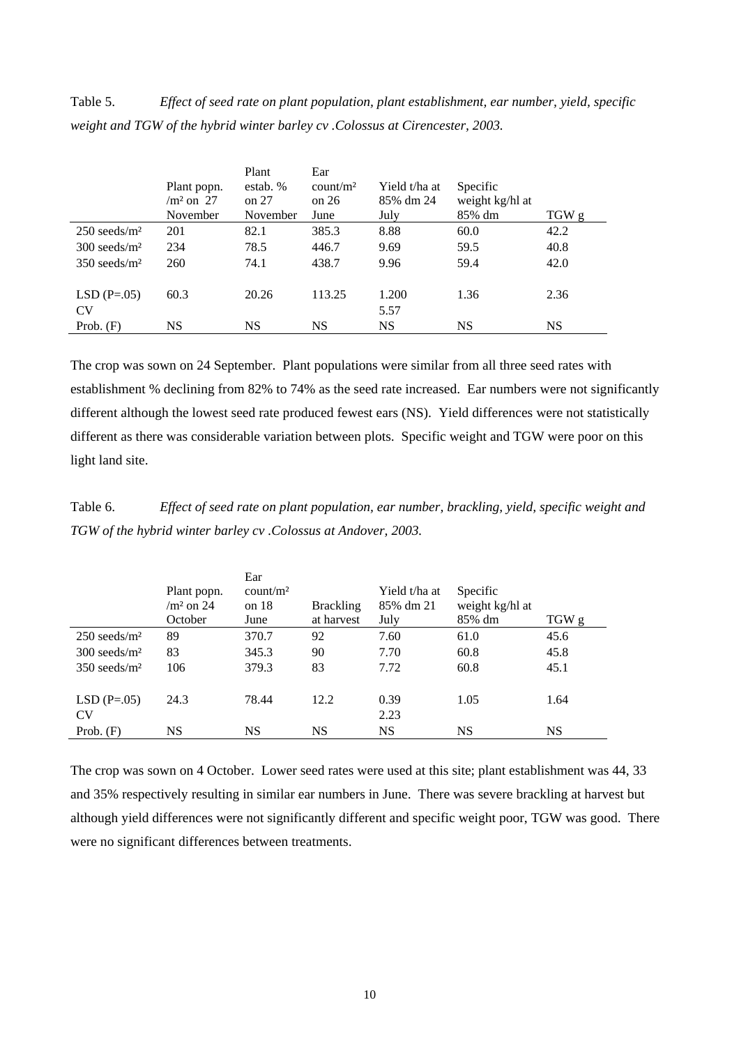Table 5. *Effect of seed rate on plant population, plant establishment, ear number, yield, specific weight and TGW of the hybrid winter barley cv .Colossus at Cirencester, 2003.*

| | Plant popn. /m² on 27 November | Plant estab. % on 27 November | Ear count/m² on 26 June | Yield t/ha at 85% dm 24 July | Specific weight kg/hl at 85% dm | TGW g |
|---|---|---|---|---|---|---|
| 250 seeds/m² | 201 | 82.1 | 385.3 | 8.88 | 60.0 | 42.2 |
| 300 seeds/m² | 234 | 78.5 | 446.7 | 9.69 | 59.5 | 40.8 |
| 350 seeds/m² | 260 | 74.1 | 438.7 | 9.96 | 59.4 | 42.0 |
| LSD (P=.05) | 60.3 | 20.26 | 113.25 | 1.200 | 1.36 | 2.36 |
| CV | | | | 5.57 | | |
| Prob. (F) | NS | NS | NS | NS | NS | NS |

The crop was sown on 24 September. Plant populations were similar from all three seed rates with establishment % declining from 82% to 74% as the seed rate increased. Ear numbers were not significantly different although the lowest seed rate produced fewest ears (NS). Yield differences were not statistically different as there was considerable variation between plots. Specific weight and TGW were poor on this light land site.

Table 6. *Effect of seed rate on plant population, ear number, brackling, yield, specific weight and TGW of the hybrid winter barley cv .Colossus at Andover, 2003.*

| | Plant popn. /m² on 24 October | Ear count/m² on 18 June | Brackling at harvest | Yield t/ha at 85% dm 21 July | Specific weight kg/hl at 85% dm | TGW g |
|---|---|---|---|---|---|---|
| 250 seeds/m² | 89 | 370.7 | 92 | 7.60 | 61.0 | 45.6 |
| 300 seeds/m² | 83 | 345.3 | 90 | 7.70 | 60.8 | 45.8 |
| 350 seeds/m² | 106 | 379.3 | 83 | 7.72 | 60.8 | 45.1 |
| LSD (P=.05) | 24.3 | 78.44 | 12.2 | 0.39 | 1.05 | 1.64 |
| CV | | | | 2.23 | | |
| Prob. (F) | NS | NS | NS | NS | NS | NS |

The crop was sown on 4 October. Lower seed rates were used at this site; plant establishment was 44, 33 and 35% respectively resulting in similar ear numbers in June. There was severe brackling at harvest but although yield differences were not significantly different and specific weight poor, TGW was good. There were no significant differences between treatments.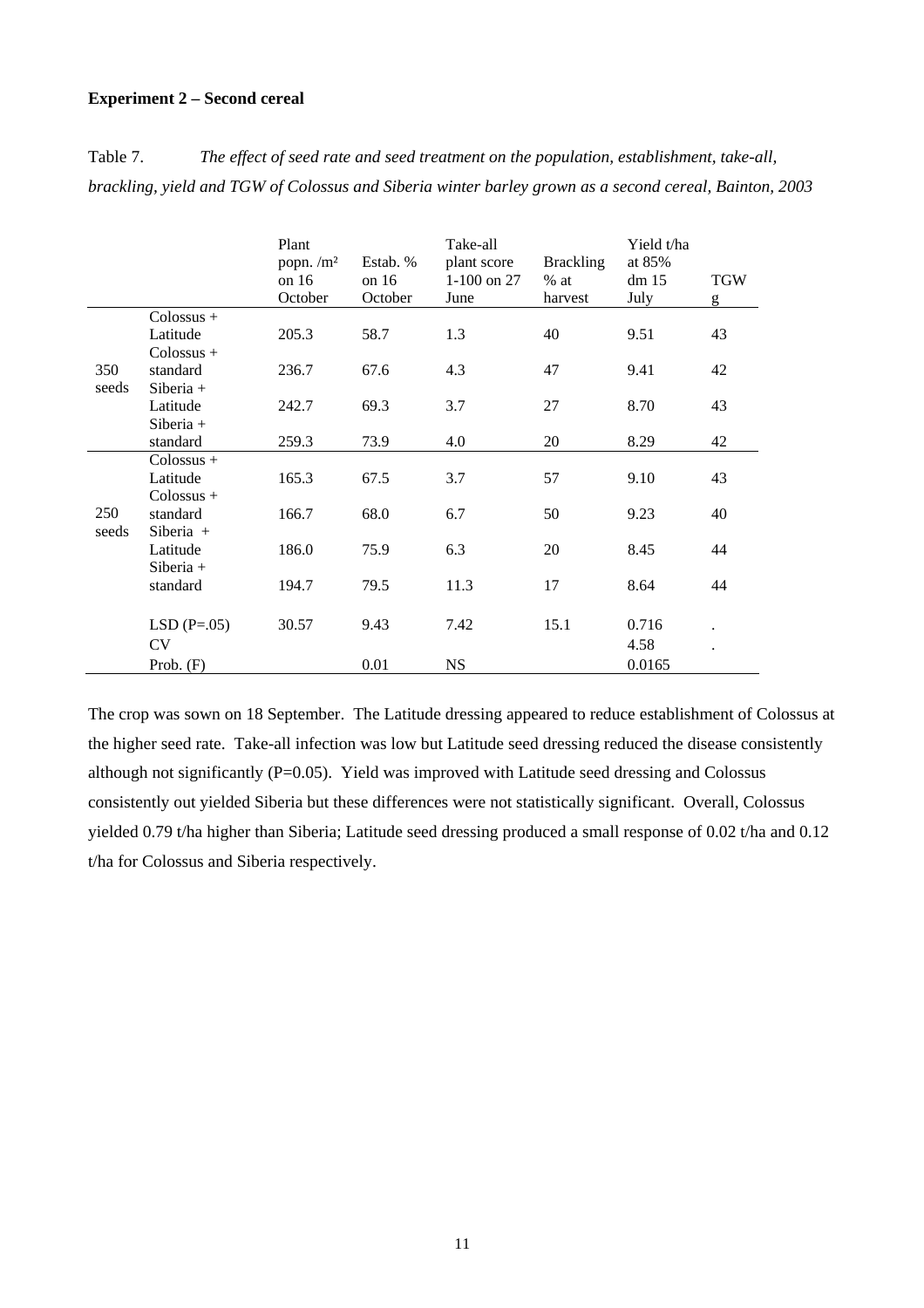**Experiment 2 – Second cereal**

Table 7. *The effect of seed rate and seed treatment on the population, establishment, take-all, brackling, yield and TGW of Colossus and Siberia winter barley grown as a second cereal, Bainton, 2003*

| | | Plant popn. /m² on 16 October | Estab. % on 16 October | Take-all plant score 1-100 on 27 June | Brackling % at harvest | Yield t/ha at 85% dm 15 July | TGW g |
|---|---|---|---|---|---|---|---|
| 350 seeds | Colossus + Latitude | 205.3 | 58.7 | 1.3 | 40 | 9.51 | 43 |
| | Colossus + standard | 236.7 | 67.6 | 4.3 | 47 | 9.41 | 42 |
| | Siberia + Latitude | 242.7 | 69.3 | 3.7 | 27 | 8.70 | 43 |
| | Siberia + standard | 259.3 | 73.9 | 4.0 | 20 | 8.29 | 42 |
| 250 seeds | Colossus + Latitude | 165.3 | 67.5 | 3.7 | 57 | 9.10 | 43 |
| | Colossus + standard | 166.7 | 68.0 | 6.7 | 50 | 9.23 | 40 |
| | Siberia + Latitude | 186.0 | 75.9 | 6.3 | 20 | 8.45 | 44 |
| | Siberia + standard | 194.7 | 79.5 | 11.3 | 17 | 8.64 | 44 |
| | LSD (P=.05) | 30.57 | 9.43 | 7.42 | 15.1 | 0.716 | . |
| | CV | | | | | 4.58 | . |
| | Prob. (F) | | 0.01 | NS | | 0.0165 | |

The crop was sown on 18 September. The Latitude dressing appeared to reduce establishment of Colossus at the higher seed rate. Take-all infection was low but Latitude seed dressing reduced the disease consistently although not significantly (P=0.05). Yield was improved with Latitude seed dressing and Colossus consistently out yielded Siberia but these differences were not statistically significant. Overall, Colossus yielded 0.79 t/ha higher than Siberia; Latitude seed dressing produced a small response of 0.02 t/ha and 0.12 t/ha for Colossus and Siberia respectively.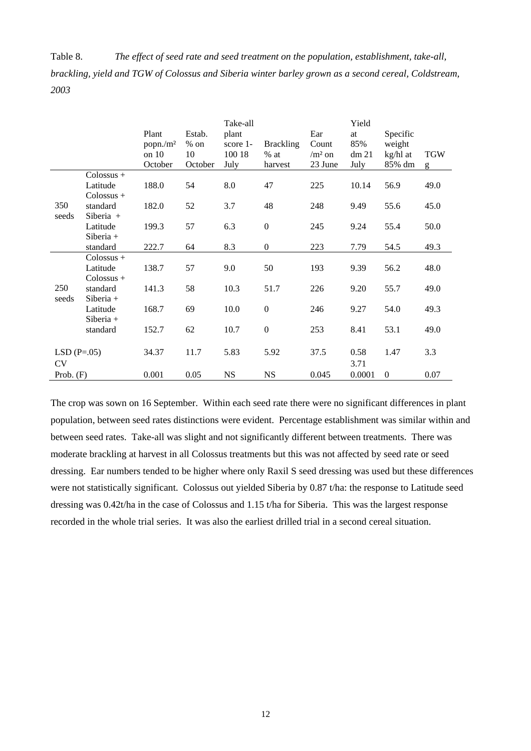Table 8. *The effect of seed rate and seed treatment on the population, establishment, take-all, brackling, yield and TGW of Colossus and Siberia winter barley grown as a second cereal, Coldstream, 2003*

| | | Plant popn./m² on 10 October | Estab. % on 10 October | Take-all plant score 1-100 18 July | Brackling % at harvest | Ear Count /m² on 23 June | Yield at 85% dm 21 July | Specific weight kg/hl at 85% dm | TGW g |
|---|---|---|---|---|---|---|---|---|---|
| 350 seeds | Colossus + Latitude | 188.0 | 54 | 8.0 | 47 | 225 | 10.14 | 56.9 | 49.0 |
| | Colossus + standard | 182.0 | 52 | 3.7 | 48 | 248 | 9.49 | 55.6 | 45.0 |
| | Siberia + Latitude | 199.3 | 57 | 6.3 | 0 | 245 | 9.24 | 55.4 | 50.0 |
| | Siberia + standard | 222.7 | 64 | 8.3 | 0 | 223 | 7.79 | 54.5 | 49.3 |
| 250 seeds | Colossus + Latitude | 138.7 | 57 | 9.0 | 50 | 193 | 9.39 | 56.2 | 48.0 |
| | Colossus + standard | 141.3 | 58 | 10.3 | 51.7 | 226 | 9.20 | 55.7 | 49.0 |
| | Siberia + Latitude | 168.7 | 69 | 10.0 | 0 | 246 | 9.27 | 54.0 | 49.3 |
| | Siberia + standard | 152.7 | 62 | 10.7 | 0 | 253 | 8.41 | 53.1 | 49.0 |
| LSD (P=.05) | | 34.37 | 11.7 | 5.83 | 5.92 | 37.5 | 0.58 | 1.47 | 3.3 |
| CV | | | | | | | 3.71 | | |
| Prob. (F) | | 0.001 | 0.05 | NS | NS | 0.045 | 0.0001 | 0 | 0.07 |

The crop was sown on 16 September. Within each seed rate there were no significant differences in plant population, between seed rates distinctions were evident. Percentage establishment was similar within and between seed rates. Take-all was slight and not significantly different between treatments. There was moderate brackling at harvest in all Colossus treatments but this was not affected by seed rate or seed dressing. Ear numbers tended to be higher where only Raxil S seed dressing was used but these differences were not statistically significant. Colossus out yielded Siberia by 0.87 t/ha: the response to Latitude seed dressing was 0.42t/ha in the case of Colossus and 1.15 t/ha for Siberia. This was the largest response recorded in the whole trial series. It was also the earliest drilled trial in a second cereal situation.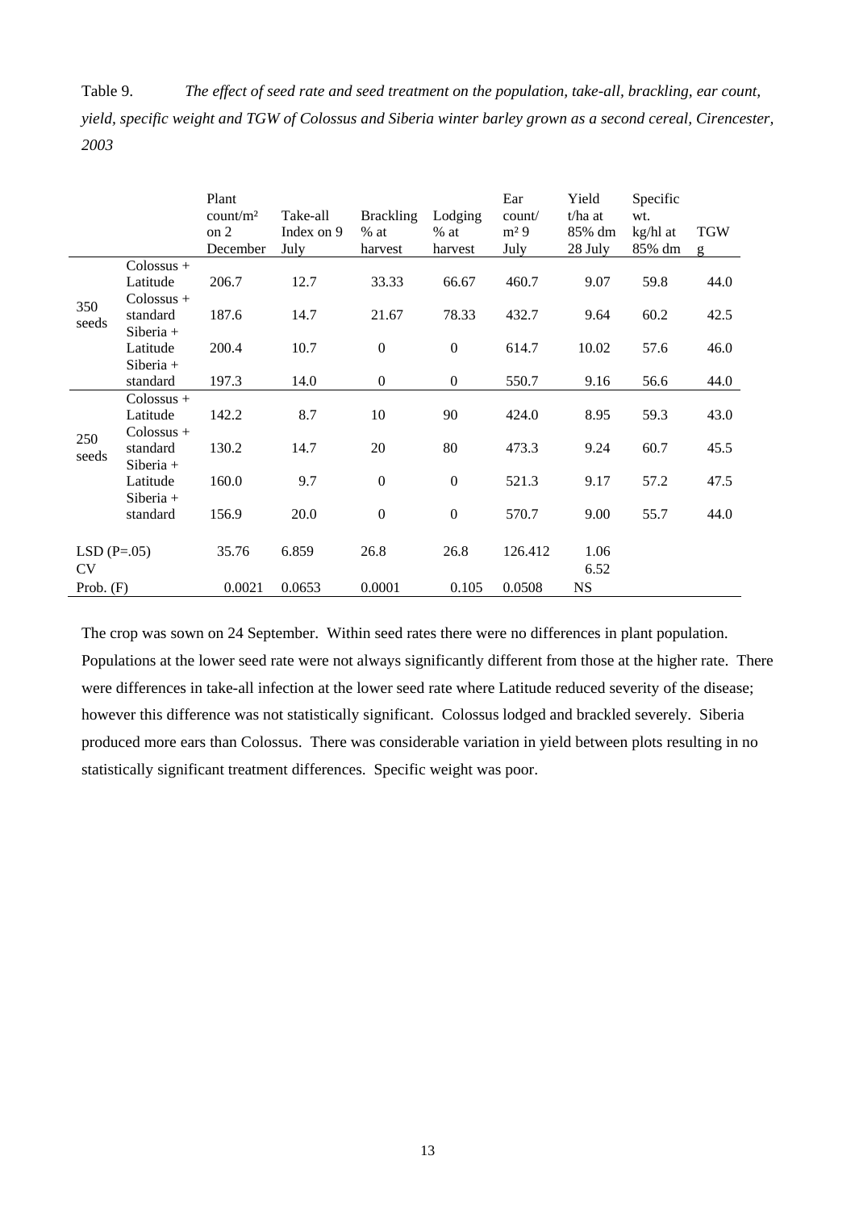Table 9. *The effect of seed rate and seed treatment on the population, take-all, brackling, ear count, yield, specific weight and TGW of Colossus and Siberia winter barley grown as a second cereal, Cirencester, 2003*

| | | Plant count/m² on 2 December | Take-all Index on 9 July | Brackling % at harvest | Lodging % at harvest | Ear count/ m² 9 July | Yield t/ha at 85% dm 28 July | Specific wt. kg/hl at 85% dm | TGW g |
|---|---|---|---|---|---|---|---|---|---|
| 350 seeds | Colossus + Latitude | 206.7 | 12.7 | 33.33 | 66.67 | 460.7 | 9.07 | 59.8 | 44.0 |
| | Colossus + standard | 187.6 | 14.7 | 21.67 | 78.33 | 432.7 | 9.64 | 60.2 | 42.5 |
| | Siberia + Latitude | 200.4 | 10.7 | 0 | 0 | 614.7 | 10.02 | 57.6 | 46.0 |
| | Siberia + standard | 197.3 | 14.0 | 0 | 0 | 550.7 | 9.16 | 56.6 | 44.0 |
| 250 seeds | Colossus + Latitude | 142.2 | 8.7 | 10 | 90 | 424.0 | 8.95 | 59.3 | 43.0 |
| | Colossus + standard | 130.2 | 14.7 | 20 | 80 | 473.3 | 9.24 | 60.7 | 45.5 |
| | Siberia + Latitude | 160.0 | 9.7 | 0 | 0 | 521.3 | 9.17 | 57.2 | 47.5 |
| | Siberia + standard | 156.9 | 20.0 | 0 | 0 | 570.7 | 9.00 | 55.7 | 44.0 |
| LSD (P=.05) | | 35.76 | 6.859 | 26.8 | 26.8 | 126.412 | 1.06 | | |
| CV | | | | | | | 6.52 | | |
| Prob. (F) | | 0.0021 | 0.0653 | 0.0001 | 0.105 | 0.0508 | NS | | |

The crop was sown on 24 September. Within seed rates there were no differences in plant population. Populations at the lower seed rate were not always significantly different from those at the higher rate. There were differences in take-all infection at the lower seed rate where Latitude reduced severity of the disease; however this difference was not statistically significant. Colossus lodged and brackled severely. Siberia produced more ears than Colossus. There was considerable variation in yield between plots resulting in no statistically significant treatment differences. Specific weight was poor.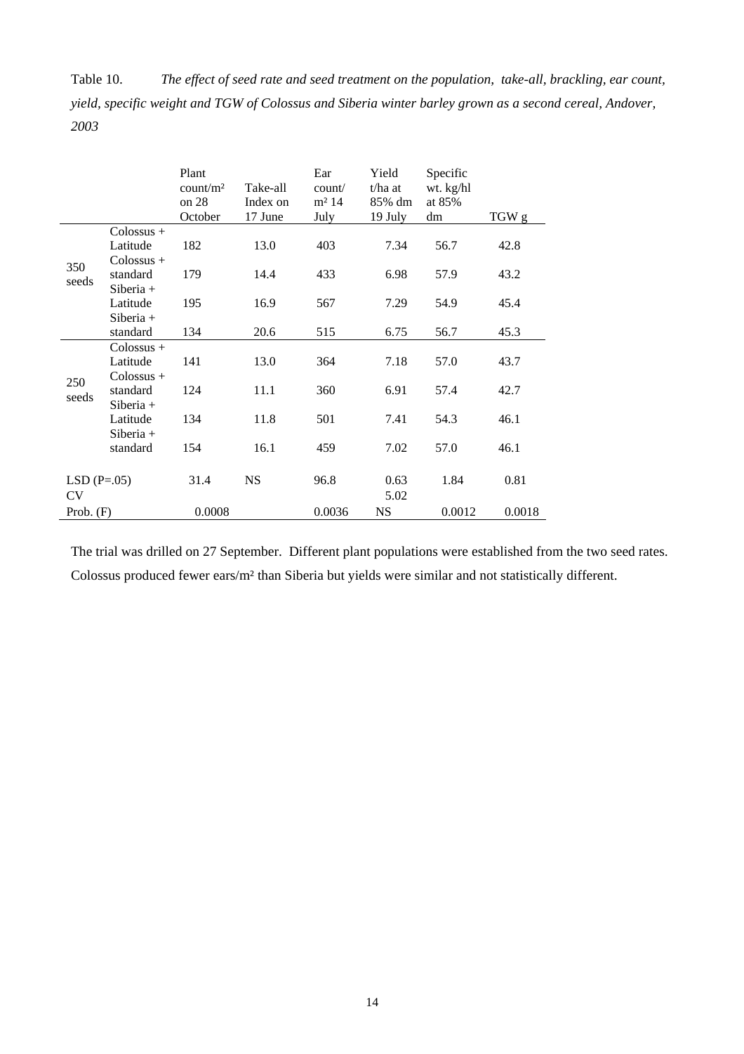Table 10. *The effect of seed rate and seed treatment on the population, take-all, brackling, ear count, yield, specific weight and TGW of Colossus and Siberia winter barley grown as a second cereal, Andover, 2003*

| | | Plant count/m² on 28 October | Take-all Index on 17 June | Ear count/ m² 14 July | Yield t/ha at 85% dm 19 July | Specific wt. kg/hl at 85% dm | TGW g |
|---|---|---|---|---|---|---|---|
| 350 seeds | Colossus + Latitude | 182 | 13.0 | 403 | 7.34 | 56.7 | 42.8 |
| | Colossus + standard | 179 | 14.4 | 433 | 6.98 | 57.9 | 43.2 |
| | Siberia + Latitude | 195 | 16.9 | 567 | 7.29 | 54.9 | 45.4 |
| | Siberia + standard | 134 | 20.6 | 515 | 6.75 | 56.7 | 45.3 |
| 250 seeds | Colossus + Latitude | 141 | 13.0 | 364 | 7.18 | 57.0 | 43.7 |
| | Colossus + standard | 124 | 11.1 | 360 | 6.91 | 57.4 | 42.7 |
| | Siberia + Latitude | 134 | 11.8 | 501 | 7.41 | 54.3 | 46.1 |
| | Siberia + standard | 154 | 16.1 | 459 | 7.02 | 57.0 | 46.1 |
| LSD (P=.05) | | 31.4 | NS | 96.8 | 0.63 | 1.84 | 0.81 |
| CV | | | | | 5.02 | | |
| Prob. (F) | | 0.0008 | | 0.0036 | NS | 0.0012 | 0.0018 |

The trial was drilled on 27 September. Different plant populations were established from the two seed rates. Colossus produced fewer ears/m² than Siberia but yields were similar and not statistically different.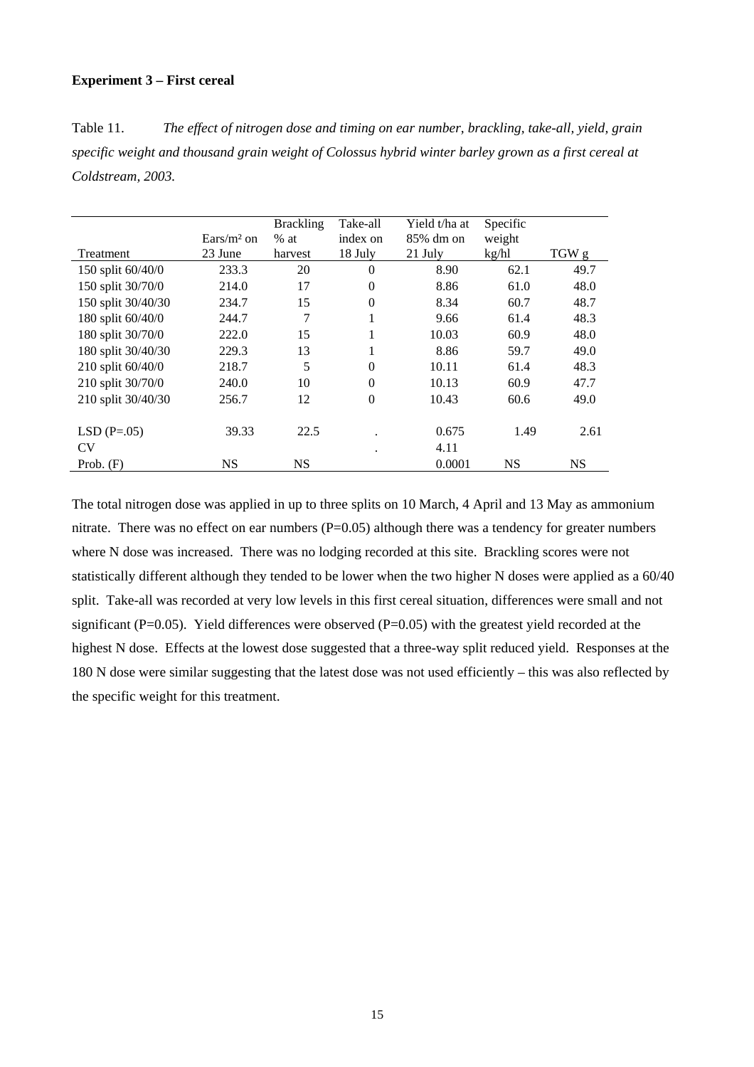**Experiment 3 – First cereal**

Table 11. *The effect of nitrogen dose and timing on ear number, brackling, take-all, yield, grain specific weight and thousand grain weight of Colossus hybrid winter barley grown as a first cereal at Coldstream, 2003.*

| Treatment | Ears/m² on 23 June | Brackling % at harvest | Take-all index on 18 July | Yield t/ha at 85% dm on 21 July | Specific weight kg/hl | TGW g |
|---|---|---|---|---|---|---|
| 150 split 60/40/0 | 233.3 | 20 | 0 | 8.90 | 62.1 | 49.7 |
| 150 split 30/70/0 | 214.0 | 17 | 0 | 8.86 | 61.0 | 48.0 |
| 150 split 30/40/30 | 234.7 | 15 | 0 | 8.34 | 60.7 | 48.7 |
| 180 split 60/40/0 | 244.7 | 7 | 1 | 9.66 | 61.4 | 48.3 |
| 180 split 30/70/0 | 222.0 | 15 | 1 | 10.03 | 60.9 | 48.0 |
| 180 split 30/40/30 | 229.3 | 13 | 1 | 8.86 | 59.7 | 49.0 |
| 210 split 60/40/0 | 218.7 | 5 | 0 | 10.11 | 61.4 | 48.3 |
| 210 split 30/70/0 | 240.0 | 10 | 0 | 10.13 | 60.9 | 47.7 |
| 210 split 30/40/30 | 256.7 | 12 | 0 | 10.43 | 60.6 | 49.0 |
| | | | | | | |
| LSD (P=.05) | 39.33 | 22.5 | . | 0.675 | 1.49 | 2.61 |
| CV | | | . | 4.11 | | |
| Prob. (F) | NS | NS | | 0.0001 | NS | NS |

The total nitrogen dose was applied in up to three splits on 10 March, 4 April and 13 May as ammonium nitrate. There was no effect on ear numbers (P=0.05) although there was a tendency for greater numbers where N dose was increased. There was no lodging recorded at this site. Brackling scores were not statistically different although they tended to be lower when the two higher N doses were applied as a 60/40 split. Take-all was recorded at very low levels in this first cereal situation, differences were small and not significant (P=0.05). Yield differences were observed (P=0.05) with the greatest yield recorded at the highest N dose. Effects at the lowest dose suggested that a three-way split reduced yield. Responses at the 180 N dose were similar suggesting that the latest dose was not used efficiently – this was also reflected by the specific weight for this treatment.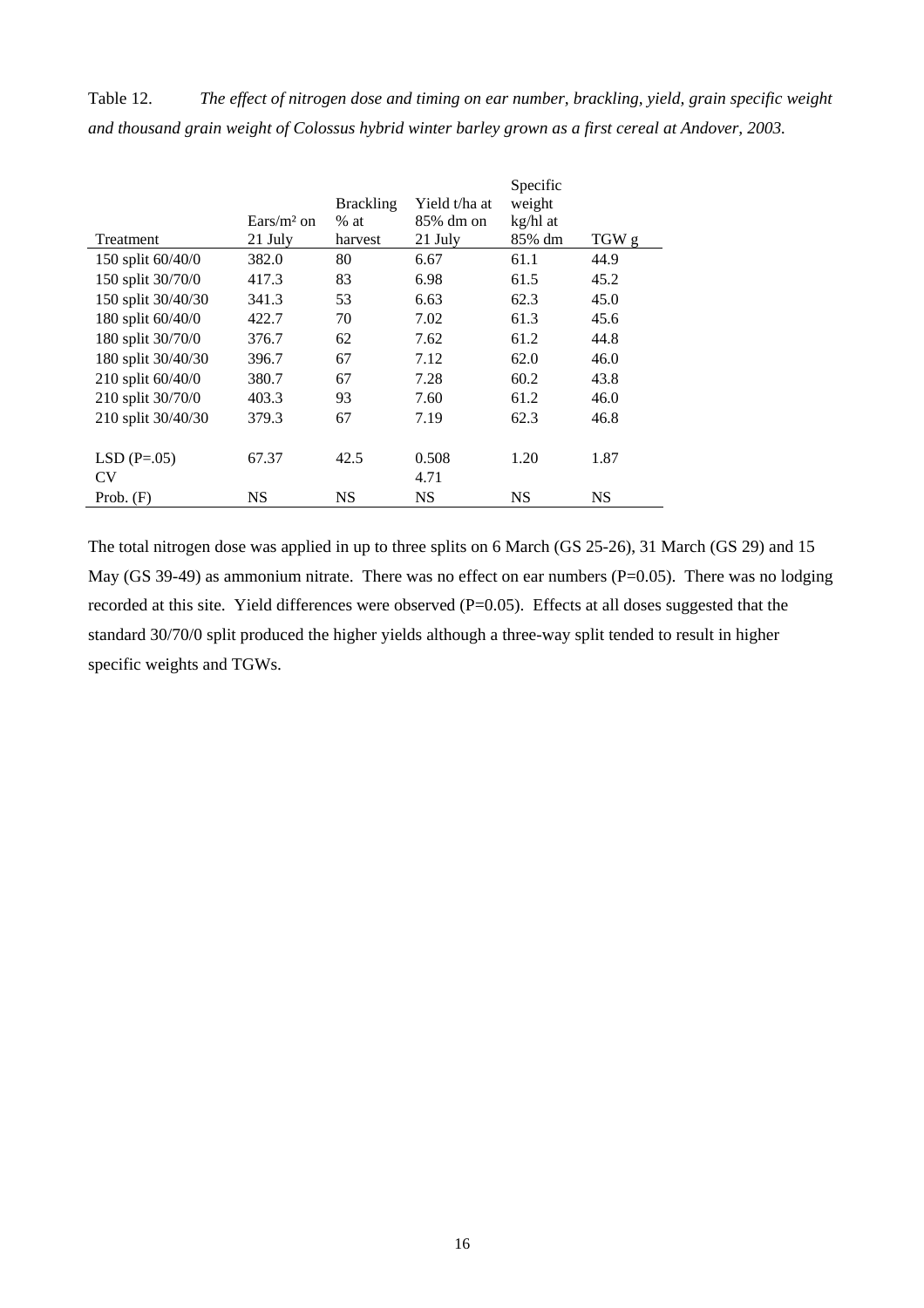Table 12. *The effect of nitrogen dose and timing on ear number, brackling, yield, grain specific weight and thousand grain weight of Colossus hybrid winter barley grown as a first cereal at Andover, 2003.*

| Treatment | Ears/m² on 21 July | Brackling % at harvest | Yield t/ha at 85% dm on 21 July | Specific weight kg/hl at 85% dm | TGW g |
|---|---|---|---|---|---|
| 150 split 60/40/0 | 382.0 | 80 | 6.67 | 61.1 | 44.9 |
| 150 split 30/70/0 | 417.3 | 83 | 6.98 | 61.5 | 45.2 |
| 150 split 30/40/30 | 341.3 | 53 | 6.63 | 62.3 | 45.0 |
| 180 split 60/40/0 | 422.7 | 70 | 7.02 | 61.3 | 45.6 |
| 180 split 30/70/0 | 376.7 | 62 | 7.62 | 61.2 | 44.8 |
| 180 split 30/40/30 | 396.7 | 67 | 7.12 | 62.0 | 46.0 |
| 210 split 60/40/0 | 380.7 | 67 | 7.28 | 60.2 | 43.8 |
| 210 split 30/70/0 | 403.3 | 93 | 7.60 | 61.2 | 46.0 |
| 210 split 30/40/30 | 379.3 | 67 | 7.19 | 62.3 | 46.8 |
| | | | | | |
| LSD (P=.05) | 67.37 | 42.5 | 0.508 | 1.20 | 1.87 |
| CV | | | 4.71 | | |
| Prob. (F) | NS | NS | NS | NS | NS |

The total nitrogen dose was applied in up to three splits on 6 March (GS 25-26), 31 March (GS 29) and 15 May (GS 39-49) as ammonium nitrate. There was no effect on ear numbers (P=0.05). There was no lodging recorded at this site. Yield differences were observed (P=0.05). Effects at all doses suggested that the standard 30/70/0 split produced the higher yields although a three-way split tended to result in higher specific weights and TGWs.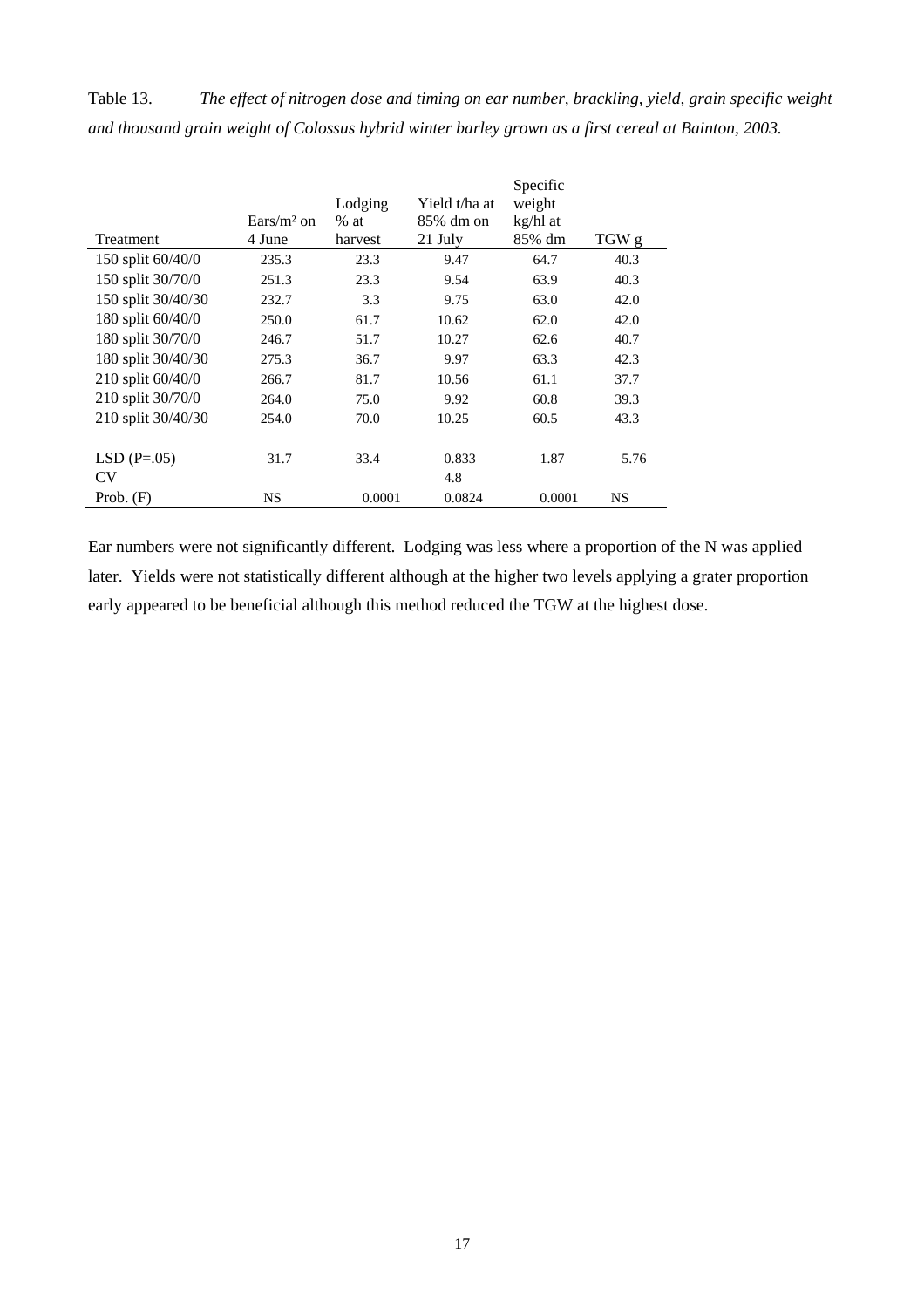Table 13. *The effect of nitrogen dose and timing on ear number, brackling, yield, grain specific weight and thousand grain weight of Colossus hybrid winter barley grown as a first cereal at Bainton, 2003.*

| Treatment | Ears/m² on 4 June | Lodging % at harvest | Yield t/ha at 85% dm on 21 July | Specific weight kg/hl at 85% dm | TGW g |
|---|---|---|---|---|---|
| 150 split 60/40/0 | 235.3 | 23.3 | 9.47 | 64.7 | 40.3 |
| 150 split 30/70/0 | 251.3 | 23.3 | 9.54 | 63.9 | 40.3 |
| 150 split 30/40/30 | 232.7 | 3.3 | 9.75 | 63.0 | 42.0 |
| 180 split 60/40/0 | 250.0 | 61.7 | 10.62 | 62.0 | 42.0 |
| 180 split 30/70/0 | 246.7 | 51.7 | 10.27 | 62.6 | 40.7 |
| 180 split 30/40/30 | 275.3 | 36.7 | 9.97 | 63.3 | 42.3 |
| 210 split 60/40/0 | 266.7 | 81.7 | 10.56 | 61.1 | 37.7 |
| 210 split 30/70/0 | 264.0 | 75.0 | 9.92 | 60.8 | 39.3 |
| 210 split 30/40/30 | 254.0 | 70.0 | 10.25 | 60.5 | 43.3 |
| | | | | | |
| LSD (P=.05) | 31.7 | 33.4 | 0.833 | 1.87 | 5.76 |
| CV | | | 4.8 | | |
| Prob. (F) | NS | 0.0001 | 0.0824 | 0.0001 | NS |

Ear numbers were not significantly different. Lodging was less where a proportion of the N was applied later. Yields were not statistically different although at the higher two levels applying a grater proportion early appeared to be beneficial although this method reduced the TGW at the highest dose.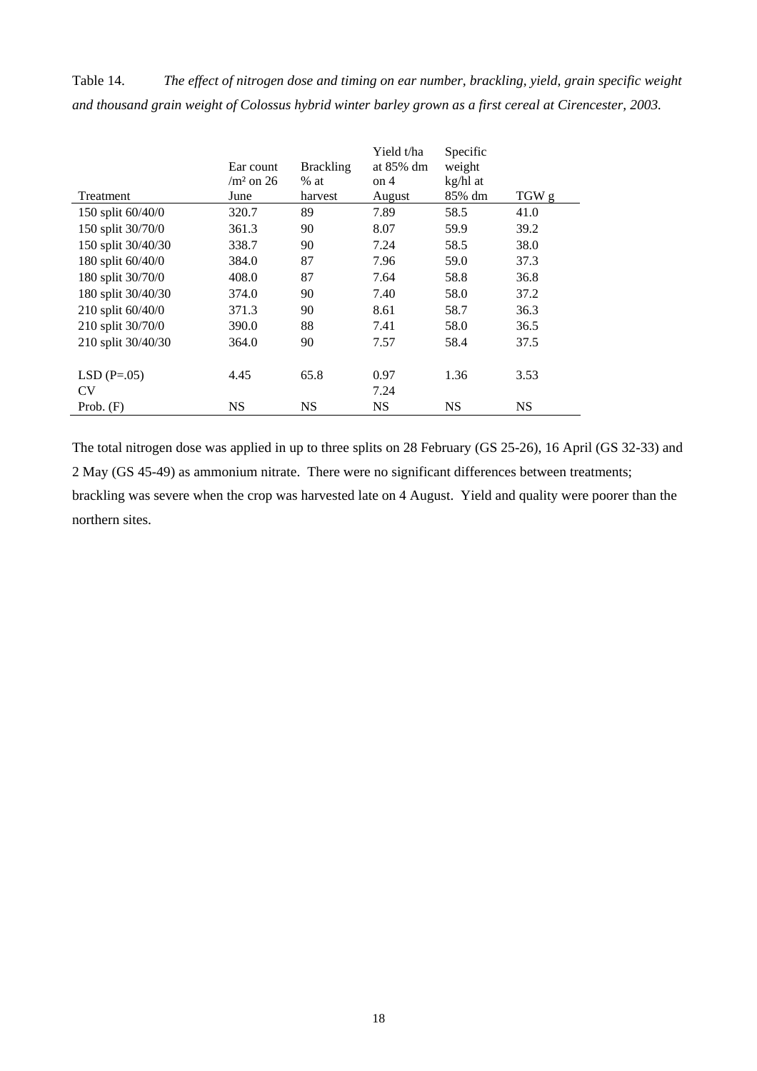Table 14. *The effect of nitrogen dose and timing on ear number, brackling, yield, grain specific weight and thousand grain weight of Colossus hybrid winter barley grown as a first cereal at Cirencester, 2003.*

| Treatment | Ear count /m² on 26 June | Brackling % at harvest | Yield t/ha at 85% dm on 4 August | Specific weight kg/hl at 85% dm | TGW g |
|---|---|---|---|---|---|
| 150 split 60/40/0 | 320.7 | 89 | 7.89 | 58.5 | 41.0 |
| 150 split 30/70/0 | 361.3 | 90 | 8.07 | 59.9 | 39.2 |
| 150 split 30/40/30 | 338.7 | 90 | 7.24 | 58.5 | 38.0 |
| 180 split 60/40/0 | 384.0 | 87 | 7.96 | 59.0 | 37.3 |
| 180 split 30/70/0 | 408.0 | 87 | 7.64 | 58.8 | 36.8 |
| 180 split 30/40/30 | 374.0 | 90 | 7.40 | 58.0 | 37.2 |
| 210 split 60/40/0 | 371.3 | 90 | 8.61 | 58.7 | 36.3 |
| 210 split 30/70/0 | 390.0 | 88 | 7.41 | 58.0 | 36.5 |
| 210 split 30/40/30 | 364.0 | 90 | 7.57 | 58.4 | 37.5 |
| | | | | | |
| LSD (P=.05) | 4.45 | 65.8 | 0.97 | 1.36 | 3.53 |
| CV | | | 7.24 | | |
| Prob. (F) | NS | NS | NS | NS | NS |

The total nitrogen dose was applied in up to three splits on 28 February (GS 25-26), 16 April (GS 32-33) and 2 May (GS 45-49) as ammonium nitrate. There were no significant differences between treatments; brackling was severe when the crop was harvested late on 4 August. Yield and quality were poorer than the northern sites.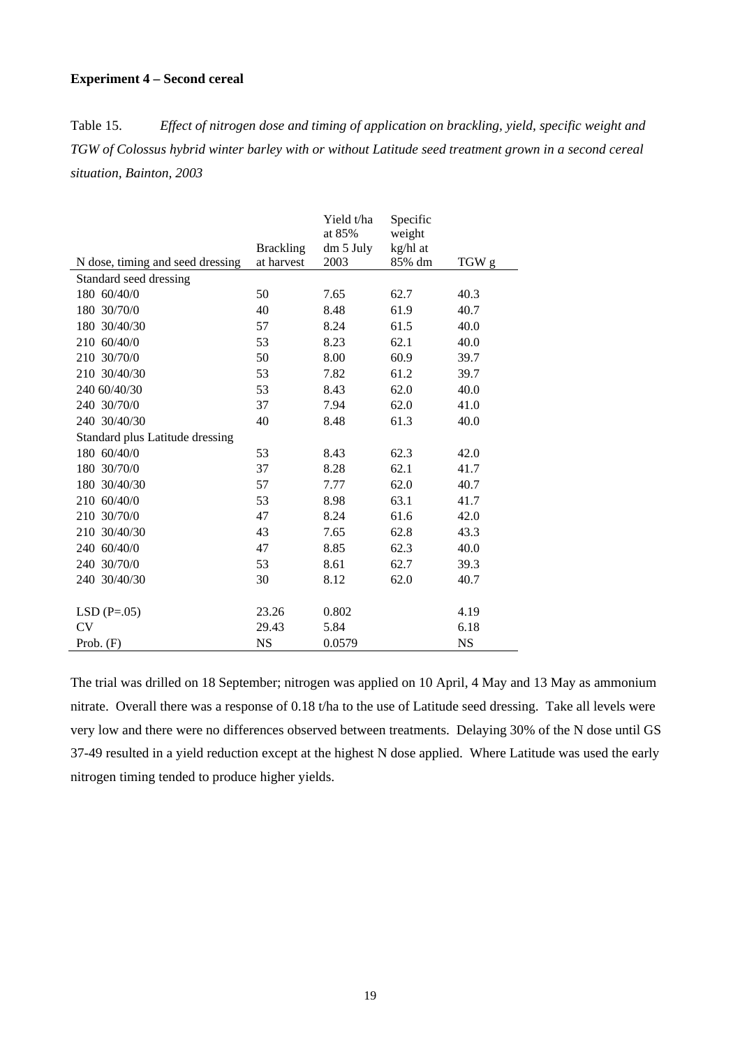**Experiment 4 – Second cereal**

Table 15. *Effect of nitrogen dose and timing of application on brackling, yield, specific weight and TGW of Colossus hybrid winter barley with or without Latitude seed treatment grown in a second cereal situation, Bainton, 2003*

| N dose, timing and seed dressing | Brackling at harvest | Yield t/ha at 85% dm 5 July 2003 | Specific weight kg/hl at 85% dm | TGW g |
|---|---|---|---|---|
| Standard seed dressing | | | | |
| 180 60/40/0 | 50 | 7.65 | 62.7 | 40.3 |
| 180 30/70/0 | 40 | 8.48 | 61.9 | 40.7 |
| 180 30/40/30 | 57 | 8.24 | 61.5 | 40.0 |
| 210 60/40/0 | 53 | 8.23 | 62.1 | 40.0 |
| 210 30/70/0 | 50 | 8.00 | 60.9 | 39.7 |
| 210 30/40/30 | 53 | 7.82 | 61.2 | 39.7 |
| 240 60/40/30 | 53 | 8.43 | 62.0 | 40.0 |
| 240 30/70/0 | 37 | 7.94 | 62.0 | 41.0 |
| 240 30/40/30 | 40 | 8.48 | 61.3 | 40.0 |
| Standard plus Latitude dressing | | | | |
| 180 60/40/0 | 53 | 8.43 | 62.3 | 42.0 |
| 180 30/70/0 | 37 | 8.28 | 62.1 | 41.7 |
| 180 30/40/30 | 57 | 7.77 | 62.0 | 40.7 |
| 210 60/40/0 | 53 | 8.98 | 63.1 | 41.7 |
| 210 30/70/0 | 47 | 8.24 | 61.6 | 42.0 |
| 210 30/40/30 | 43 | 7.65 | 62.8 | 43.3 |
| 240 60/40/0 | 47 | 8.85 | 62.3 | 40.0 |
| 240 30/70/0 | 53 | 8.61 | 62.7 | 39.3 |
| 240 30/40/30 | 30 | 8.12 | 62.0 | 40.7 |
| | | | | |
| LSD (P=.05) | 23.26 | 0.802 | | 4.19 |
| CV | 29.43 | 5.84 | | 6.18 |
| Prob. (F) | NS | 0.0579 | | NS |

The trial was drilled on 18 September; nitrogen was applied on 10 April, 4 May and 13 May as ammonium nitrate. Overall there was a response of 0.18 t/ha to the use of Latitude seed dressing. Take all levels were very low and there were no differences observed between treatments. Delaying 30% of the N dose until GS 37-49 resulted in a yield reduction except at the highest N dose applied. Where Latitude was used the early nitrogen timing tended to produce higher yields.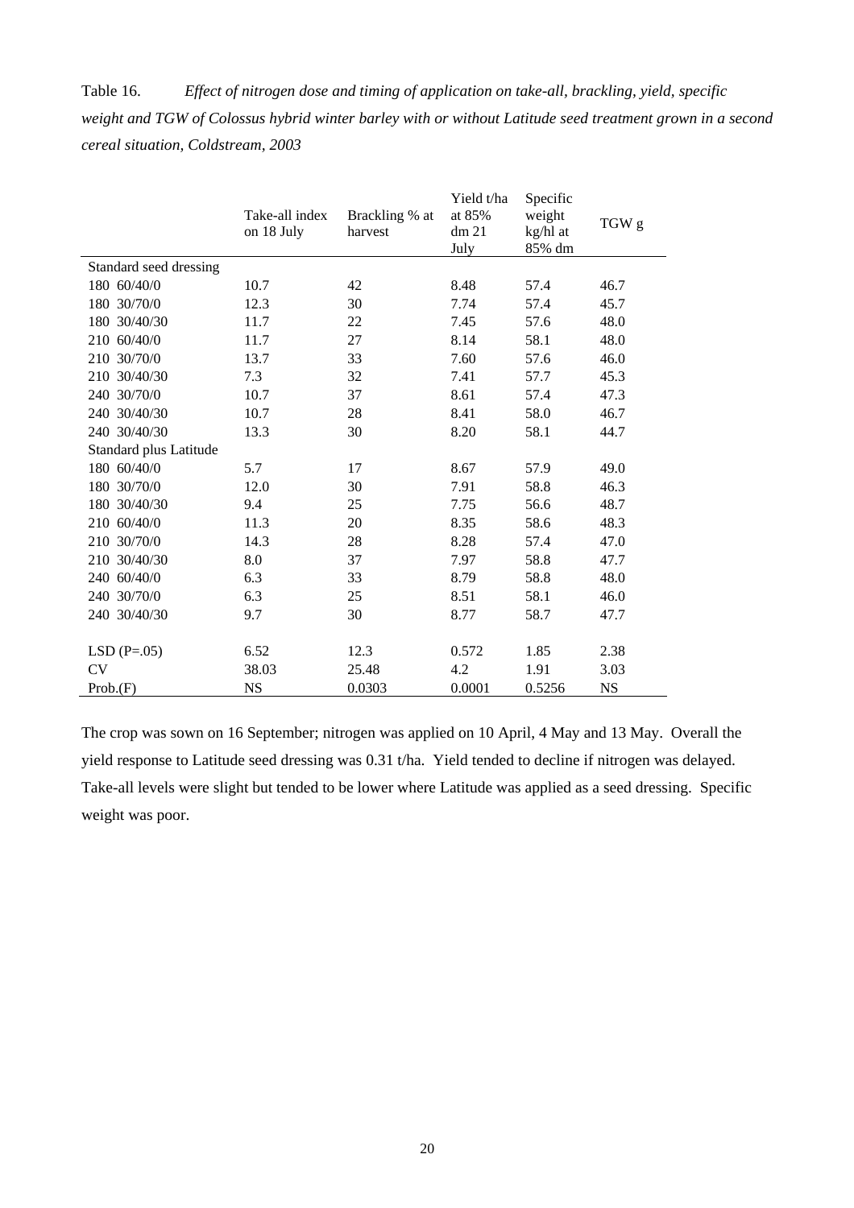Table 16. *Effect of nitrogen dose and timing of application on take-all, brackling, yield, specific weight and TGW of Colossus hybrid winter barley with or without Latitude seed treatment grown in a second cereal situation, Coldstream, 2003*

| | Take-all index on 18 July | Brackling % at harvest | Yield t/ha at 85% dm 21 July | Specific weight kg/hl at 85% dm | TGW g |
|---|---|---|---|---|---|
| Standard seed dressing | | | | | |
| 180 60/40/0 | 10.7 | 42 | 8.48 | 57.4 | 46.7 |
| 180 30/70/0 | 12.3 | 30 | 7.74 | 57.4 | 45.7 |
| 180 30/40/30 | 11.7 | 22 | 7.45 | 57.6 | 48.0 |
| 210 60/40/0 | 11.7 | 27 | 8.14 | 58.1 | 48.0 |
| 210 30/70/0 | 13.7 | 33 | 7.60 | 57.6 | 46.0 |
| 210 30/40/30 | 7.3 | 32 | 7.41 | 57.7 | 45.3 |
| 240 30/70/0 | 10.7 | 37 | 8.61 | 57.4 | 47.3 |
| 240 30/40/30 | 10.7 | 28 | 8.41 | 58.0 | 46.7 |
| 240 30/40/30 | 13.3 | 30 | 8.20 | 58.1 | 44.7 |
| Standard plus Latitude | | | | | |
| 180 60/40/0 | 5.7 | 17 | 8.67 | 57.9 | 49.0 |
| 180 30/70/0 | 12.0 | 30 | 7.91 | 58.8 | 46.3 |
| 180 30/40/30 | 9.4 | 25 | 7.75 | 56.6 | 48.7 |
| 210 60/40/0 | 11.3 | 20 | 8.35 | 58.6 | 48.3 |
| 210 30/70/0 | 14.3 | 28 | 8.28 | 57.4 | 47.0 |
| 210 30/40/30 | 8.0 | 37 | 7.97 | 58.8 | 47.7 |
| 240 60/40/0 | 6.3 | 33 | 8.79 | 58.8 | 48.0 |
| 240 30/70/0 | 6.3 | 25 | 8.51 | 58.1 | 46.0 |
| 240 30/40/30 | 9.7 | 30 | 8.77 | 58.7 | 47.7 |
| | | | | | |
| LSD (P=.05) | 6.52 | 12.3 | 0.572 | 1.85 | 2.38 |
| CV | 38.03 | 25.48 | 4.2 | 1.91 | 3.03 |
| Prob.(F) | NS | 0.0303 | 0.0001 | 0.5256 | NS |

The crop was sown on 16 September; nitrogen was applied on 10 April, 4 May and 13 May. Overall the yield response to Latitude seed dressing was 0.31 t/ha. Yield tended to decline if nitrogen was delayed. Take-all levels were slight but tended to be lower where Latitude was applied as a seed dressing. Specific weight was poor.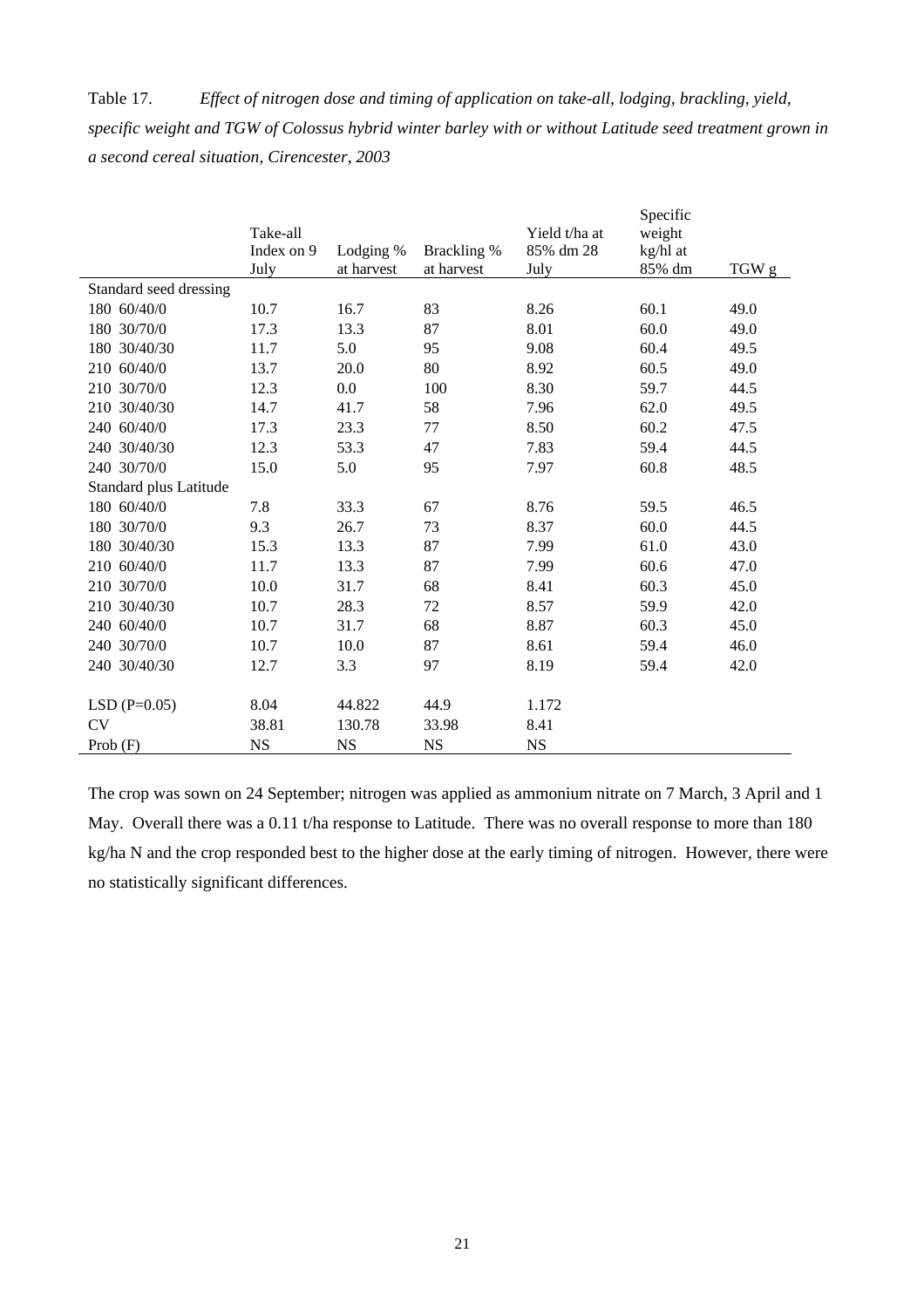Table 17. *Effect of nitrogen dose and timing of application on take-all, lodging, brackling, yield, specific weight and TGW of Colossus hybrid winter barley with or without Latitude seed treatment grown in a second cereal situation, Cirencester, 2003*

| | Take-all Index on 9 July | Lodging % at harvest | Brackling % at harvest | Yield t/ha at 85% dm 28 July | Specific weight kg/hl at 85% dm | TGW g |
|---|---|---|---|---|---|---|
| Standard seed dressing | | | | | | |
| 180 60/40/0 | 10.7 | 16.7 | 83 | 8.26 | 60.1 | 49.0 |
| 180 30/70/0 | 17.3 | 13.3 | 87 | 8.01 | 60.0 | 49.0 |
| 180 30/40/30 | 11.7 | 5.0 | 95 | 9.08 | 60.4 | 49.5 |
| 210 60/40/0 | 13.7 | 20.0 | 80 | 8.92 | 60.5 | 49.0 |
| 210 30/70/0 | 12.3 | 0.0 | 100 | 8.30 | 59.7 | 44.5 |
| 210 30/40/30 | 14.7 | 41.7 | 58 | 7.96 | 62.0 | 49.5 |
| 240 60/40/0 | 17.3 | 23.3 | 77 | 8.50 | 60.2 | 47.5 |
| 240 30/40/30 | 12.3 | 53.3 | 47 | 7.83 | 59.4 | 44.5 |
| 240 30/70/0 | 15.0 | 5.0 | 95 | 7.97 | 60.8 | 48.5 |
| Standard plus Latitude | | | | | | |
| 180 60/40/0 | 7.8 | 33.3 | 67 | 8.76 | 59.5 | 46.5 |
| 180 30/70/0 | 9.3 | 26.7 | 73 | 8.37 | 60.0 | 44.5 |
| 180 30/40/30 | 15.3 | 13.3 | 87 | 7.99 | 61.0 | 43.0 |
| 210 60/40/0 | 11.7 | 13.3 | 87 | 7.99 | 60.6 | 47.0 |
| 210 30/70/0 | 10.0 | 31.7 | 68 | 8.41 | 60.3 | 45.0 |
| 210 30/40/30 | 10.7 | 28.3 | 72 | 8.57 | 59.9 | 42.0 |
| 240 60/40/0 | 10.7 | 31.7 | 68 | 8.87 | 60.3 | 45.0 |
| 240 30/70/0 | 10.7 | 10.0 | 87 | 8.61 | 59.4 | 46.0 |
| 240 30/40/30 | 12.7 | 3.3 | 97 | 8.19 | 59.4 | 42.0 |
| LSD (P=0.05) | 8.04 | 44.822 | 44.9 | 1.172 | | |
| CV | 38.81 | 130.78 | 33.98 | 8.41 | | |
| Prob (F) | NS | NS | NS | NS | | |

The crop was sown on 24 September; nitrogen was applied as ammonium nitrate on 7 March, 3 April and 1 May. Overall there was a 0.11 t/ha response to Latitude. There was no overall response to more than 180 kg/ha N and the crop responded best to the higher dose at the early timing of nitrogen. However, there were no statistically significant differences.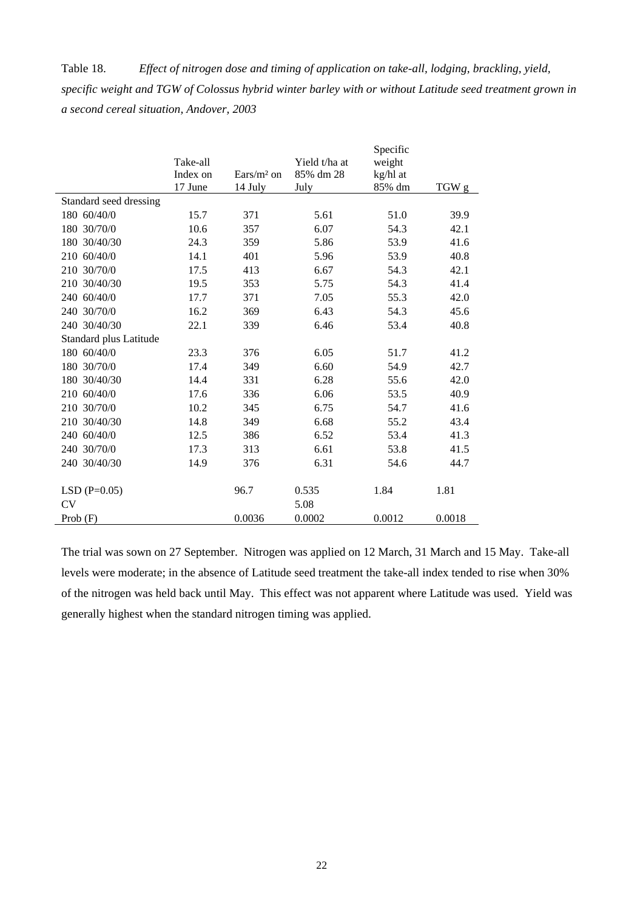Table 18. *Effect of nitrogen dose and timing of application on take-all, lodging, brackling, yield, specific weight and TGW of Colossus hybrid winter barley with or without Latitude seed treatment grown in a second cereal situation, Andover, 2003*

| | Take-all Index on 17 June | Ears/m² on 14 July | Yield t/ha at 85% dm 28 July | Specific weight kg/hl at 85% dm | TGW g |
|---|---|---|---|---|---|
| Standard seed dressing | | | | | |
| 180 60/40/0 | 15.7 | 371 | 5.61 | 51.0 | 39.9 |
| 180 30/70/0 | 10.6 | 357 | 6.07 | 54.3 | 42.1 |
| 180 30/40/30 | 24.3 | 359 | 5.86 | 53.9 | 41.6 |
| 210 60/40/0 | 14.1 | 401 | 5.96 | 53.9 | 40.8 |
| 210 30/70/0 | 17.5 | 413 | 6.67 | 54.3 | 42.1 |
| 210 30/40/30 | 19.5 | 353 | 5.75 | 54.3 | 41.4 |
| 240 60/40/0 | 17.7 | 371 | 7.05 | 55.3 | 42.0 |
| 240 30/70/0 | 16.2 | 369 | 6.43 | 54.3 | 45.6 |
| 240 30/40/30 | 22.1 | 339 | 6.46 | 53.4 | 40.8 |
| Standard plus Latitude | | | | | |
| 180 60/40/0 | 23.3 | 376 | 6.05 | 51.7 | 41.2 |
| 180 30/70/0 | 17.4 | 349 | 6.60 | 54.9 | 42.7 |
| 180 30/40/30 | 14.4 | 331 | 6.28 | 55.6 | 42.0 |
| 210 60/40/0 | 17.6 | 336 | 6.06 | 53.5 | 40.9 |
| 210 30/70/0 | 10.2 | 345 | 6.75 | 54.7 | 41.6 |
| 210 30/40/30 | 14.8 | 349 | 6.68 | 55.2 | 43.4 |
| 240 60/40/0 | 12.5 | 386 | 6.52 | 53.4 | 41.3 |
| 240 30/70/0 | 17.3 | 313 | 6.61 | 53.8 | 41.5 |
| 240 30/40/30 | 14.9 | 376 | 6.31 | 54.6 | 44.7 |
| | | | | | |
| LSD (P=0.05) | | 96.7 | 0.535 | 1.84 | 1.81 |
| CV | | | 5.08 | | |
| Prob (F) | | 0.0036 | 0.0002 | 0.0012 | 0.0018 |

The trial was sown on 27 September. Nitrogen was applied on 12 March, 31 March and 15 May. Take-all levels were moderate; in the absence of Latitude seed treatment the take-all index tended to rise when 30% of the nitrogen was held back until May. This effect was not apparent where Latitude was used. Yield was generally highest when the standard nitrogen timing was applied.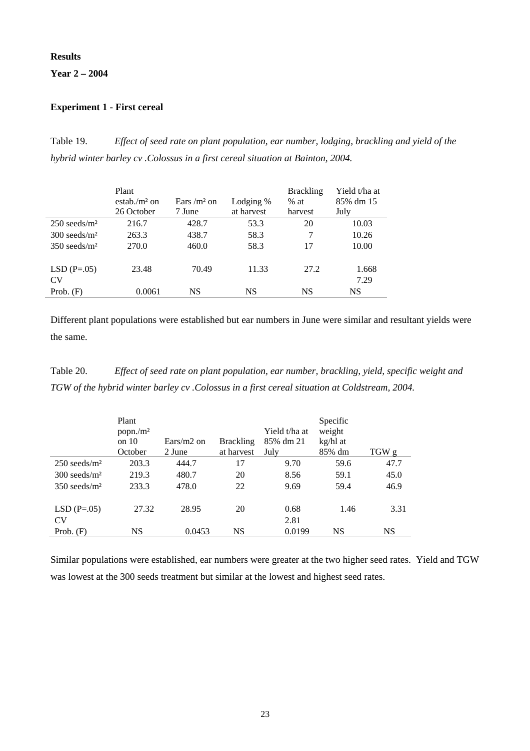**Results**

**Year 2 – 2004**

**Experiment 1 - First cereal**

Table 19. *Effect of seed rate on plant population, ear number, lodging, brackling and yield of the hybrid winter barley cv .Colossus in a first cereal situation at Bainton, 2004.*

| | Plant estab./m² on 26 October | Ears /m² on 7 June | Lodging % at harvest | Brackling % at harvest | Yield t/ha at 85% dm 15 July |
|---|---|---|---|---|---|
| 250 seeds/m² | 216.7 | 428.7 | 53.3 | 20 | 10.03 |
| 300 seeds/m² | 263.3 | 438.7 | 58.3 | 7 | 10.26 |
| 350 seeds/m² | 270.0 | 460.0 | 58.3 | 17 | 10.00 |
| LSD (P=.05) | 23.48 | 70.49 | 11.33 | 27.2 | 1.668 |
| CV | | | | | 7.29 |
| Prob. (F) | 0.0061 | NS | NS | NS | NS |

Different plant populations were established but ear numbers in June were similar and resultant yields were the same.

Table 20. *Effect of seed rate on plant population, ear number, brackling, yield, specific weight and TGW of the hybrid winter barley cv .Colossus in a first cereal situation at Coldstream, 2004.*

| | Plant popn./m² on 10 October | Ears/m2 on 2 June | Brackling at harvest | Yield t/ha at 85% dm 21 July | Specific weight kg/hl at 85% dm | TGW g |
|---|---|---|---|---|---|---|
| 250 seeds/m² | 203.3 | 444.7 | 17 | 9.70 | 59.6 | 47.7 |
| 300 seeds/m² | 219.3 | 480.7 | 20 | 8.56 | 59.1 | 45.0 |
| 350 seeds/m² | 233.3 | 478.0 | 22 | 9.69 | 59.4 | 46.9 |
| LSD (P=.05) | 27.32 | 28.95 | 20 | 0.68 | 1.46 | 3.31 |
| CV | | | | 2.81 | | |
| Prob. (F) | NS | 0.0453 | NS | 0.0199 | NS | NS |

Similar populations were established, ear numbers were greater at the two higher seed rates. Yield and TGW was lowest at the 300 seeds treatment but similar at the lowest and highest seed rates.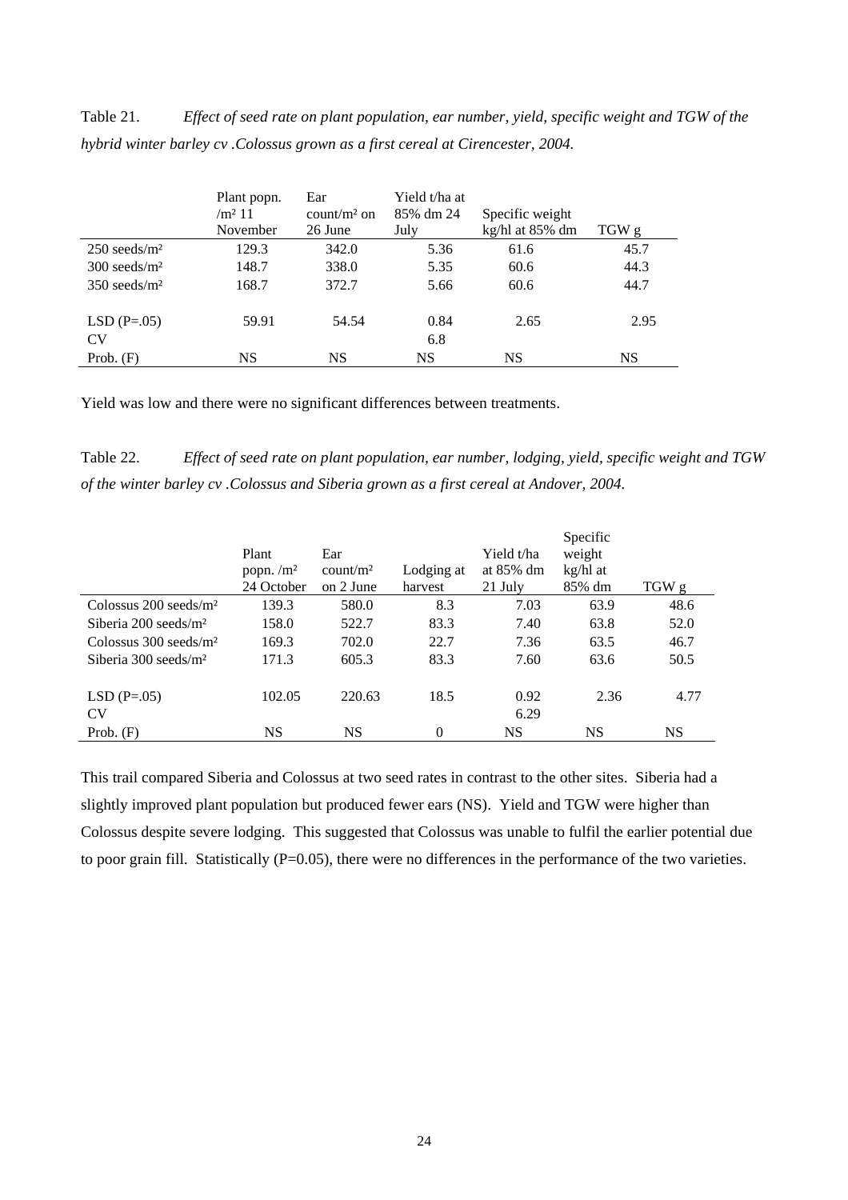Table 21. *Effect of seed rate on plant population, ear number, yield, specific weight and TGW of the hybrid winter barley cv .Colossus grown as a first cereal at Cirencester, 2004.*

| | Plant popn. /m² 11 November | Ear count/m² on 26 June | Yield t/ha at 85% dm 24 July | Specific weight kg/hl at 85% dm | TGW g |
|---|---|---|---|---|---|
| 250 seeds/m² | 129.3 | 342.0 | 5.36 | 61.6 | 45.7 |
| 300 seeds/m² | 148.7 | 338.0 | 5.35 | 60.6 | 44.3 |
| 350 seeds/m² | 168.7 | 372.7 | 5.66 | 60.6 | 44.7 |
| | | | | | |
| LSD (P=.05) | 59.91 | 54.54 | 0.84 | 2.65 | 2.95 |
| CV | | | 6.8 | | |
| Prob. (F) | NS | NS | NS | NS | NS |

Yield was low and there were no significant differences between treatments.

Table 22. *Effect of seed rate on plant population, ear number, lodging, yield, specific weight and TGW of the winter barley cv .Colossus and Siberia grown as a first cereal at Andover, 2004.*

| | Plant popn. /m² 24 October | Ear count/m² on 2 June | Lodging at harvest | Yield t/ha at 85% dm 21 July | Specific weight kg/hl at 85% dm | TGW g |
|---|---|---|---|---|---|---|
| Colossus 200 seeds/m² | 139.3 | 580.0 | 8.3 | 7.03 | 63.9 | 48.6 |
| Siberia 200 seeds/m² | 158.0 | 522.7 | 83.3 | 7.40 | 63.8 | 52.0 |
| Colossus 300 seeds/m² | 169.3 | 702.0 | 22.7 | 7.36 | 63.5 | 46.7 |
| Siberia 300 seeds/m² | 171.3 | 605.3 | 83.3 | 7.60 | 63.6 | 50.5 |
| | | | | | | |
| LSD (P=.05) | 102.05 | 220.63 | 18.5 | 0.92 | 2.36 | 4.77 |
| CV | | | | 6.29 | | |
| Prob. (F) | NS | NS | 0 | NS | NS | NS |

This trail compared Siberia and Colossus at two seed rates in contrast to the other sites. Siberia had a slightly improved plant population but produced fewer ears (NS). Yield and TGW were higher than Colossus despite severe lodging. This suggested that Colossus was unable to fulfil the earlier potential due to poor grain fill. Statistically (P=0.05), there were no differences in the performance of the two varieties.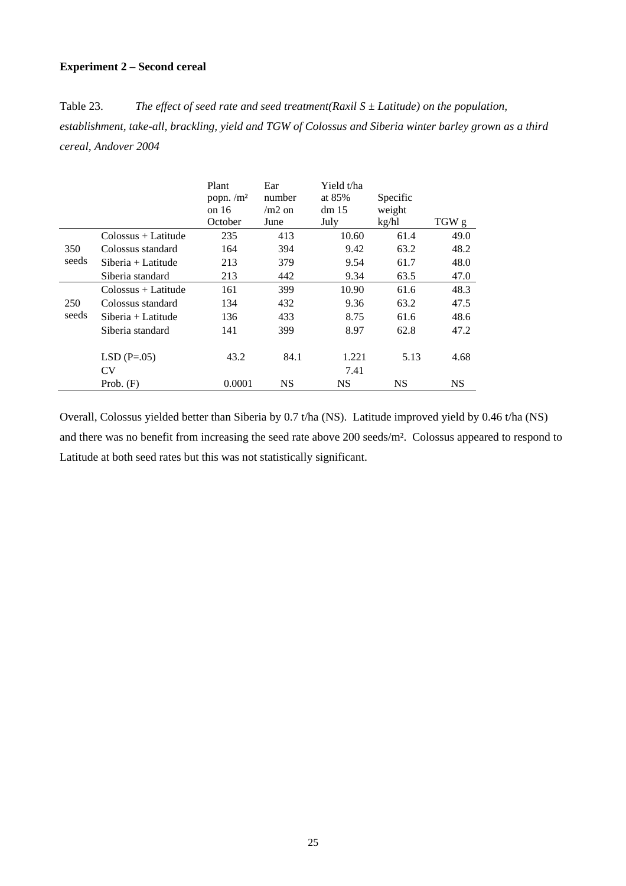**Experiment 2 – Second cereal**

Table 23. *The effect of seed rate and seed treatment(Raxil S ± Latitude) on the population, establishment, take-all, brackling, yield and TGW of Colossus and Siberia winter barley grown as a third cereal, Andover 2004*

| | | Plant popn. /m² on 16 October | Ear number /m2 on June | Yield t/ha at 85% dm 15 July | Specific weight kg/hl | TGW g |
|---|---|---|---|---|---|---|
| 350 seeds | Colossus + Latitude | 235 | 413 | 10.60 | 61.4 | 49.0 |
| | Colossus standard | 164 | 394 | 9.42 | 63.2 | 48.2 |
| | Siberia + Latitude | 213 | 379 | 9.54 | 61.7 | 48.0 |
| | Siberia standard | 213 | 442 | 9.34 | 63.5 | 47.0 |
| 250 seeds | Colossus + Latitude | 161 | 399 | 10.90 | 61.6 | 48.3 |
| | Colossus standard | 134 | 432 | 9.36 | 63.2 | 47.5 |
| | Siberia + Latitude | 136 | 433 | 8.75 | 61.6 | 48.6 |
| | Siberia standard | 141 | 399 | 8.97 | 62.8 | 47.2 |
| | LSD (P=.05) | 43.2 | 84.1 | 1.221 | 5.13 | 4.68 |
| | CV | | | 7.41 | | |
| | Prob. (F) | 0.0001 | NS | NS | NS | NS |

Overall, Colossus yielded better than Siberia by 0.7 t/ha (NS). Latitude improved yield by 0.46 t/ha (NS) and there was no benefit from increasing the seed rate above 200 seeds/m². Colossus appeared to respond to Latitude at both seed rates but this was not statistically significant.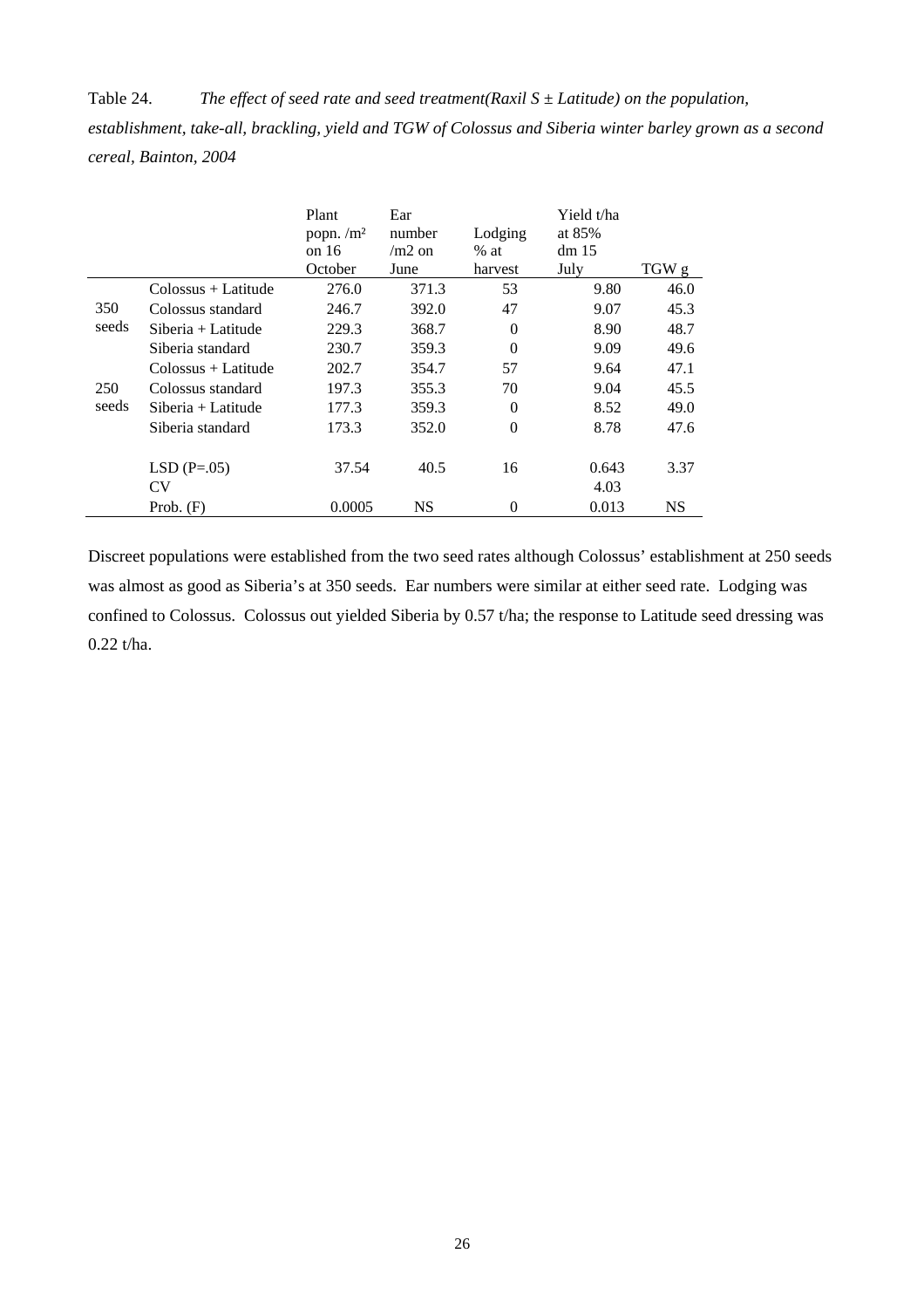Table 24. *The effect of seed rate and seed treatment(Raxil S ± Latitude) on the population, establishment, take-all, brackling, yield and TGW of Colossus and Siberia winter barley grown as a second cereal, Bainton, 2004*

| | | Plant popn. /m² on 16 October | Ear number /m2 on June | Lodging % at harvest | Yield t/ha at 85% dm 15 July | TGW g |
|---|---|---|---|---|---|---|
| | Colossus + Latitude | 276.0 | 371.3 | 53 | 9.80 | 46.0 |
| 350 seeds | Colossus standard | 246.7 | 392.0 | 47 | 9.07 | 45.3 |
| | Siberia + Latitude | 229.3 | 368.7 | 0 | 8.90 | 48.7 |
| | Siberia standard | 230.7 | 359.3 | 0 | 9.09 | 49.6 |
| | Colossus + Latitude | 202.7 | 354.7 | 57 | 9.64 | 47.1 |
| 250 seeds | Colossus standard | 197.3 | 355.3 | 70 | 9.04 | 45.5 |
| | Siberia + Latitude | 177.3 | 359.3 | 0 | 8.52 | 49.0 |
| | Siberia standard | 173.3 | 352.0 | 0 | 8.78 | 47.6 |
| | LSD (P=.05) | 37.54 | 40.5 | 16 | 0.643 | 3.37 |
| | CV | | | | 4.03 | |
| | Prob. (F) | 0.0005 | NS | 0 | 0.013 | NS |

Discreet populations were established from the two seed rates although Colossus' establishment at 250 seeds was almost as good as Siberia's at 350 seeds. Ear numbers were similar at either seed rate. Lodging was confined to Colossus. Colossus out yielded Siberia by 0.57 t/ha; the response to Latitude seed dressing was 0.22 t/ha.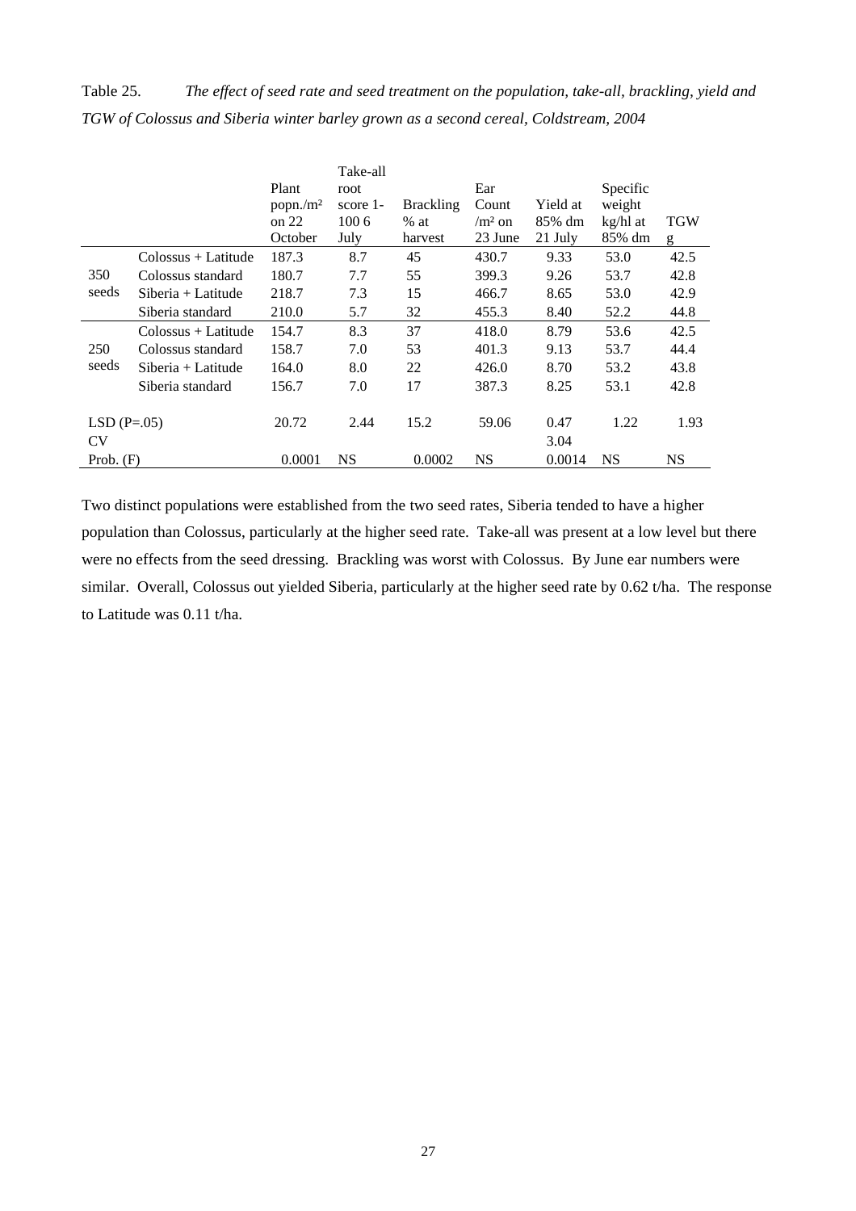Table 25. *The effect of seed rate and seed treatment on the population, take-all, brackling, yield and TGW of Colossus and Siberia winter barley grown as a second cereal, Coldstream, 2004*

| | | Plant popn./m² on 22 October | Take-all root score 1-100 6 July | Brackling % at harvest | Ear Count /m² on 23 June | Yield at 85% dm 21 July | Specific weight kg/hl at 85% dm | TGW g |
|---|---|---|---|---|---|---|---|---|
| 350 seeds | Colossus + Latitude | 187.3 | 8.7 | 45 | 430.7 | 9.33 | 53.0 | 42.5 |
| | Colossus standard | 180.7 | 7.7 | 55 | 399.3 | 9.26 | 53.7 | 42.8 |
| | Siberia + Latitude | 218.7 | 7.3 | 15 | 466.7 | 8.65 | 53.0 | 42.9 |
| | Siberia standard | 210.0 | 5.7 | 32 | 455.3 | 8.40 | 52.2 | 44.8 |
| 250 seeds | Colossus + Latitude | 154.7 | 8.3 | 37 | 418.0 | 8.79 | 53.6 | 42.5 |
| | Colossus standard | 158.7 | 7.0 | 53 | 401.3 | 9.13 | 53.7 | 44.4 |
| | Siberia + Latitude | 164.0 | 8.0 | 22 | 426.0 | 8.70 | 53.2 | 43.8 |
| | Siberia standard | 156.7 | 7.0 | 17 | 387.3 | 8.25 | 53.1 | 42.8 |
| LSD (P=.05) | | 20.72 | 2.44 | 15.2 | 59.06 | 0.47 | 1.22 | 1.93 |
| CV | | | | | | 3.04 | | |
| Prob. (F) | | 0.0001 | NS | 0.0002 | NS | 0.0014 | NS | NS |

Two distinct populations were established from the two seed rates, Siberia tended to have a higher population than Colossus, particularly at the higher seed rate. Take-all was present at a low level but there were no effects from the seed dressing. Brackling was worst with Colossus. By June ear numbers were similar. Overall, Colossus out yielded Siberia, particularly at the higher seed rate by 0.62 t/ha. The response to Latitude was 0.11 t/ha.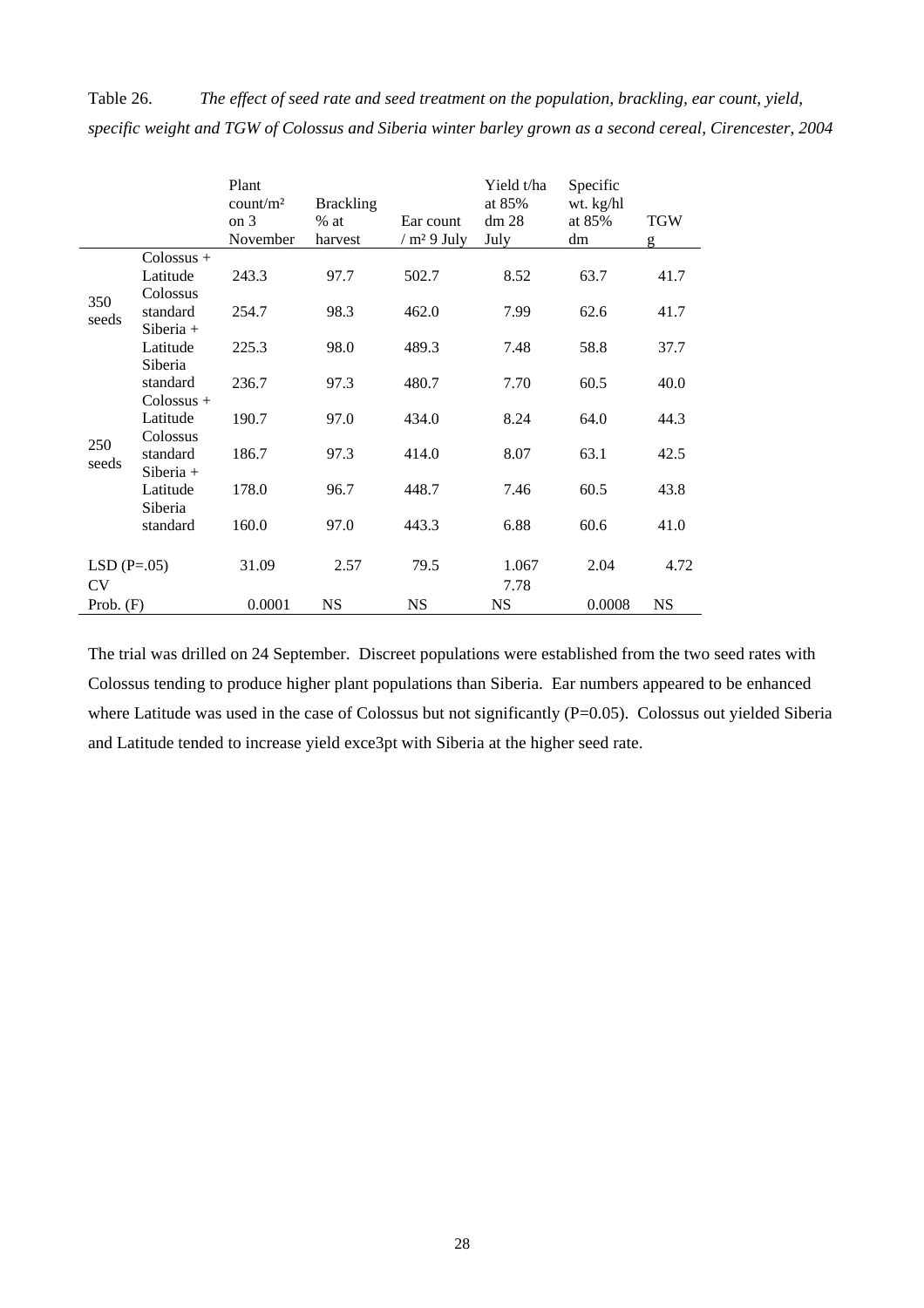Table 26. *The effect of seed rate and seed treatment on the population, brackling, ear count, yield, specific weight and TGW of Colossus and Siberia winter barley grown as a second cereal, Cirencester, 2004*

| | | Plant count/m² on 3 November | Brackling % at harvest | Ear count / m² 9 July | Yield t/ha at 85% dm 28 July | Specific wt. kg/hl at 85% dm | TGW g |
|---|---|---|---|---|---|---|---|
| 350 seeds | Colossus + Latitude | 243.3 | 97.7 | 502.7 | 8.52 | 63.7 | 41.7 |
| | Colossus standard | 254.7 | 98.3 | 462.0 | 7.99 | 62.6 | 41.7 |
| | Siberia + Latitude | 225.3 | 98.0 | 489.3 | 7.48 | 58.8 | 37.7 |
| | Siberia standard | 236.7 | 97.3 | 480.7 | 7.70 | 60.5 | 40.0 |
| 250 seeds | Colossus + Latitude | 190.7 | 97.0 | 434.0 | 8.24 | 64.0 | 44.3 |
| | Colossus standard | 186.7 | 97.3 | 414.0 | 8.07 | 63.1 | 42.5 |
| | Siberia + Latitude | 178.0 | 96.7 | 448.7 | 7.46 | 60.5 | 43.8 |
| | Siberia standard | 160.0 | 97.0 | 443.3 | 6.88 | 60.6 | 41.0 |
| LSD (P=.05) | | 31.09 | 2.57 | 79.5 | 1.067 | 2.04 | 4.72 |
| CV | | | | | 7.78 | | |
| Prob. (F) | | 0.0001 | NS | NS | NS | 0.0008 | NS |

The trial was drilled on 24 September. Discreet populations were established from the two seed rates with Colossus tending to produce higher plant populations than Siberia. Ear numbers appeared to be enhanced where Latitude was used in the case of Colossus but not significantly (P=0.05). Colossus out yielded Siberia and Latitude tended to increase yield exce3pt with Siberia at the higher seed rate.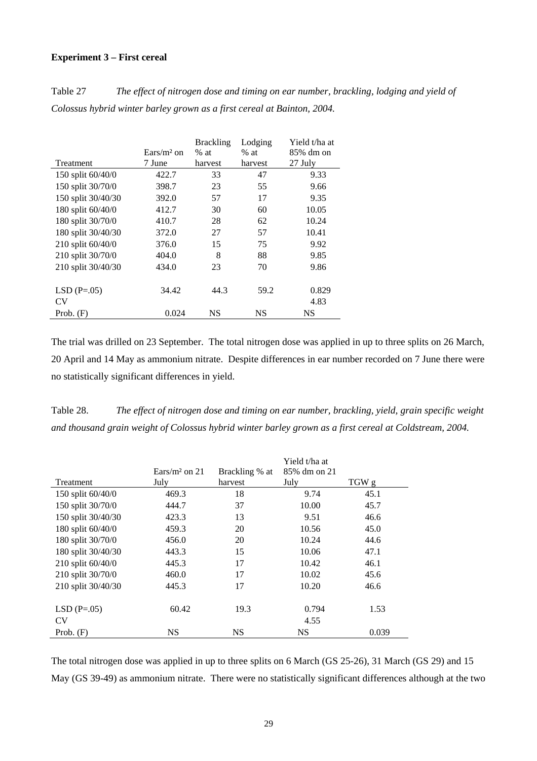**Experiment 3 – First cereal**

Table 27 *The effect of nitrogen dose and timing on ear number, brackling, lodging and yield of Colossus hybrid winter barley grown as a first cereal at Bainton, 2004.*

| Treatment | Ears/m² on 7 June | Brackling % at harvest | Lodging % at harvest | Yield t/ha at 85% dm on 27 July |
|---|---|---|---|---|
| 150 split 60/40/0 | 422.7 | 33 | 47 | 9.33 |
| 150 split 30/70/0 | 398.7 | 23 | 55 | 9.66 |
| 150 split 30/40/30 | 392.0 | 57 | 17 | 9.35 |
| 180 split 60/40/0 | 412.7 | 30 | 60 | 10.05 |
| 180 split 30/70/0 | 410.7 | 28 | 62 | 10.24 |
| 180 split 30/40/30 | 372.0 | 27 | 57 | 10.41 |
| 210 split 60/40/0 | 376.0 | 15 | 75 | 9.92 |
| 210 split 30/70/0 | 404.0 | 8 | 88 | 9.85 |
| 210 split 30/40/30 | 434.0 | 23 | 70 | 9.86 |
| | | | | |
| LSD (P=.05) | 34.42 | 44.3 | 59.2 | 0.829 |
| CV | | | | 4.83 |
| Prob. (F) | 0.024 | NS | NS | NS |

The trial was drilled on 23 September. The total nitrogen dose was applied in up to three splits on 26 March, 20 April and 14 May as ammonium nitrate. Despite differences in ear number recorded on 7 June there were no statistically significant differences in yield.

Table 28. *The effect of nitrogen dose and timing on ear number, brackling, yield, grain specific weight and thousand grain weight of Colossus hybrid winter barley grown as a first cereal at Coldstream, 2004.*

| Treatment | Ears/m² on 21 July | Brackling % at harvest | Yield t/ha at 85% dm on 21 July | TGW g |
|---|---|---|---|---|
| 150 split 60/40/0 | 469.3 | 18 | 9.74 | 45.1 |
| 150 split 30/70/0 | 444.7 | 37 | 10.00 | 45.7 |
| 150 split 30/40/30 | 423.3 | 13 | 9.51 | 46.6 |
| 180 split 60/40/0 | 459.3 | 20 | 10.56 | 45.0 |
| 180 split 30/70/0 | 456.0 | 20 | 10.24 | 44.6 |
| 180 split 30/40/30 | 443.3 | 15 | 10.06 | 47.1 |
| 210 split 60/40/0 | 445.3 | 17 | 10.42 | 46.1 |
| 210 split 30/70/0 | 460.0 | 17 | 10.02 | 45.6 |
| 210 split 30/40/30 | 445.3 | 17 | 10.20 | 46.6 |
| | | | | |
| LSD (P=.05) | 60.42 | 19.3 | 0.794 | 1.53 |
| CV | | | 4.55 | |
| Prob. (F) | NS | NS | NS | 0.039 |

The total nitrogen dose was applied in up to three splits on 6 March (GS 25-26), 31 March (GS 29) and 15 May (GS 39-49) as ammonium nitrate. There were no statistically significant differences although at the two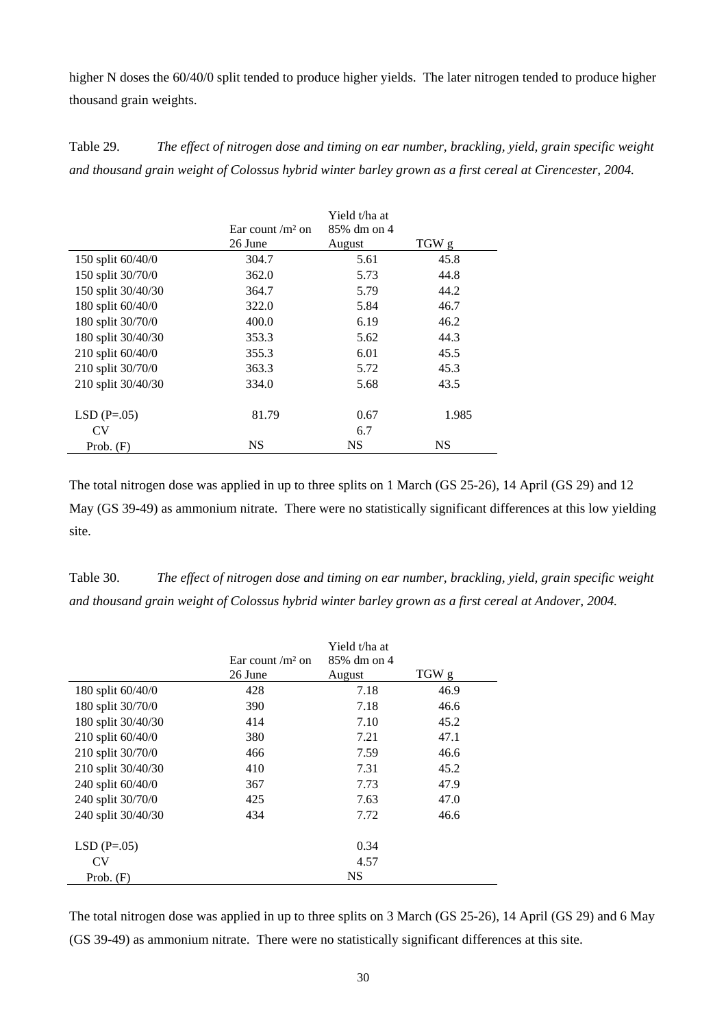higher N doses the 60/40/0 split tended to produce higher yields. The later nitrogen tended to produce higher thousand grain weights.

Table 29. *The effect of nitrogen dose and timing on ear number, brackling, yield, grain specific weight and thousand grain weight of Colossus hybrid winter barley grown as a first cereal at Cirencester, 2004.*

| | Ear count /m² on 26 June | Yield t/ha at 85% dm on 4 August | TGW g |
|---|---|---|---|
| 150 split 60/40/0 | 304.7 | 5.61 | 45.8 |
| 150 split 30/70/0 | 362.0 | 5.73 | 44.8 |
| 150 split 30/40/30 | 364.7 | 5.79 | 44.2 |
| 180 split 60/40/0 | 322.0 | 5.84 | 46.7 |
| 180 split 30/70/0 | 400.0 | 6.19 | 46.2 |
| 180 split 30/40/30 | 353.3 | 5.62 | 44.3 |
| 210 split 60/40/0 | 355.3 | 6.01 | 45.5 |
| 210 split 30/70/0 | 363.3 | 5.72 | 45.3 |
| 210 split 30/40/30 | 334.0 | 5.68 | 43.5 |
| | | | |
| LSD (P=.05) | 81.79 | 0.67 | 1.985 |
| CV | | 6.7 | |
| Prob. (F) | NS | NS | NS |

The total nitrogen dose was applied in up to three splits on 1 March (GS 25-26), 14 April (GS 29) and 12 May (GS 39-49) as ammonium nitrate. There were no statistically significant differences at this low yielding site.

Table 30. *The effect of nitrogen dose and timing on ear number, brackling, yield, grain specific weight and thousand grain weight of Colossus hybrid winter barley grown as a first cereal at Andover, 2004.*

| | Ear count /m² on 26 June | Yield t/ha at 85% dm on 4 August | TGW g |
|---|---|---|---|
| 180 split 60/40/0 | 428 | 7.18 | 46.9 |
| 180 split 30/70/0 | 390 | 7.18 | 46.6 |
| 180 split 30/40/30 | 414 | 7.10 | 45.2 |
| 210 split 60/40/0 | 380 | 7.21 | 47.1 |
| 210 split 30/70/0 | 466 | 7.59 | 46.6 |
| 210 split 30/40/30 | 410 | 7.31 | 45.2 |
| 240 split 60/40/0 | 367 | 7.73 | 47.9 |
| 240 split 30/70/0 | 425 | 7.63 | 47.0 |
| 240 split 30/40/30 | 434 | 7.72 | 46.6 |
| | | | |
| LSD (P=.05) | | 0.34 | |
| CV | | 4.57 | |
| Prob. (F) | | NS | |

The total nitrogen dose was applied in up to three splits on 3 March (GS 25-26), 14 April (GS 29) and 6 May (GS 39-49) as ammonium nitrate. There were no statistically significant differences at this site.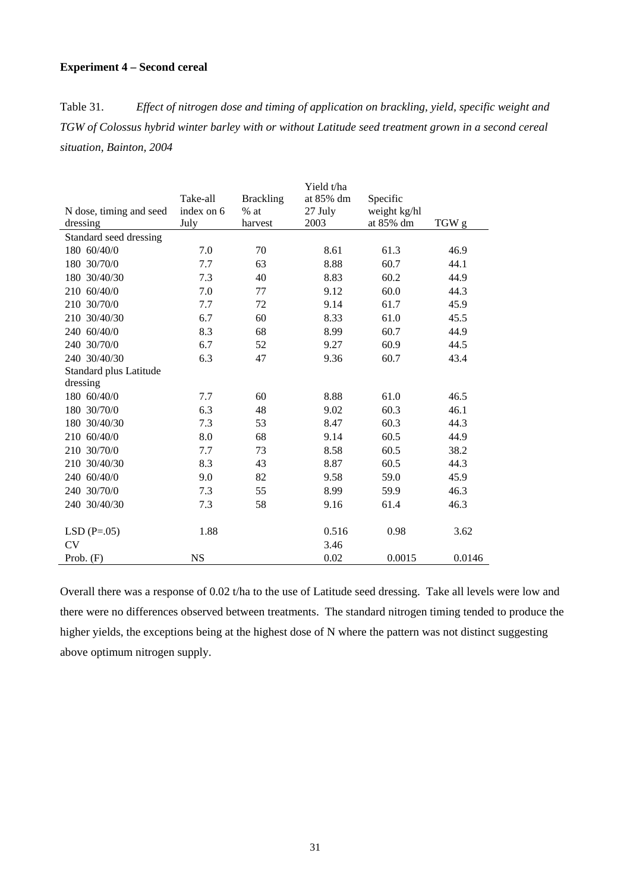**Experiment 4 – Second cereal**

Table 31. *Effect of nitrogen dose and timing of application on brackling, yield, specific weight and TGW of Colossus hybrid winter barley with or without Latitude seed treatment grown in a second cereal situation, Bainton, 2004*

| N dose, timing and seed dressing | Take-all index on 6 July | Brackling % at harvest | Yield t/ha at 85% dm 27 July 2003 | Specific weight kg/hl at 85% dm | TGW g |
|---|---|---|---|---|---|
| Standard seed dressing | | | | | |
| 180 60/40/0 | 7.0 | 70 | 8.61 | 61.3 | 46.9 |
| 180 30/70/0 | 7.7 | 63 | 8.88 | 60.7 | 44.1 |
| 180 30/40/30 | 7.3 | 40 | 8.83 | 60.2 | 44.9 |
| 210 60/40/0 | 7.0 | 77 | 9.12 | 60.0 | 44.3 |
| 210 30/70/0 | 7.7 | 72 | 9.14 | 61.7 | 45.9 |
| 210 30/40/30 | 6.7 | 60 | 8.33 | 61.0 | 45.5 |
| 240 60/40/0 | 8.3 | 68 | 8.99 | 60.7 | 44.9 |
| 240 30/70/0 | 6.7 | 52 | 9.27 | 60.9 | 44.5 |
| 240 30/40/30 | 6.3 | 47 | 9.36 | 60.7 | 43.4 |
| Standard plus Latitude dressing | | | | | |
| 180 60/40/0 | 7.7 | 60 | 8.88 | 61.0 | 46.5 |
| 180 30/70/0 | 6.3 | 48 | 9.02 | 60.3 | 46.1 |
| 180 30/40/30 | 7.3 | 53 | 8.47 | 60.3 | 44.3 |
| 210 60/40/0 | 8.0 | 68 | 9.14 | 60.5 | 44.9 |
| 210 30/70/0 | 7.7 | 73 | 8.58 | 60.5 | 38.2 |
| 210 30/40/30 | 8.3 | 43 | 8.87 | 60.5 | 44.3 |
| 240 60/40/0 | 9.0 | 82 | 9.58 | 59.0 | 45.9 |
| 240 30/70/0 | 7.3 | 55 | 8.99 | 59.9 | 46.3 |
| 240 30/40/30 | 7.3 | 58 | 9.16 | 61.4 | 46.3 |
| LSD (P=.05) | 1.88 | | 0.516 | 0.98 | 3.62 |
| CV | | | 3.46 | | |
| Prob. (F) | NS | | 0.02 | 0.0015 | 0.0146 |

Overall there was a response of 0.02 t/ha to the use of Latitude seed dressing. Take all levels were low and there were no differences observed between treatments. The standard nitrogen timing tended to produce the higher yields, the exceptions being at the highest dose of N where the pattern was not distinct suggesting above optimum nitrogen supply.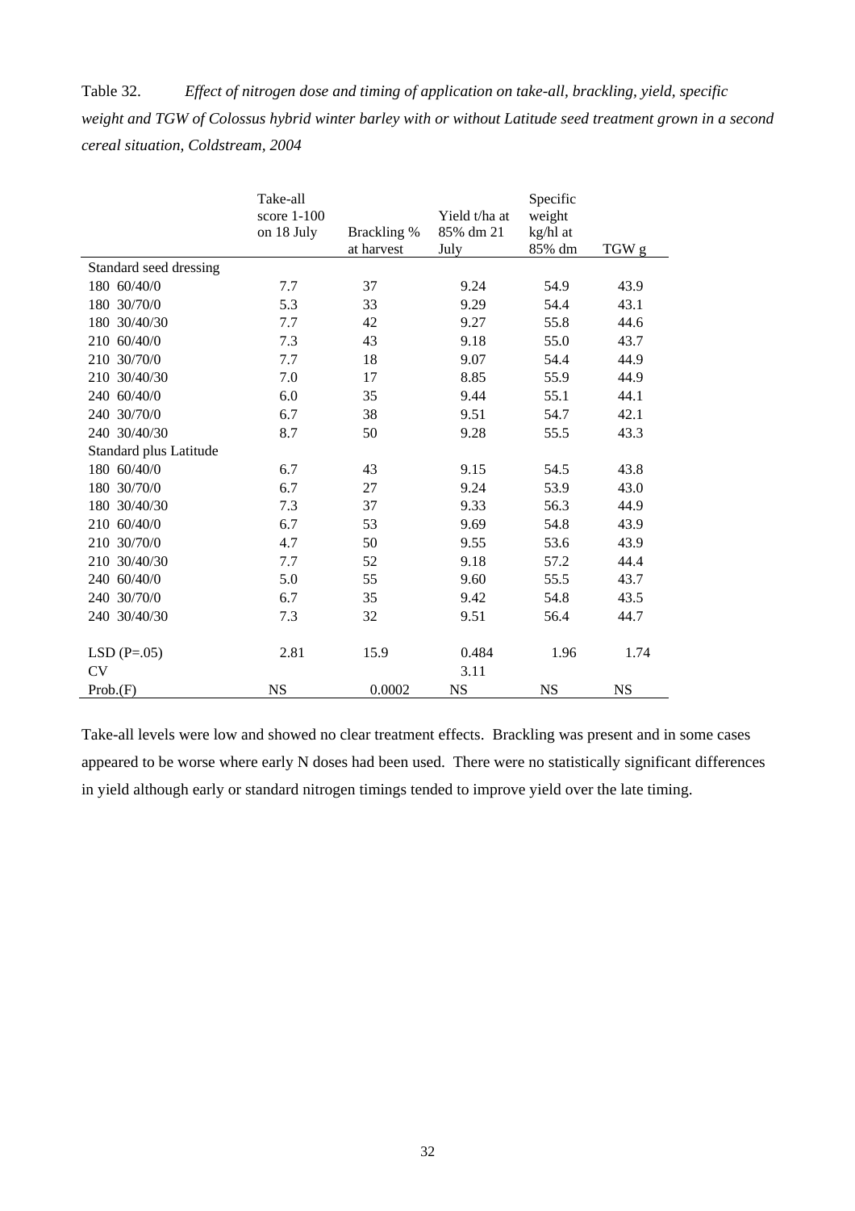Table 32. *Effect of nitrogen dose and timing of application on take-all, brackling, yield, specific weight and TGW of Colossus hybrid winter barley with or without Latitude seed treatment grown in a second cereal situation, Coldstream, 2004*

| | Take-all score 1-100 on 18 July | Brackling % at harvest | Yield t/ha at 85% dm 21 July | Specific weight kg/hl at 85% dm | TGW g |
|---|---|---|---|---|---|
| Standard seed dressing | | | | | |
| 180 60/40/0 | 7.7 | 37 | 9.24 | 54.9 | 43.9 |
| 180 30/70/0 | 5.3 | 33 | 9.29 | 54.4 | 43.1 |
| 180 30/40/30 | 7.7 | 42 | 9.27 | 55.8 | 44.6 |
| 210 60/40/0 | 7.3 | 43 | 9.18 | 55.0 | 43.7 |
| 210 30/70/0 | 7.7 | 18 | 9.07 | 54.4 | 44.9 |
| 210 30/40/30 | 7.0 | 17 | 8.85 | 55.9 | 44.9 |
| 240 60/40/0 | 6.0 | 35 | 9.44 | 55.1 | 44.1 |
| 240 30/70/0 | 6.7 | 38 | 9.51 | 54.7 | 42.1 |
| 240 30/40/30 | 8.7 | 50 | 9.28 | 55.5 | 43.3 |
| Standard plus Latitude | | | | | |
| 180 60/40/0 | 6.7 | 43 | 9.15 | 54.5 | 43.8 |
| 180 30/70/0 | 6.7 | 27 | 9.24 | 53.9 | 43.0 |
| 180 30/40/30 | 7.3 | 37 | 9.33 | 56.3 | 44.9 |
| 210 60/40/0 | 6.7 | 53 | 9.69 | 54.8 | 43.9 |
| 210 30/70/0 | 4.7 | 50 | 9.55 | 53.6 | 43.9 |
| 210 30/40/30 | 7.7 | 52 | 9.18 | 57.2 | 44.4 |
| 240 60/40/0 | 5.0 | 55 | 9.60 | 55.5 | 43.7 |
| 240 30/70/0 | 6.7 | 35 | 9.42 | 54.8 | 43.5 |
| 240 30/40/30 | 7.3 | 32 | 9.51 | 56.4 | 44.7 |
| | | | | | |
| LSD (P=.05) | 2.81 | 15.9 | 0.484 | 1.96 | 1.74 |
| CV | | | 3.11 | | |
| Prob.(F) | NS | 0.0002 | NS | NS | NS |

Take-all levels were low and showed no clear treatment effects. Brackling was present and in some cases appeared to be worse where early N doses had been used. There were no statistically significant differences in yield although early or standard nitrogen timings tended to improve yield over the late timing.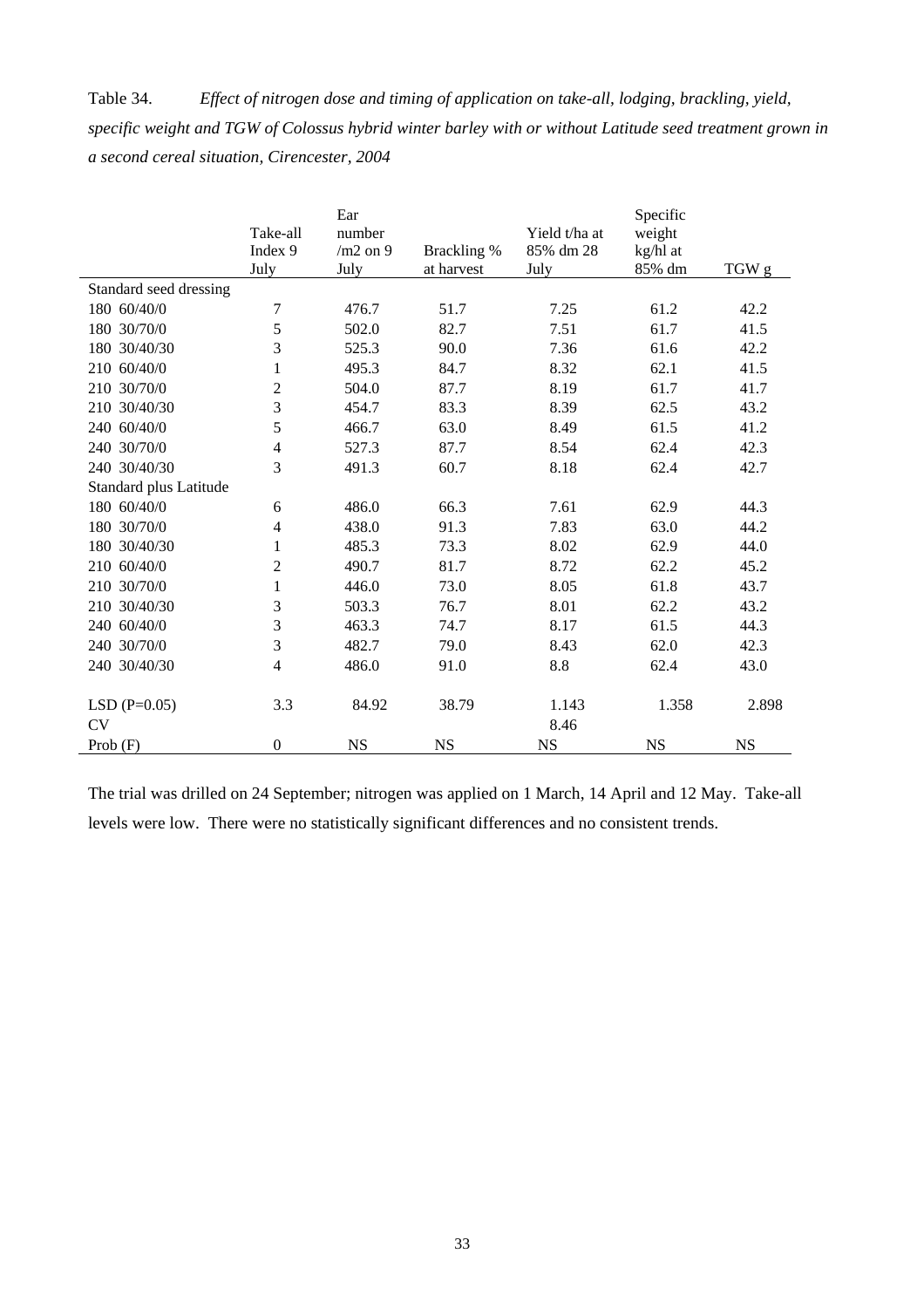Table 34. *Effect of nitrogen dose and timing of application on take-all, lodging, brackling, yield, specific weight and TGW of Colossus hybrid winter barley with or without Latitude seed treatment grown in a second cereal situation, Cirencester, 2004*

| | Take-all Index 9 July | Ear number /m2 on 9 July | Brackling % at harvest | Yield t/ha at 85% dm 28 July | Specific weight kg/hl at 85% dm | TGW g |
|---|---|---|---|---|---|---|
| Standard seed dressing | | | | | | |
| 180 60/40/0 | 7 | 476.7 | 51.7 | 7.25 | 61.2 | 42.2 |
| 180 30/70/0 | 5 | 502.0 | 82.7 | 7.51 | 61.7 | 41.5 |
| 180 30/40/30 | 3 | 525.3 | 90.0 | 7.36 | 61.6 | 42.2 |
| 210 60/40/0 | 1 | 495.3 | 84.7 | 8.32 | 62.1 | 41.5 |
| 210 30/70/0 | 2 | 504.0 | 87.7 | 8.19 | 61.7 | 41.7 |
| 210 30/40/30 | 3 | 454.7 | 83.3 | 8.39 | 62.5 | 43.2 |
| 240 60/40/0 | 5 | 466.7 | 63.0 | 8.49 | 61.5 | 41.2 |
| 240 30/70/0 | 4 | 527.3 | 87.7 | 8.54 | 62.4 | 42.3 |
| 240 30/40/30 | 3 | 491.3 | 60.7 | 8.18 | 62.4 | 42.7 |
| Standard plus Latitude | | | | | | |
| 180 60/40/0 | 6 | 486.0 | 66.3 | 7.61 | 62.9 | 44.3 |
| 180 30/70/0 | 4 | 438.0 | 91.3 | 7.83 | 63.0 | 44.2 |
| 180 30/40/30 | 1 | 485.3 | 73.3 | 8.02 | 62.9 | 44.0 |
| 210 60/40/0 | 2 | 490.7 | 81.7 | 8.72 | 62.2 | 45.2 |
| 210 30/70/0 | 1 | 446.0 | 73.0 | 8.05 | 61.8 | 43.7 |
| 210 30/40/30 | 3 | 503.3 | 76.7 | 8.01 | 62.2 | 43.2 |
| 240 60/40/0 | 3 | 463.3 | 74.7 | 8.17 | 61.5 | 44.3 |
| 240 30/70/0 | 3 | 482.7 | 79.0 | 8.43 | 62.0 | 42.3 |
| 240 30/40/30 | 4 | 486.0 | 91.0 | 8.8 | 62.4 | 43.0 |
| | | | | | | |
| LSD (P=0.05) | 3.3 | 84.92 | 38.79 | 1.143 | 1.358 | 2.898 |
| CV | | | | 8.46 | | |
| Prob (F) | 0 | NS | NS | NS | NS | NS |

The trial was drilled on 24 September; nitrogen was applied on 1 March, 14 April and 12 May. Take-all levels were low. There were no statistically significant differences and no consistent trends.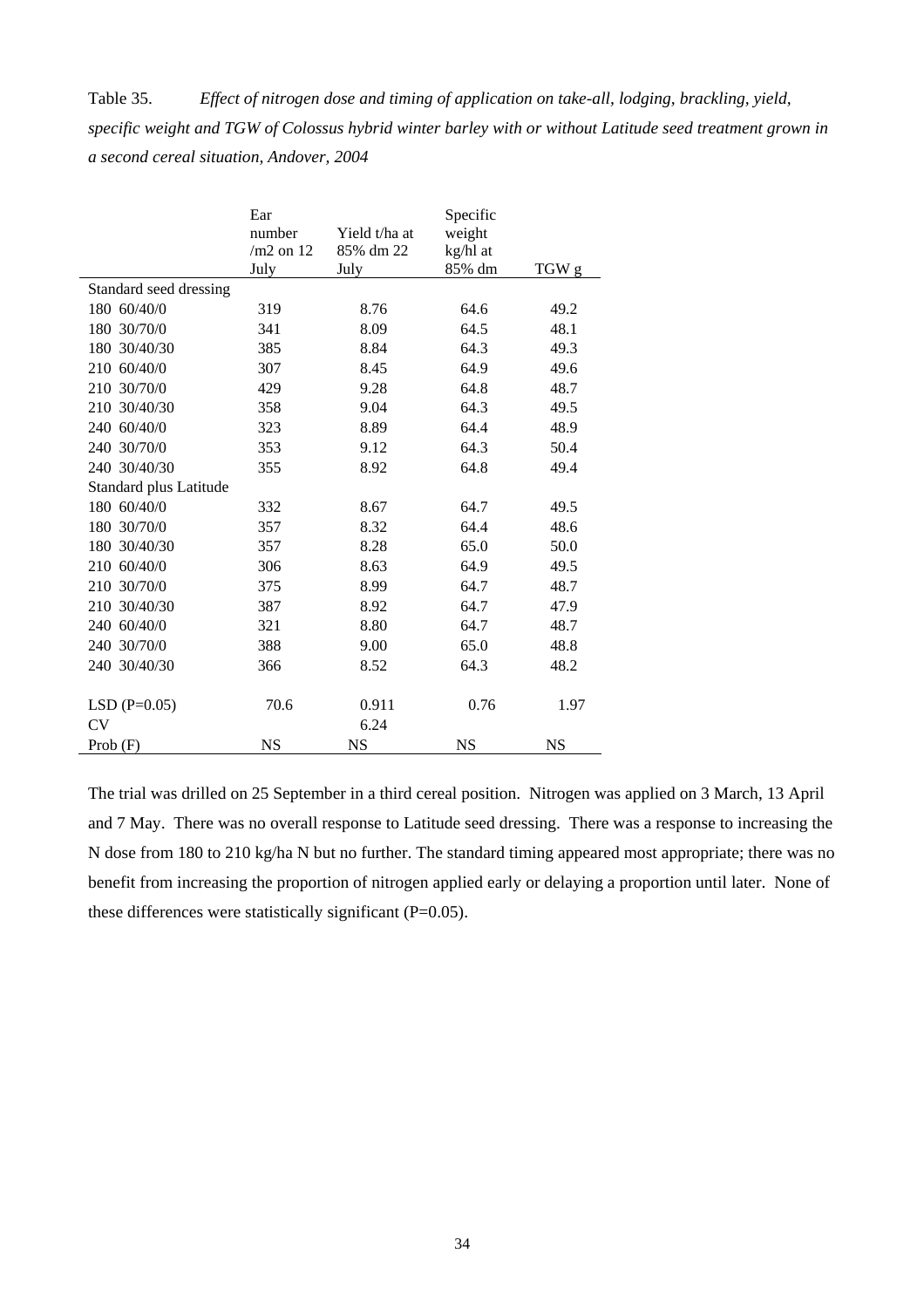Table 35. *Effect of nitrogen dose and timing of application on take-all, lodging, brackling, yield, specific weight and TGW of Colossus hybrid winter barley with or without Latitude seed treatment grown in a second cereal situation, Andover, 2004*

| | Ear number /m2 on 12 July | Yield t/ha at 85% dm 22 July | Specific weight kg/hl at 85% dm | TGW g |
|---|---|---|---|---|
| Standard seed dressing | | | | |
| 180 60/40/0 | 319 | 8.76 | 64.6 | 49.2 |
| 180 30/70/0 | 341 | 8.09 | 64.5 | 48.1 |
| 180 30/40/30 | 385 | 8.84 | 64.3 | 49.3 |
| 210 60/40/0 | 307 | 8.45 | 64.9 | 49.6 |
| 210 30/70/0 | 429 | 9.28 | 64.8 | 48.7 |
| 210 30/40/30 | 358 | 9.04 | 64.3 | 49.5 |
| 240 60/40/0 | 323 | 8.89 | 64.4 | 48.9 |
| 240 30/70/0 | 353 | 9.12 | 64.3 | 50.4 |
| 240 30/40/30 | 355 | 8.92 | 64.8 | 49.4 |
| Standard plus Latitude | | | | |
| 180 60/40/0 | 332 | 8.67 | 64.7 | 49.5 |
| 180 30/70/0 | 357 | 8.32 | 64.4 | 48.6 |
| 180 30/40/30 | 357 | 8.28 | 65.0 | 50.0 |
| 210 60/40/0 | 306 | 8.63 | 64.9 | 49.5 |
| 210 30/70/0 | 375 | 8.99 | 64.7 | 48.7 |
| 210 30/40/30 | 387 | 8.92 | 64.7 | 47.9 |
| 240 60/40/0 | 321 | 8.80 | 64.7 | 48.7 |
| 240 30/70/0 | 388 | 9.00 | 65.0 | 48.8 |
| 240 30/40/30 | 366 | 8.52 | 64.3 | 48.2 |
| | | | | |
| LSD (P=0.05) | 70.6 | 0.911 | 0.76 | 1.97 |
| CV | | 6.24 | | |
| Prob (F) | NS | NS | NS | NS |

The trial was drilled on 25 September in a third cereal position. Nitrogen was applied on 3 March, 13 April and 7 May. There was no overall response to Latitude seed dressing. There was a response to increasing the N dose from 180 to 210 kg/ha N but no further. The standard timing appeared most appropriate; there was no benefit from increasing the proportion of nitrogen applied early or delaying a proportion until later. None of these differences were statistically significant (P=0.05).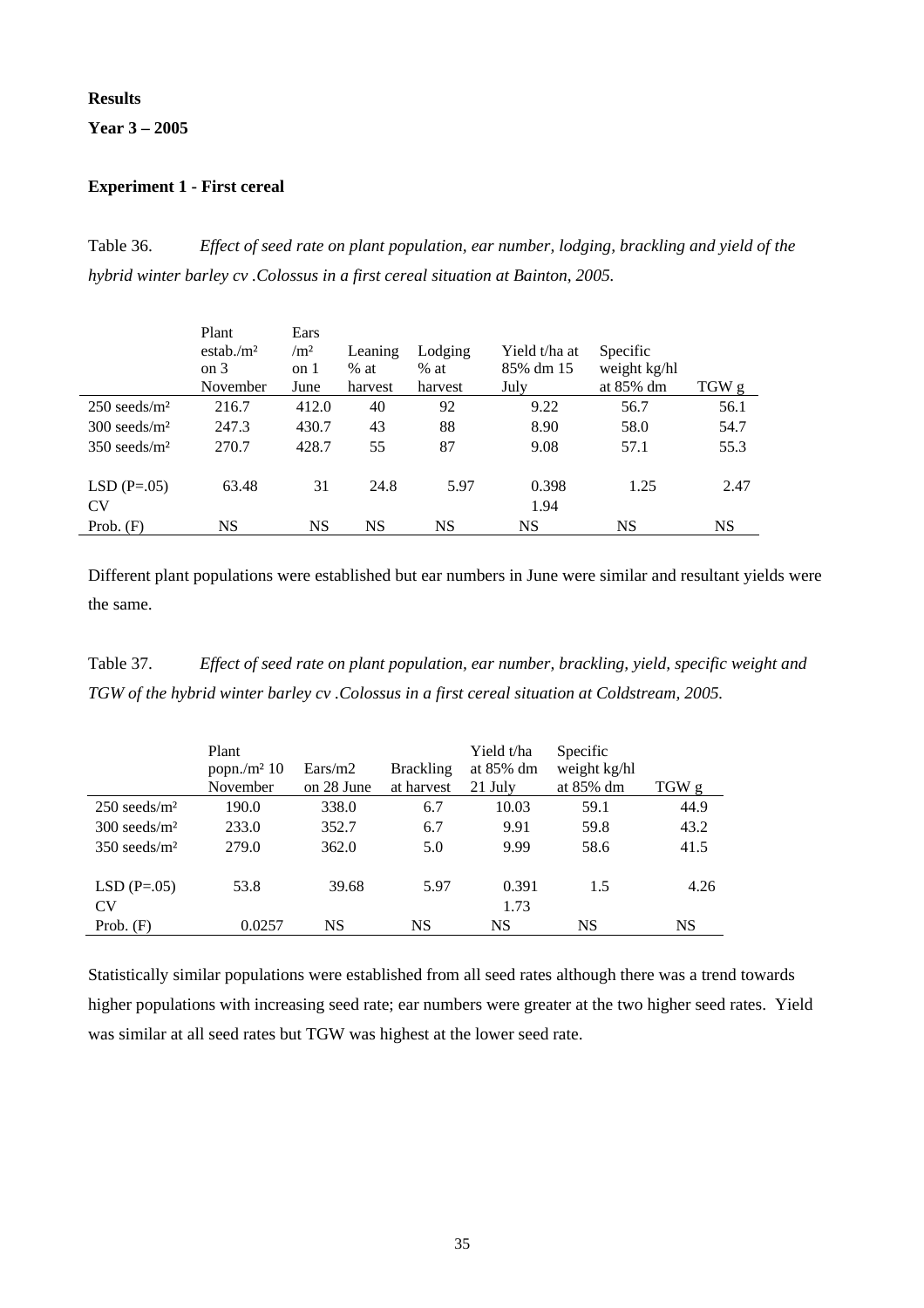**Results**

**Year 3 – 2005**

**Experiment 1 - First cereal**

Table 36. *Effect of seed rate on plant population, ear number, lodging, brackling and yield of the hybrid winter barley cv .Colossus in a first cereal situation at Bainton, 2005.*

| | Plant estab./m² on 3 November | Ears /m² on 1 June | Leaning % at harvest | Lodging % at harvest | Yield t/ha at 85% dm 15 July | Specific weight kg/hl at 85% dm | TGW g |
|---|---|---|---|---|---|---|---|
| 250 seeds/m² | 216.7 | 412.0 | 40 | 92 | 9.22 | 56.7 | 56.1 |
| 300 seeds/m² | 247.3 | 430.7 | 43 | 88 | 8.90 | 58.0 | 54.7 |
| 350 seeds/m² | 270.7 | 428.7 | 55 | 87 | 9.08 | 57.1 | 55.3 |
| | | | | | | | |
| LSD (P=.05) | 63.48 | 31 | 24.8 | 5.97 | 0.398 | 1.25 | 2.47 |
| CV | | | | | 1.94 | | |
| Prob. (F) | NS | NS | NS | NS | NS | NS | NS |

Different plant populations were established but ear numbers in June were similar and resultant yields were the same.

Table 37. *Effect of seed rate on plant population, ear number, brackling, yield, specific weight and TGW of the hybrid winter barley cv .Colossus in a first cereal situation at Coldstream, 2005.*

| | Plant popn./m² 10 November | Ears/m2 on 28 June | Brackling at harvest | Yield t/ha at 85% dm 21 July | Specific weight kg/hl at 85% dm | TGW g |
|---|---|---|---|---|---|---|
| 250 seeds/m² | 190.0 | 338.0 | 6.7 | 10.03 | 59.1 | 44.9 |
| 300 seeds/m² | 233.0 | 352.7 | 6.7 | 9.91 | 59.8 | 43.2 |
| 350 seeds/m² | 279.0 | 362.0 | 5.0 | 9.99 | 58.6 | 41.5 |
| | | | | | | |
| LSD (P=.05) | 53.8 | 39.68 | 5.97 | 0.391 | 1.5 | 4.26 |
| CV | | | | 1.73 | | |
| Prob. (F) | 0.0257 | NS | NS | NS | NS | NS |

Statistically similar populations were established from all seed rates although there was a trend towards higher populations with increasing seed rate; ear numbers were greater at the two higher seed rates. Yield was similar at all seed rates but TGW was highest at the lower seed rate.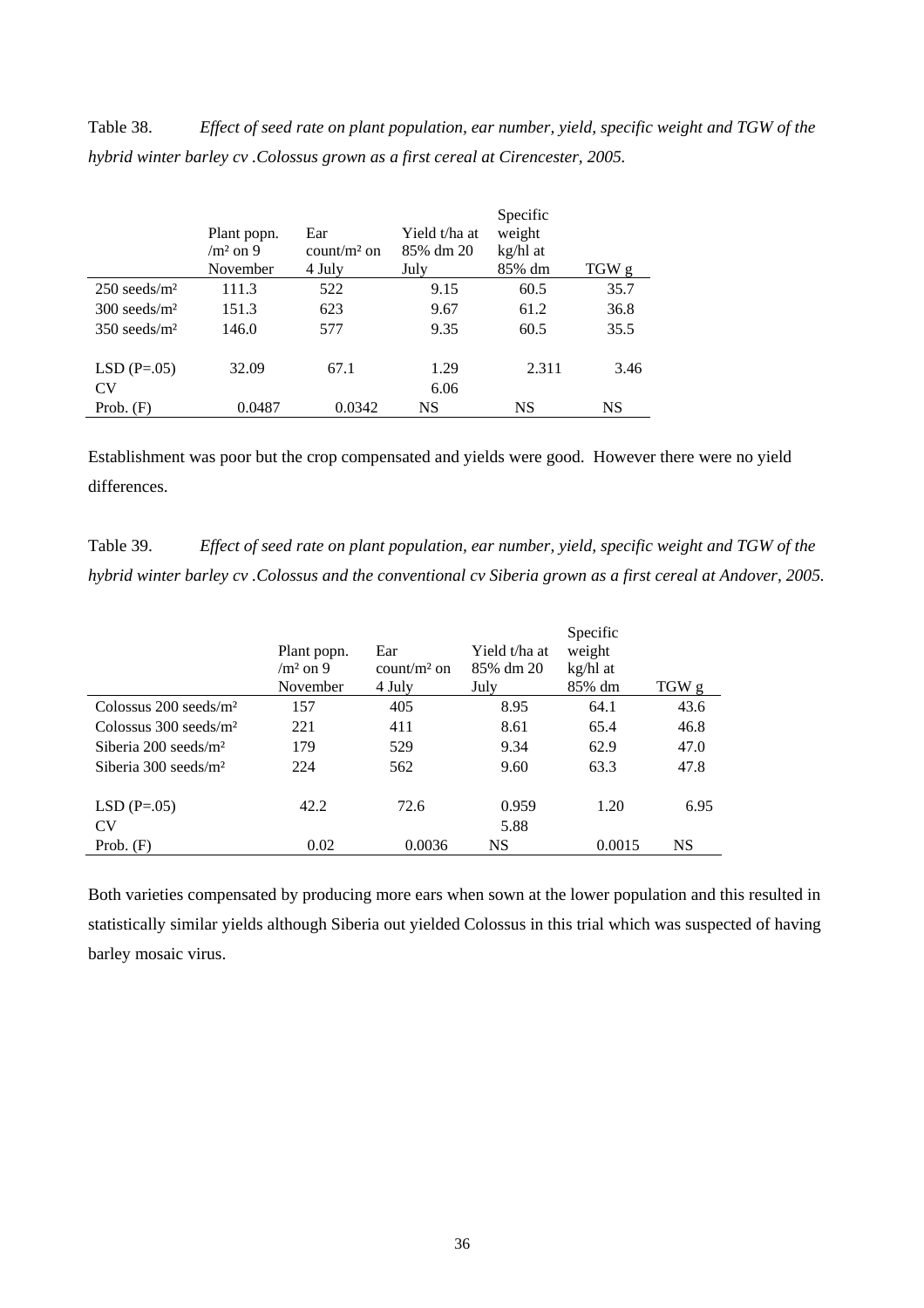Table 38. *Effect of seed rate on plant population, ear number, yield, specific weight and TGW of the hybrid winter barley cv .Colossus grown as a first cereal at Cirencester, 2005.*

| | Plant popn. /m² on 9 November | Ear count/m² on 4 July | Yield t/ha at 85% dm 20 July | Specific weight kg/hl at 85% dm | TGW g |
|---|---|---|---|---|---|
| 250 seeds/m² | 111.3 | 522 | 9.15 | 60.5 | 35.7 |
| 300 seeds/m² | 151.3 | 623 | 9.67 | 61.2 | 36.8 |
| 350 seeds/m² | 146.0 | 577 | 9.35 | 60.5 | 35.5 |
| | | | | | |
| LSD (P=.05) | 32.09 | 67.1 | 1.29 | 2.311 | 3.46 |
| CV | | | 6.06 | | |
| Prob. (F) | 0.0487 | 0.0342 | NS | NS | NS |

Establishment was poor but the crop compensated and yields were good. However there were no yield differences.

Table 39. *Effect of seed rate on plant population, ear number, yield, specific weight and TGW of the hybrid winter barley cv .Colossus and the conventional cv Siberia grown as a first cereal at Andover, 2005.*

| | Plant popn. /m² on 9 November | Ear count/m² on 4 July | Yield t/ha at 85% dm 20 July | Specific weight kg/hl at 85% dm | TGW g |
|---|---|---|---|---|---|
| Colossus 200 seeds/m² | 157 | 405 | 8.95 | 64.1 | 43.6 |
| Colossus 300 seeds/m² | 221 | 411 | 8.61 | 65.4 | 46.8 |
| Siberia 200 seeds/m² | 179 | 529 | 9.34 | 62.9 | 47.0 |
| Siberia 300 seeds/m² | 224 | 562 | 9.60 | 63.3 | 47.8 |
| | | | | | |
| LSD (P=.05) | 42.2 | 72.6 | 0.959 | 1.20 | 6.95 |
| CV | | | 5.88 | | |
| Prob. (F) | 0.02 | 0.0036 | NS | 0.0015 | NS |

Both varieties compensated by producing more ears when sown at the lower population and this resulted in statistically similar yields although Siberia out yielded Colossus in this trial which was suspected of having barley mosaic virus.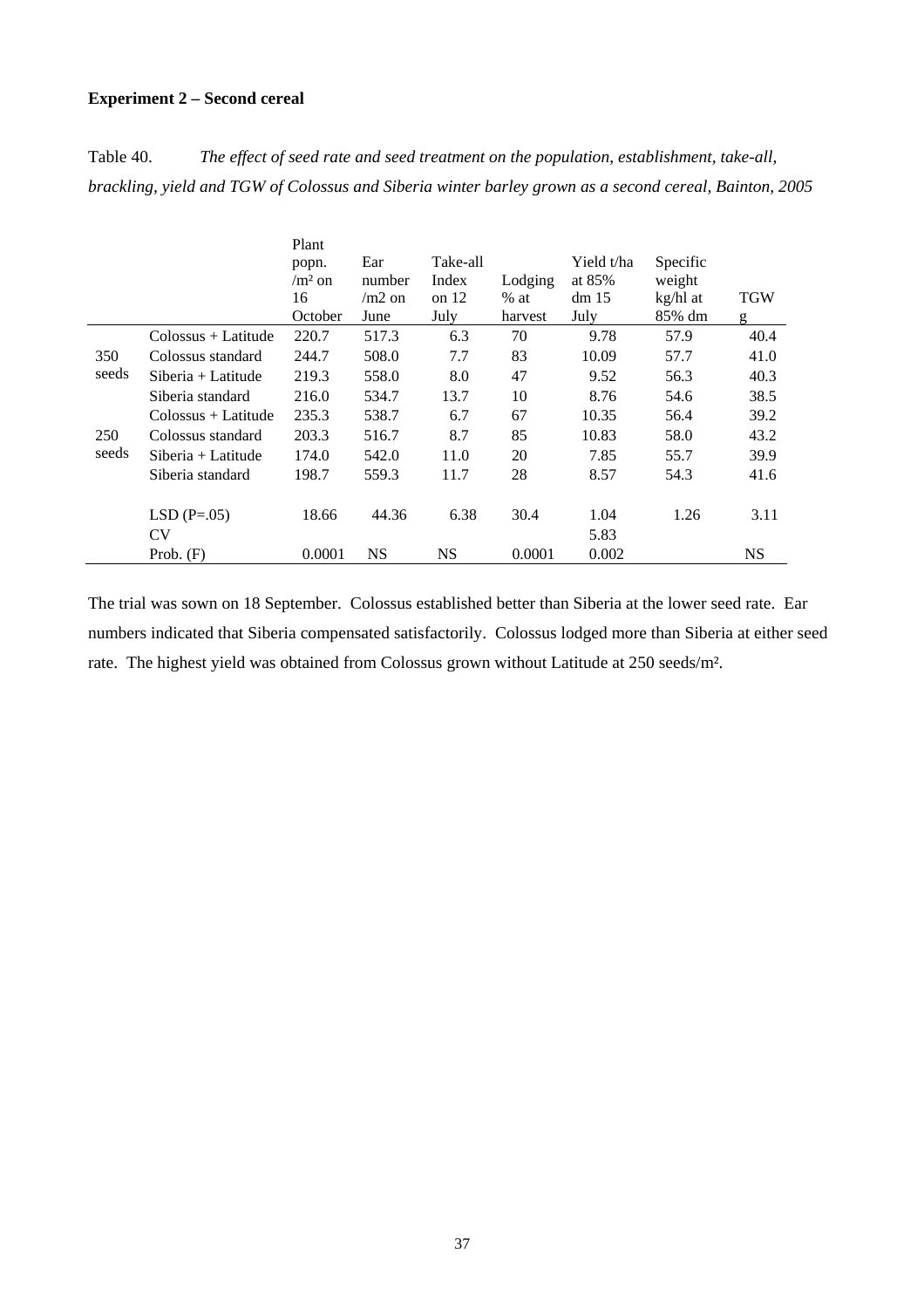**Experiment 2 – Second cereal**

Table 40. *The effect of seed rate and seed treatment on the population, establishment, take-all, brackling, yield and TGW of Colossus and Siberia winter barley grown as a second cereal, Bainton, 2005*

| | | Plant popn. /m² on 16 October | Ear number /m2 on June | Take-all Index on 12 July | Lodging % at harvest | Yield t/ha at 85% dm 15 July | Specific weight kg/hl at 85% dm | TGW g |
|---|---|---|---|---|---|---|---|---|
| 350 seeds | Colossus + Latitude | 220.7 | 517.3 | 6.3 | 70 | 9.78 | 57.9 | 40.4 |
| | Colossus standard | 244.7 | 508.0 | 7.7 | 83 | 10.09 | 57.7 | 41.0 |
| | Siberia + Latitude | 219.3 | 558.0 | 8.0 | 47 | 9.52 | 56.3 | 40.3 |
| | Siberia standard | 216.0 | 534.7 | 13.7 | 10 | 8.76 | 54.6 | 38.5 |
| 250 seeds | Colossus + Latitude | 235.3 | 538.7 | 6.7 | 67 | 10.35 | 56.4 | 39.2 |
| | Colossus standard | 203.3 | 516.7 | 8.7 | 85 | 10.83 | 58.0 | 43.2 |
| | Siberia + Latitude | 174.0 | 542.0 | 11.0 | 20 | 7.85 | 55.7 | 39.9 |
| | Siberia standard | 198.7 | 559.3 | 11.7 | 28 | 8.57 | 54.3 | 41.6 |
| | LSD (P=.05) | 18.66 | 44.36 | 6.38 | 30.4 | 1.04 | 1.26 | 3.11 |
| | CV | | | | | 5.83 | | |
| | Prob. (F) | 0.0001 | NS | NS | 0.0001 | 0.002 | | NS |

The trial was sown on 18 September. Colossus established better than Siberia at the lower seed rate. Ear numbers indicated that Siberia compensated satisfactorily. Colossus lodged more than Siberia at either seed rate. The highest yield was obtained from Colossus grown without Latitude at 250 seeds/m².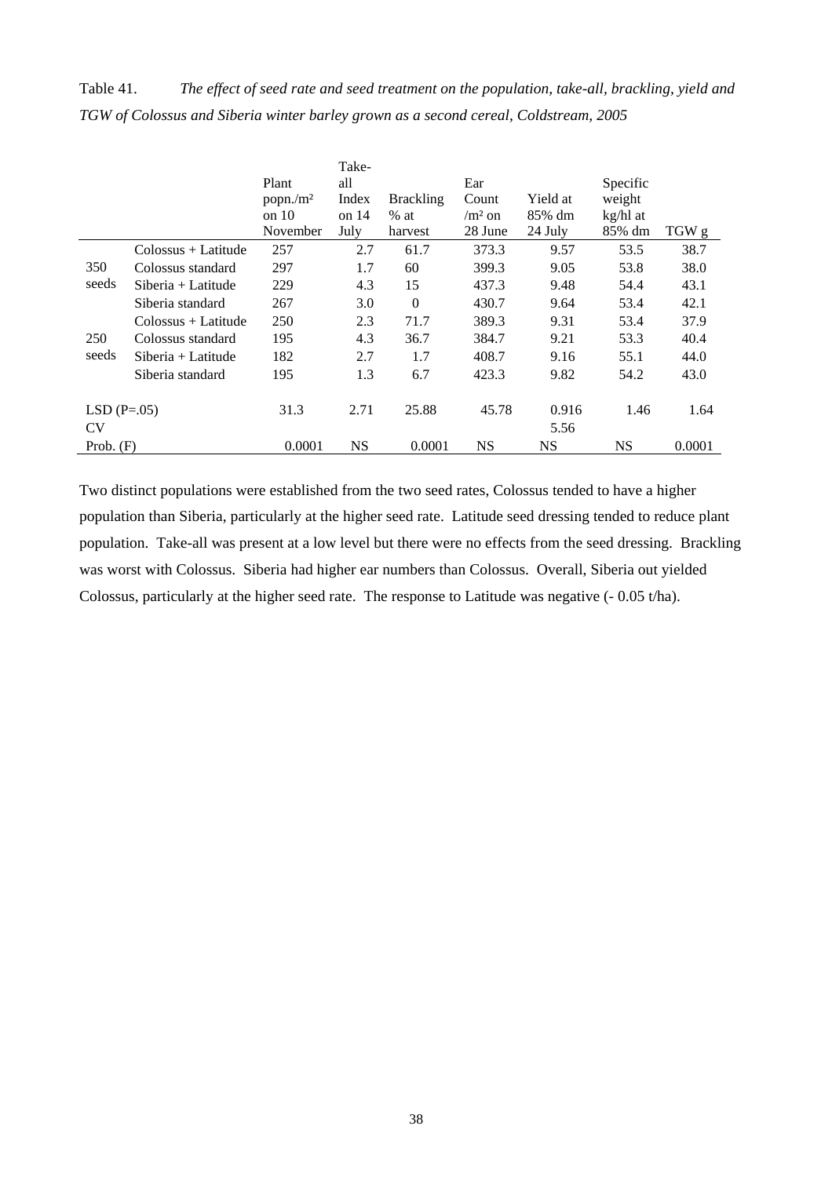Table 41. *The effect of seed rate and seed treatment on the population, take-all, brackling, yield and TGW of Colossus and Siberia winter barley grown as a second cereal, Coldstream, 2005*

| | | Plant popn./m² on 10 November | Take-all Index on 14 July | Brackling % at harvest | Ear Count /m² on 28 June | Yield at 85% dm 24 July | Specific weight kg/hl at 85% dm | TGW g |
|---|---|---|---|---|---|---|---|---|
| 350 seeds | Colossus + Latitude | 257 | 2.7 | 61.7 | 373.3 | 9.57 | 53.5 | 38.7 |
| | Colossus standard | 297 | 1.7 | 60 | 399.3 | 9.05 | 53.8 | 38.0 |
| | Siberia + Latitude | 229 | 4.3 | 15 | 437.3 | 9.48 | 54.4 | 43.1 |
| | Siberia standard | 267 | 3.0 | 0 | 430.7 | 9.64 | 53.4 | 42.1 |
| 250 seeds | Colossus + Latitude | 250 | 2.3 | 71.7 | 389.3 | 9.31 | 53.4 | 37.9 |
| | Colossus standard | 195 | 4.3 | 36.7 | 384.7 | 9.21 | 53.3 | 40.4 |
| | Siberia + Latitude | 182 | 2.7 | 1.7 | 408.7 | 9.16 | 55.1 | 44.0 |
| | Siberia standard | 195 | 1.3 | 6.7 | 423.3 | 9.82 | 54.2 | 43.0 |
| LSD (P=.05) | | 31.3 | 2.71 | 25.88 | 45.78 | 0.916 | 1.46 | 1.64 |
| CV | | | | | | 5.56 | | |
| Prob. (F) | | 0.0001 | NS | 0.0001 | NS | NS | NS | 0.0001 |

Two distinct populations were established from the two seed rates, Colossus tended to have a higher population than Siberia, particularly at the higher seed rate. Latitude seed dressing tended to reduce plant population. Take-all was present at a low level but there were no effects from the seed dressing. Brackling was worst with Colossus. Siberia had higher ear numbers than Colossus. Overall, Siberia out yielded Colossus, particularly at the higher seed rate. The response to Latitude was negative (- 0.05 t/ha).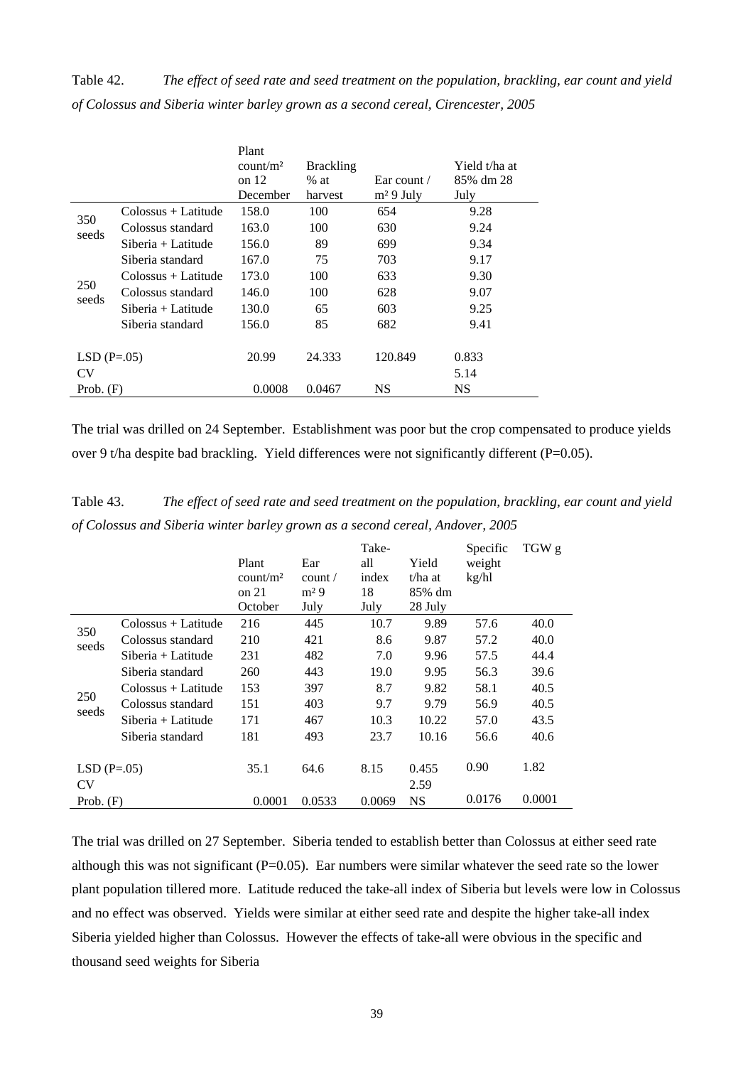Table 42. *The effect of seed rate and seed treatment on the population, brackling, ear count and yield of Colossus and Siberia winter barley grown as a second cereal, Cirencester, 2005*

| | | Plant count/m² on 12 December | Brackling % at harvest | Ear count / m² 9 July | Yield t/ha at 85% dm 28 July |
|---|---|---|---|---|---|
| 350 seeds | Colossus + Latitude | 158.0 | 100 | 654 | 9.28 |
| | Colossus standard | 163.0 | 100 | 630 | 9.24 |
| | Siberia + Latitude | 156.0 | 89 | 699 | 9.34 |
| | Siberia standard | 167.0 | 75 | 703 | 9.17 |
| 250 seeds | Colossus + Latitude | 173.0 | 100 | 633 | 9.30 |
| | Colossus standard | 146.0 | 100 | 628 | 9.07 |
| | Siberia + Latitude | 130.0 | 65 | 603 | 9.25 |
| | Siberia standard | 156.0 | 85 | 682 | 9.41 |
| LSD (P=.05) | | 20.99 | 24.333 | 120.849 | 0.833 |
| CV | | | | | 5.14 |
| Prob. (F) | | 0.0008 | 0.0467 | NS | NS |

The trial was drilled on 24 September. Establishment was poor but the crop compensated to produce yields over 9 t/ha despite bad brackling. Yield differences were not significantly different (P=0.05).

Table 43. *The effect of seed rate and seed treatment on the population, brackling, ear count and yield of Colossus and Siberia winter barley grown as a second cereal, Andover, 2005*

| | | Plant count/m² on 21 October | Ear count / m² 9 July | Take-all index 18 July | Yield t/ha at 85% dm 28 July | Specific weight kg/hl | TGW g |
|---|---|---|---|---|---|---|---|
| 350 seeds | Colossus + Latitude | 216 | 445 | 10.7 | 9.89 | 57.6 | 40.0 |
| | Colossus standard | 210 | 421 | 8.6 | 9.87 | 57.2 | 40.0 |
| | Siberia + Latitude | 231 | 482 | 7.0 | 9.96 | 57.5 | 44.4 |
| | Siberia standard | 260 | 443 | 19.0 | 9.95 | 56.3 | 39.6 |
| 250 seeds | Colossus + Latitude | 153 | 397 | 8.7 | 9.82 | 58.1 | 40.5 |
| | Colossus standard | 151 | 403 | 9.7 | 9.79 | 56.9 | 40.5 |
| | Siberia + Latitude | 171 | 467 | 10.3 | 10.22 | 57.0 | 43.5 |
| | Siberia standard | 181 | 493 | 23.7 | 10.16 | 56.6 | 40.6 |
| LSD (P=.05) | | 35.1 | 64.6 | 8.15 | 0.455 | 0.90 | 1.82 |
| CV | | | | | 2.59 | | |
| Prob. (F) | | 0.0001 | 0.0533 | 0.0069 | NS | 0.0176 | 0.0001 |

The trial was drilled on 27 September. Siberia tended to establish better than Colossus at either seed rate although this was not significant (P=0.05). Ear numbers were similar whatever the seed rate so the lower plant population tillered more. Latitude reduced the take-all index of Siberia but levels were low in Colossus and no effect was observed. Yields were similar at either seed rate and despite the higher take-all index Siberia yielded higher than Colossus. However the effects of take-all were obvious in the specific and thousand seed weights for Siberia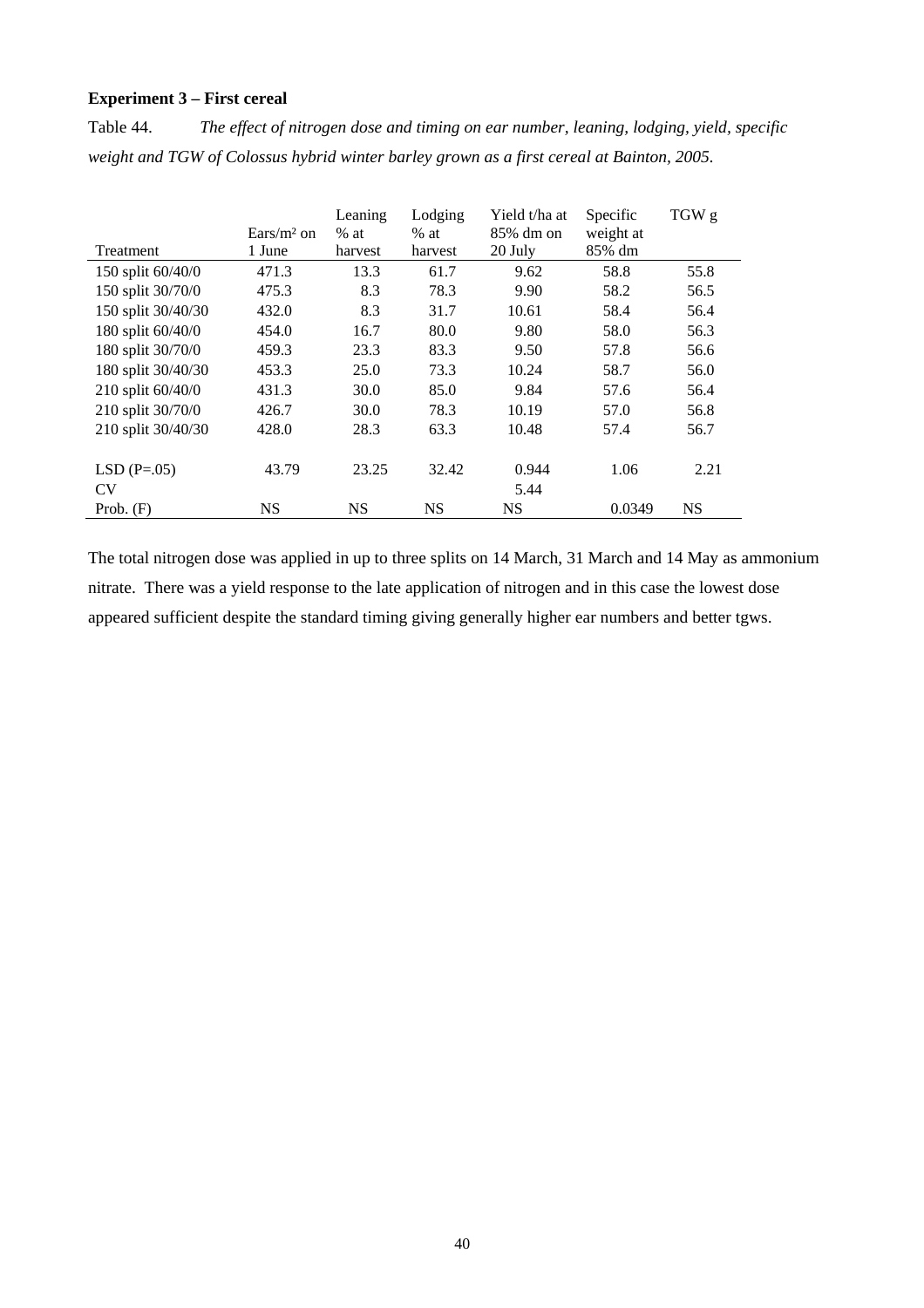**Experiment 3 – First cereal**

Table 44. *The effect of nitrogen dose and timing on ear number, leaning, lodging, yield, specific weight and TGW of Colossus hybrid winter barley grown as a first cereal at Bainton, 2005.*

| Treatment | Ears/m² on 1 June | Leaning % at harvest | Lodging % at harvest | Yield t/ha at 85% dm on 20 July | Specific weight at 85% dm | TGW g |
|---|---|---|---|---|---|---|
| 150 split 60/40/0 | 471.3 | 13.3 | 61.7 | 9.62 | 58.8 | 55.8 |
| 150 split 30/70/0 | 475.3 | 8.3 | 78.3 | 9.90 | 58.2 | 56.5 |
| 150 split 30/40/30 | 432.0 | 8.3 | 31.7 | 10.61 | 58.4 | 56.4 |
| 180 split 60/40/0 | 454.0 | 16.7 | 80.0 | 9.80 | 58.0 | 56.3 |
| 180 split 30/70/0 | 459.3 | 23.3 | 83.3 | 9.50 | 57.8 | 56.6 |
| 180 split 30/40/30 | 453.3 | 25.0 | 73.3 | 10.24 | 58.7 | 56.0 |
| 210 split 60/40/0 | 431.3 | 30.0 | 85.0 | 9.84 | 57.6 | 56.4 |
| 210 split 30/70/0 | 426.7 | 30.0 | 78.3 | 10.19 | 57.0 | 56.8 |
| 210 split 30/40/30 | 428.0 | 28.3 | 63.3 | 10.48 | 57.4 | 56.7 |
| | | | | | | |
| LSD (P=.05) | 43.79 | 23.25 | 32.42 | 0.944 | 1.06 | 2.21 |
| CV | | | | 5.44 | | |
| Prob. (F) | NS | NS | NS | NS | 0.0349 | NS |

The total nitrogen dose was applied in up to three splits on 14 March, 31 March and 14 May as ammonium nitrate. There was a yield response to the late application of nitrogen and in this case the lowest dose appeared sufficient despite the standard timing giving generally higher ear numbers and better tgws.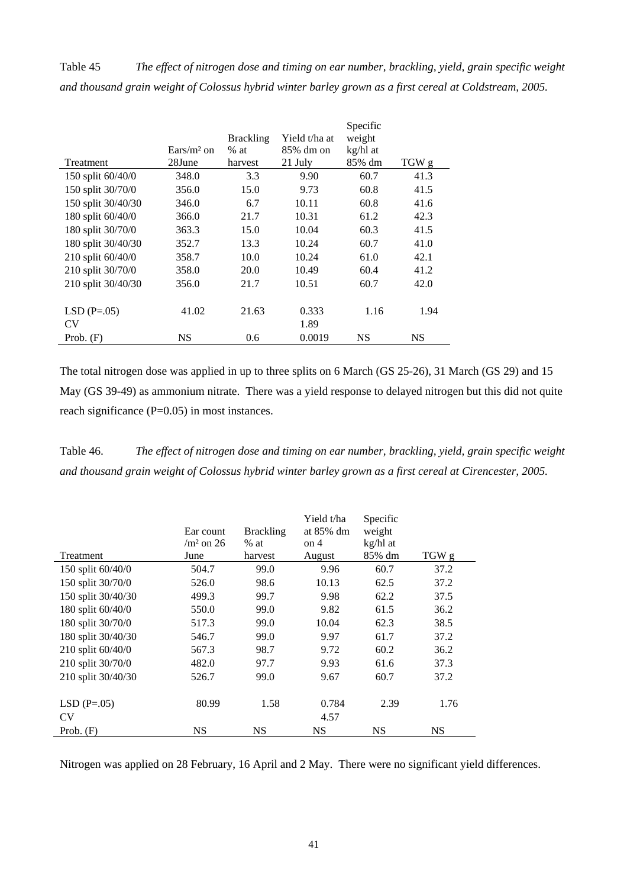Table 45 *The effect of nitrogen dose and timing on ear number, brackling, yield, grain specific weight and thousand grain weight of Colossus hybrid winter barley grown as a first cereal at Coldstream, 2005.*

| Treatment | Ears/m² on 28June | Brackling % at harvest | Yield t/ha at 85% dm on 21 July | Specific weight kg/hl at 85% dm | TGW g |
|---|---|---|---|---|---|
| 150 split 60/40/0 | 348.0 | 3.3 | 9.90 | 60.7 | 41.3 |
| 150 split 30/70/0 | 356.0 | 15.0 | 9.73 | 60.8 | 41.5 |
| 150 split 30/40/30 | 346.0 | 6.7 | 10.11 | 60.8 | 41.6 |
| 180 split 60/40/0 | 366.0 | 21.7 | 10.31 | 61.2 | 42.3 |
| 180 split 30/70/0 | 363.3 | 15.0 | 10.04 | 60.3 | 41.5 |
| 180 split 30/40/30 | 352.7 | 13.3 | 10.24 | 60.7 | 41.0 |
| 210 split 60/40/0 | 358.7 | 10.0 | 10.24 | 61.0 | 42.1 |
| 210 split 30/70/0 | 358.0 | 20.0 | 10.49 | 60.4 | 41.2 |
| 210 split 30/40/30 | 356.0 | 21.7 | 10.51 | 60.7 | 42.0 |
| | | | | | |
| LSD (P=.05) | 41.02 | 21.63 | 0.333 | 1.16 | 1.94 |
| CV | | | 1.89 | | |
| Prob. (F) | NS | 0.6 | 0.0019 | NS | NS |

The total nitrogen dose was applied in up to three splits on 6 March (GS 25-26), 31 March (GS 29) and 15 May (GS 39-49) as ammonium nitrate. There was a yield response to delayed nitrogen but this did not quite reach significance (P=0.05) in most instances.

Table 46. *The effect of nitrogen dose and timing on ear number, brackling, yield, grain specific weight and thousand grain weight of Colossus hybrid winter barley grown as a first cereal at Cirencester, 2005.*

| Treatment | Ear count /m² on 26 June | Brackling % at harvest | Yield t/ha at 85% dm on 4 August | Specific weight kg/hl at 85% dm | TGW g |
|---|---|---|---|---|---|
| 150 split 60/40/0 | 504.7 | 99.0 | 9.96 | 60.7 | 37.2 |
| 150 split 30/70/0 | 526.0 | 98.6 | 10.13 | 62.5 | 37.2 |
| 150 split 30/40/30 | 499.3 | 99.7 | 9.98 | 62.2 | 37.5 |
| 180 split 60/40/0 | 550.0 | 99.0 | 9.82 | 61.5 | 36.2 |
| 180 split 30/70/0 | 517.3 | 99.0 | 10.04 | 62.3 | 38.5 |
| 180 split 30/40/30 | 546.7 | 99.0 | 9.97 | 61.7 | 37.2 |
| 210 split 60/40/0 | 567.3 | 98.7 | 9.72 | 60.2 | 36.2 |
| 210 split 30/70/0 | 482.0 | 97.7 | 9.93 | 61.6 | 37.3 |
| 210 split 30/40/30 | 526.7 | 99.0 | 9.67 | 60.7 | 37.2 |
| | | | | | |
| LSD (P=.05) | 80.99 | 1.58 | 0.784 | 2.39 | 1.76 |
| CV | | | 4.57 | | |
| Prob. (F) | NS | NS | NS | NS | NS |

Nitrogen was applied on 28 February, 16 April and 2 May. There were no significant yield differences.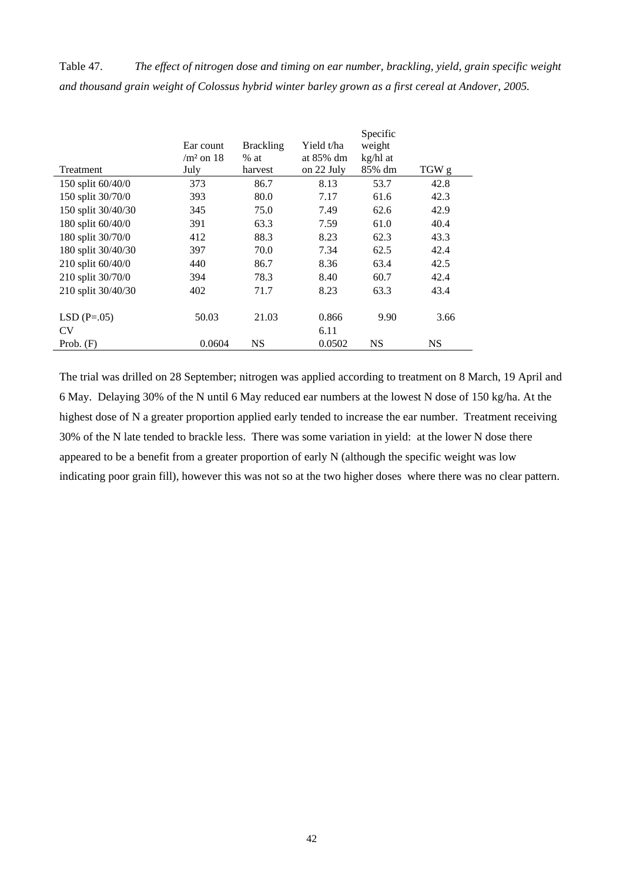Table 47. *The effect of nitrogen dose and timing on ear number, brackling, yield, grain specific weight and thousand grain weight of Colossus hybrid winter barley grown as a first cereal at Andover, 2005.*

| Treatment | Ear count /m² on 18 July | Brackling % at harvest | Yield t/ha at 85% dm on 22 July | Specific weight kg/hl at 85% dm | TGW g |
|---|---|---|---|---|---|
| 150 split 60/40/0 | 373 | 86.7 | 8.13 | 53.7 | 42.8 |
| 150 split 30/70/0 | 393 | 80.0 | 7.17 | 61.6 | 42.3 |
| 150 split 30/40/30 | 345 | 75.0 | 7.49 | 62.6 | 42.9 |
| 180 split 60/40/0 | 391 | 63.3 | 7.59 | 61.0 | 40.4 |
| 180 split 30/70/0 | 412 | 88.3 | 8.23 | 62.3 | 43.3 |
| 180 split 30/40/30 | 397 | 70.0 | 7.34 | 62.5 | 42.4 |
| 210 split 60/40/0 | 440 | 86.7 | 8.36 | 63.4 | 42.5 |
| 210 split 30/70/0 | 394 | 78.3 | 8.40 | 60.7 | 42.4 |
| 210 split 30/40/30 | 402 | 71.7 | 8.23 | 63.3 | 43.4 |
| | | | | | |
| LSD (P=.05) | 50.03 | 21.03 | 0.866 | 9.90 | 3.66 |
| CV | | | 6.11 | | |
| Prob. (F) | 0.0604 | NS | 0.0502 | NS | NS |

The trial was drilled on 28 September; nitrogen was applied according to treatment on 8 March, 19 April and 6 May. Delaying 30% of the N until 6 May reduced ear numbers at the lowest N dose of 150 kg/ha. At the highest dose of N a greater proportion applied early tended to increase the ear number. Treatment receiving 30% of the N late tended to brackle less. There was some variation in yield: at the lower N dose there appeared to be a benefit from a greater proportion of early N (although the specific weight was low indicating poor grain fill), however this was not so at the two higher doses where there was no clear pattern.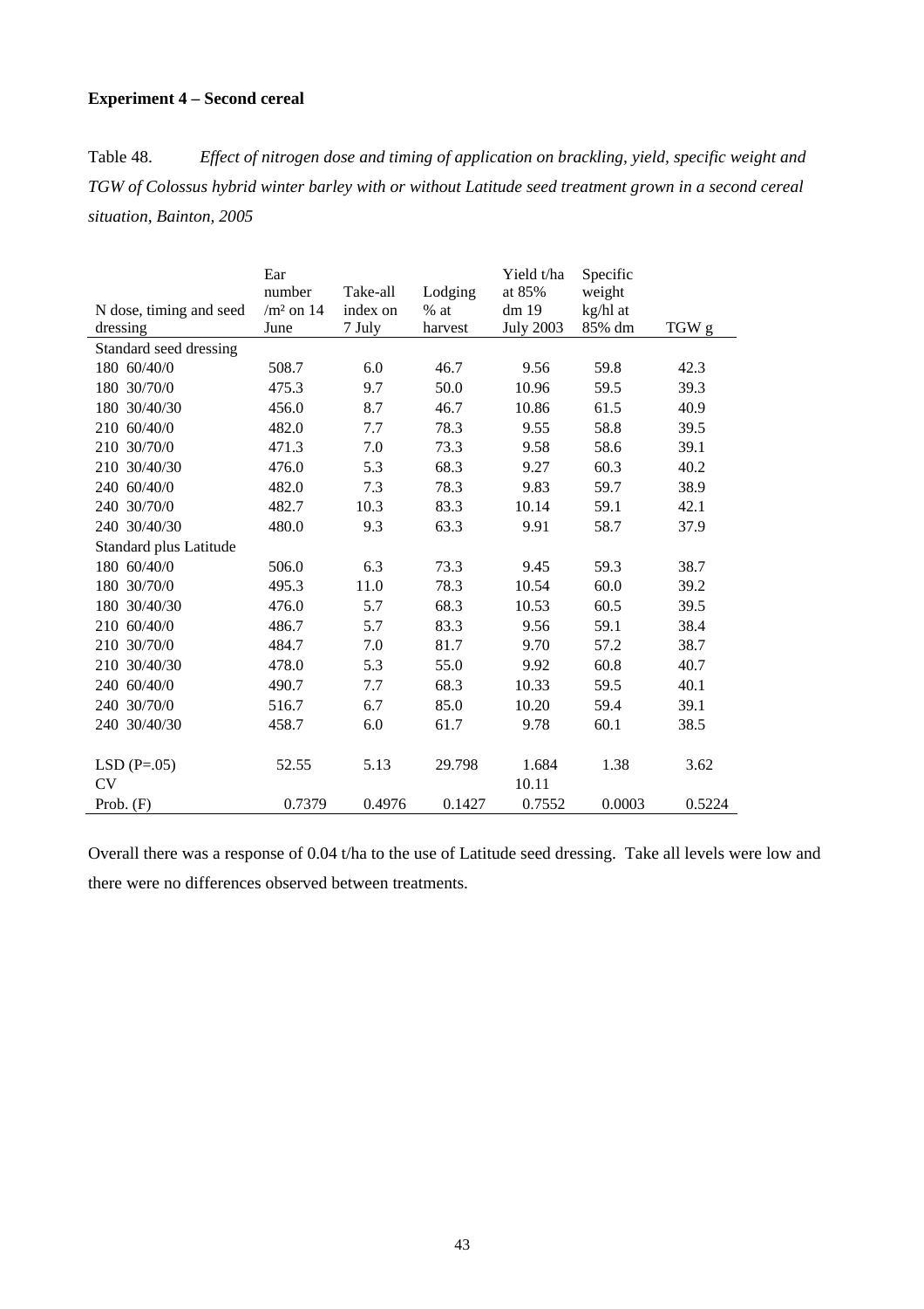**Experiment 4 – Second cereal**

Table 48. *Effect of nitrogen dose and timing of application on brackling, yield, specific weight and TGW of Colossus hybrid winter barley with or without Latitude seed treatment grown in a second cereal situation, Bainton, 2005*

| N dose, timing and seed dressing | Ear number /m² on 14 June | Take-all index on 7 July | Lodging % at harvest | Yield t/ha at 85% dm 19 July 2003 | Specific weight kg/hl at 85% dm | TGW g |
|---|---|---|---|---|---|---|
| Standard seed dressing | | | | | | |
| 180 60/40/0 | 508.7 | 6.0 | 46.7 | 9.56 | 59.8 | 42.3 |
| 180 30/70/0 | 475.3 | 9.7 | 50.0 | 10.96 | 59.5 | 39.3 |
| 180 30/40/30 | 456.0 | 8.7 | 46.7 | 10.86 | 61.5 | 40.9 |
| 210 60/40/0 | 482.0 | 7.7 | 78.3 | 9.55 | 58.8 | 39.5 |
| 210 30/70/0 | 471.3 | 7.0 | 73.3 | 9.58 | 58.6 | 39.1 |
| 210 30/40/30 | 476.0 | 5.3 | 68.3 | 9.27 | 60.3 | 40.2 |
| 240 60/40/0 | 482.0 | 7.3 | 78.3 | 9.83 | 59.7 | 38.9 |
| 240 30/70/0 | 482.7 | 10.3 | 83.3 | 10.14 | 59.1 | 42.1 |
| 240 30/40/30 | 480.0 | 9.3 | 63.3 | 9.91 | 58.7 | 37.9 |
| Standard plus Latitude | | | | | | |
| 180 60/40/0 | 506.0 | 6.3 | 73.3 | 9.45 | 59.3 | 38.7 |
| 180 30/70/0 | 495.3 | 11.0 | 78.3 | 10.54 | 60.0 | 39.2 |
| 180 30/40/30 | 476.0 | 5.7 | 68.3 | 10.53 | 60.5 | 39.5 |
| 210 60/40/0 | 486.7 | 5.7 | 83.3 | 9.56 | 59.1 | 38.4 |
| 210 30/70/0 | 484.7 | 7.0 | 81.7 | 9.70 | 57.2 | 38.7 |
| 210 30/40/30 | 478.0 | 5.3 | 55.0 | 9.92 | 60.8 | 40.7 |
| 240 60/40/0 | 490.7 | 7.7 | 68.3 | 10.33 | 59.5 | 40.1 |
| 240 30/70/0 | 516.7 | 6.7 | 85.0 | 10.20 | 59.4 | 39.1 |
| 240 30/40/30 | 458.7 | 6.0 | 61.7 | 9.78 | 60.1 | 38.5 |
| LSD (P=.05) | 52.55 | 5.13 | 29.798 | 1.684 | 1.38 | 3.62 |
| CV | | | | 10.11 | | |
| Prob. (F) | 0.7379 | 0.4976 | 0.1427 | 0.7552 | 0.0003 | 0.5224 |

Overall there was a response of 0.04 t/ha to the use of Latitude seed dressing. Take all levels were low and there were no differences observed between treatments.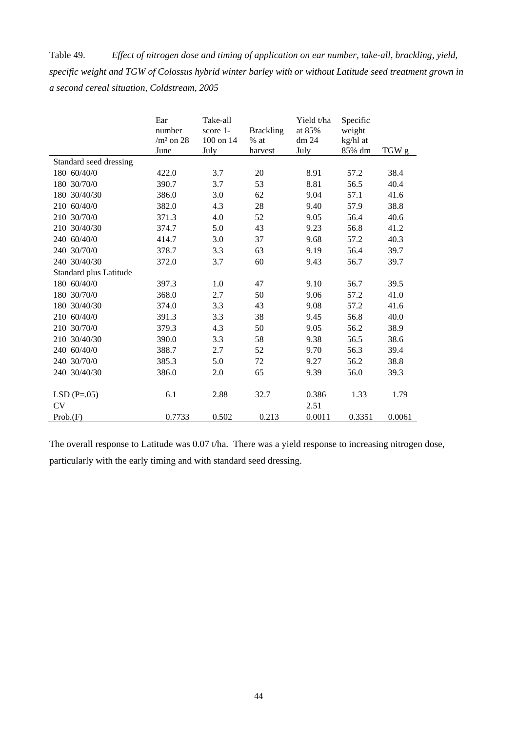Table 49. *Effect of nitrogen dose and timing of application on ear number, take-all, brackling, yield, specific weight and TGW of Colossus hybrid winter barley with or without Latitude seed treatment grown in a second cereal situation, Coldstream, 2005*

| | Ear number /m² on 28 June | Take-all score 1-100 on 14 July | Brackling % at harvest | Yield t/ha at 85% dm 24 July | Specific weight kg/hl at 85% dm | TGW g |
|---|---|---|---|---|---|---|
| Standard seed dressing | | | | | | |
| 180 60/40/0 | 422.0 | 3.7 | 20 | 8.91 | 57.2 | 38.4 |
| 180 30/70/0 | 390.7 | 3.7 | 53 | 8.81 | 56.5 | 40.4 |
| 180 30/40/30 | 386.0 | 3.0 | 62 | 9.04 | 57.1 | 41.6 |
| 210 60/40/0 | 382.0 | 4.3 | 28 | 9.40 | 57.9 | 38.8 |
| 210 30/70/0 | 371.3 | 4.0 | 52 | 9.05 | 56.4 | 40.6 |
| 210 30/40/30 | 374.7 | 5.0 | 43 | 9.23 | 56.8 | 41.2 |
| 240 60/40/0 | 414.7 | 3.0 | 37 | 9.68 | 57.2 | 40.3 |
| 240 30/70/0 | 378.7 | 3.3 | 63 | 9.19 | 56.4 | 39.7 |
| 240 30/40/30 | 372.0 | 3.7 | 60 | 9.43 | 56.7 | 39.7 |
| Standard plus Latitude | | | | | | |
| 180 60/40/0 | 397.3 | 1.0 | 47 | 9.10 | 56.7 | 39.5 |
| 180 30/70/0 | 368.0 | 2.7 | 50 | 9.06 | 57.2 | 41.0 |
| 180 30/40/30 | 374.0 | 3.3 | 43 | 9.08 | 57.2 | 41.6 |
| 210 60/40/0 | 391.3 | 3.3 | 38 | 9.45 | 56.8 | 40.0 |
| 210 30/70/0 | 379.3 | 4.3 | 50 | 9.05 | 56.2 | 38.9 |
| 210 30/40/30 | 390.0 | 3.3 | 58 | 9.38 | 56.5 | 38.6 |
| 240 60/40/0 | 388.7 | 2.7 | 52 | 9.70 | 56.3 | 39.4 |
| 240 30/70/0 | 385.3 | 5.0 | 72 | 9.27 | 56.2 | 38.8 |
| 240 30/40/30 | 386.0 | 2.0 | 65 | 9.39 | 56.0 | 39.3 |
| | | | | | | |
| LSD (P=.05) | 6.1 | 2.88 | 32.7 | 0.386 | 1.33 | 1.79 |
| CV | | | | 2.51 | | |
| Prob.(F) | 0.7733 | 0.502 | 0.213 | 0.0011 | 0.3351 | 0.0061 |

The overall response to Latitude was 0.07 t/ha. There was a yield response to increasing nitrogen dose, particularly with the early timing and with standard seed dressing.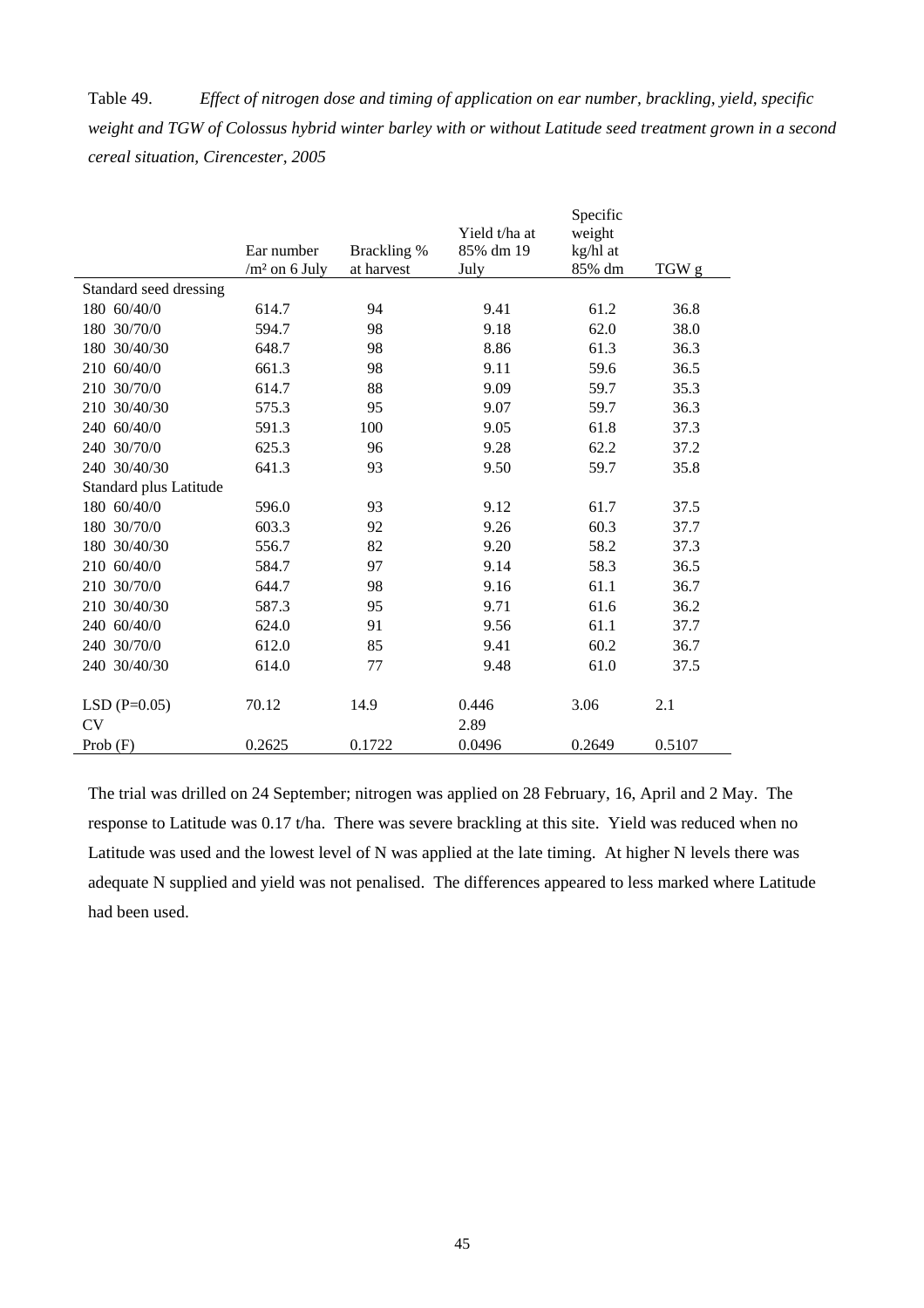Table 49. *Effect of nitrogen dose and timing of application on ear number, brackling, yield, specific weight and TGW of Colossus hybrid winter barley with or without Latitude seed treatment grown in a second cereal situation, Cirencester, 2005*

| | Ear number /m² on 6 July | Brackling % at harvest | Yield t/ha at 85% dm 19 July | Specific weight kg/hl at 85% dm | TGW g |
|---|---|---|---|---|---|
| Standard seed dressing | | | | | |
| 180 60/40/0 | 614.7 | 94 | 9.41 | 61.2 | 36.8 |
| 180 30/70/0 | 594.7 | 98 | 9.18 | 62.0 | 38.0 |
| 180 30/40/30 | 648.7 | 98 | 8.86 | 61.3 | 36.3 |
| 210 60/40/0 | 661.3 | 98 | 9.11 | 59.6 | 36.5 |
| 210 30/70/0 | 614.7 | 88 | 9.09 | 59.7 | 35.3 |
| 210 30/40/30 | 575.3 | 95 | 9.07 | 59.7 | 36.3 |
| 240 60/40/0 | 591.3 | 100 | 9.05 | 61.8 | 37.3 |
| 240 30/70/0 | 625.3 | 96 | 9.28 | 62.2 | 37.2 |
| 240 30/40/30 | 641.3 | 93 | 9.50 | 59.7 | 35.8 |
| Standard plus Latitude | | | | | |
| 180 60/40/0 | 596.0 | 93 | 9.12 | 61.7 | 37.5 |
| 180 30/70/0 | 603.3 | 92 | 9.26 | 60.3 | 37.7 |
| 180 30/40/30 | 556.7 | 82 | 9.20 | 58.2 | 37.3 |
| 210 60/40/0 | 584.7 | 97 | 9.14 | 58.3 | 36.5 |
| 210 30/70/0 | 644.7 | 98 | 9.16 | 61.1 | 36.7 |
| 210 30/40/30 | 587.3 | 95 | 9.71 | 61.6 | 36.2 |
| 240 60/40/0 | 624.0 | 91 | 9.56 | 61.1 | 37.7 |
| 240 30/70/0 | 612.0 | 85 | 9.41 | 60.2 | 36.7 |
| 240 30/40/30 | 614.0 | 77 | 9.48 | 61.0 | 37.5 |
| LSD (P=0.05) | 70.12 | 14.9 | 0.446 | 3.06 | 2.1 |
| CV | | | 2.89 | | |
| Prob (F) | 0.2625 | 0.1722 | 0.0496 | 0.2649 | 0.5107 |

The trial was drilled on 24 September; nitrogen was applied on 28 February, 16, April and 2 May. The response to Latitude was 0.17 t/ha. There was severe brackling at this site. Yield was reduced when no Latitude was used and the lowest level of N was applied at the late timing. At higher N levels there was adequate N supplied and yield was not penalised. The differences appeared to less marked where Latitude had been used.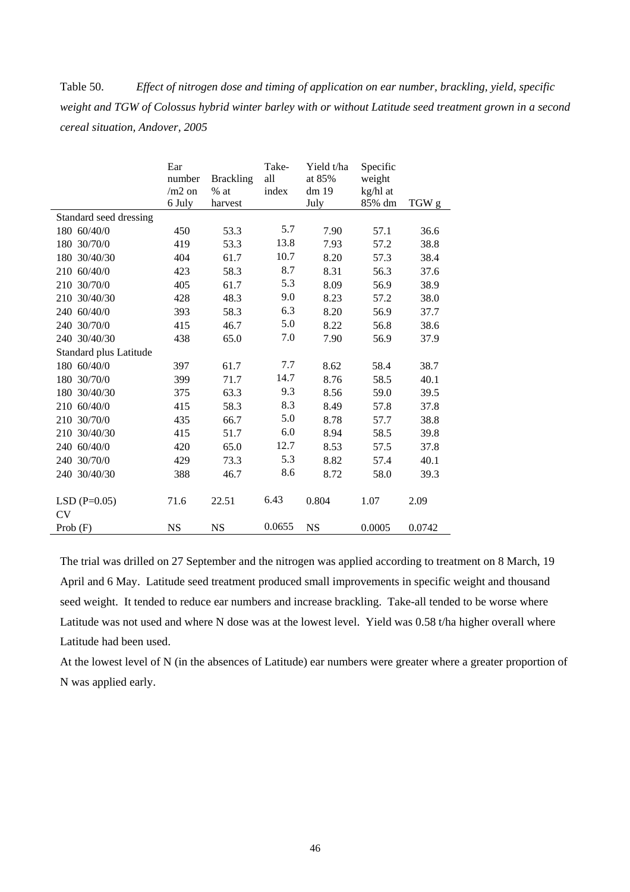Table 50. *Effect of nitrogen dose and timing of application on ear number, brackling, yield, specific weight and TGW of Colossus hybrid winter barley with or without Latitude seed treatment grown in a second cereal situation, Andover, 2005*

| | Ear number /m2 on 6 July | Brackling % at harvest | Take-all index | Yield t/ha at 85% dm 19 July | Specific weight kg/hl at 85% dm | TGW g |
|---|---|---|---|---|---|---|
| Standard seed dressing | | | | | | |
| 180 60/40/0 | 450 | 53.3 | 5.7 | 7.90 | 57.1 | 36.6 |
| 180 30/70/0 | 419 | 53.3 | 13.8 | 7.93 | 57.2 | 38.8 |
| 180 30/40/30 | 404 | 61.7 | 10.7 | 8.20 | 57.3 | 38.4 |
| 210 60/40/0 | 423 | 58.3 | 8.7 | 8.31 | 56.3 | 37.6 |
| 210 30/70/0 | 405 | 61.7 | 5.3 | 8.09 | 56.9 | 38.9 |
| 210 30/40/30 | 428 | 48.3 | 9.0 | 8.23 | 57.2 | 38.0 |
| 240 60/40/0 | 393 | 58.3 | 6.3 | 8.20 | 56.9 | 37.7 |
| 240 30/70/0 | 415 | 46.7 | 5.0 | 8.22 | 56.8 | 38.6 |
| 240 30/40/30 | 438 | 65.0 | 7.0 | 7.90 | 56.9 | 37.9 |
| Standard plus Latitude | | | | | | |
| 180 60/40/0 | 397 | 61.7 | 7.7 | 8.62 | 58.4 | 38.7 |
| 180 30/70/0 | 399 | 71.7 | 14.7 | 8.76 | 58.5 | 40.1 |
| 180 30/40/30 | 375 | 63.3 | 9.3 | 8.56 | 59.0 | 39.5 |
| 210 60/40/0 | 415 | 58.3 | 8.3 | 8.49 | 57.8 | 37.8 |
| 210 30/70/0 | 435 | 66.7 | 5.0 | 8.78 | 57.7 | 38.8 |
| 210 30/40/30 | 415 | 51.7 | 6.0 | 8.94 | 58.5 | 39.8 |
| 240 60/40/0 | 420 | 65.0 | 12.7 | 8.53 | 57.5 | 37.8 |
| 240 30/70/0 | 429 | 73.3 | 5.3 | 8.82 | 57.4 | 40.1 |
| 240 30/40/30 | 388 | 46.7 | 8.6 | 8.72 | 58.0 | 39.3 |
| | | | | | | |
| LSD (P=0.05) | 71.6 | 22.51 | 6.43 | 0.804 | 1.07 | 2.09 |
| CV | | | | | | |
| Prob (F) | NS | NS | 0.0655 | NS | 0.0005 | 0.0742 |

The trial was drilled on 27 September and the nitrogen was applied according to treatment on 8 March, 19 April and 6 May. Latitude seed treatment produced small improvements in specific weight and thousand seed weight. It tended to reduce ear numbers and increase brackling. Take-all tended to be worse where Latitude was not used and where N dose was at the lowest level. Yield was 0.58 t/ha higher overall where Latitude had been used.

At the lowest level of N (in the absences of Latitude) ear numbers were greater where a greater proportion of N was applied early.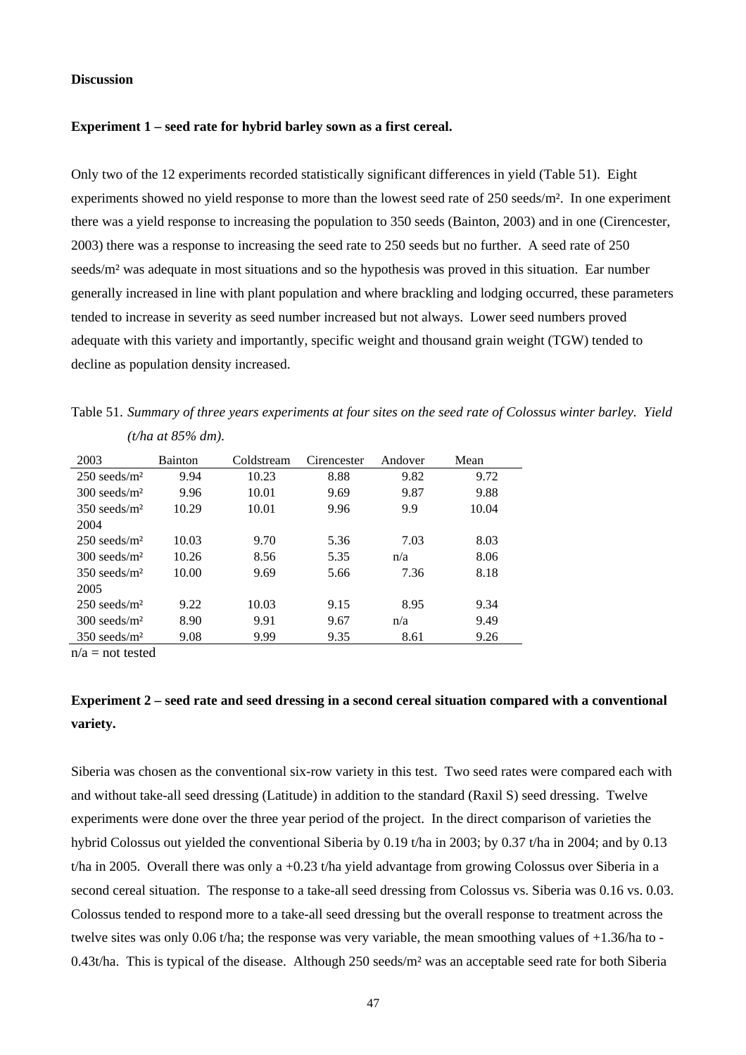**Discussion**

**Experiment 1 – seed rate for hybrid barley sown as a first cereal.**

Only two of the 12 experiments recorded statistically significant differences in yield (Table 51). Eight experiments showed no yield response to more than the lowest seed rate of 250 seeds/m². In one experiment there was a yield response to increasing the population to 350 seeds (Bainton, 2003) and in one (Cirencester, 2003) there was a response to increasing the seed rate to 250 seeds but no further. A seed rate of 250 seeds/m² was adequate in most situations and so the hypothesis was proved in this situation. Ear number generally increased in line with plant population and where brackling and lodging occurred, these parameters tended to increase in severity as seed number increased but not always. Lower seed numbers proved adequate with this variety and importantly, specific weight and thousand grain weight (TGW) tended to decline as population density increased.

Table 51. *Summary of three years experiments at four sites on the seed rate of Colossus winter barley. Yield (t/ha at 85% dm).*

| 2003 | Bainton | Coldstream | Cirencester | Andover | Mean |
|---|---|---|---|---|---|
| 250 seeds/m² | 9.94 | 10.23 | 8.88 | 9.82 | 9.72 |
| 300 seeds/m² | 9.96 | 10.01 | 9.69 | 9.87 | 9.88 |
| 350 seeds/m² | 10.29 | 10.01 | 9.96 | 9.9 | 10.04 |
| 2004 | | | | | |
| 250 seeds/m² | 10.03 | 9.70 | 5.36 | 7.03 | 8.03 |
| 300 seeds/m² | 10.26 | 8.56 | 5.35 | n/a | 8.06 |
| 350 seeds/m² | 10.00 | 9.69 | 5.66 | 7.36 | 8.18 |
| 2005 | | | | | |
| 250 seeds/m² | 9.22 | 10.03 | 9.15 | 8.95 | 9.34 |
| 300 seeds/m² | 8.90 | 9.91 | 9.67 | n/a | 9.49 |
| 350 seeds/m² | 9.08 | 9.99 | 9.35 | 8.61 | 9.26 |

n/a = not tested

**Experiment 2 – seed rate and seed dressing in a second cereal situation compared with a conventional variety.**

Siberia was chosen as the conventional six-row variety in this test. Two seed rates were compared each with and without take-all seed dressing (Latitude) in addition to the standard (Raxil S) seed dressing. Twelve experiments were done over the three year period of the project. In the direct comparison of varieties the hybrid Colossus out yielded the conventional Siberia by 0.19 t/ha in 2003; by 0.37 t/ha in 2004; and by 0.13 t/ha in 2005. Overall there was only a +0.23 t/ha yield advantage from growing Colossus over Siberia in a second cereal situation. The response to a take-all seed dressing from Colossus vs. Siberia was 0.16 vs. 0.03. Colossus tended to respond more to a take-all seed dressing but the overall response to treatment across the twelve sites was only 0.06 t/ha; the response was very variable, the mean smoothing values of +1.36/ha to -0.43t/ha. This is typical of the disease. Although 250 seeds/m² was an acceptable seed rate for both Siberia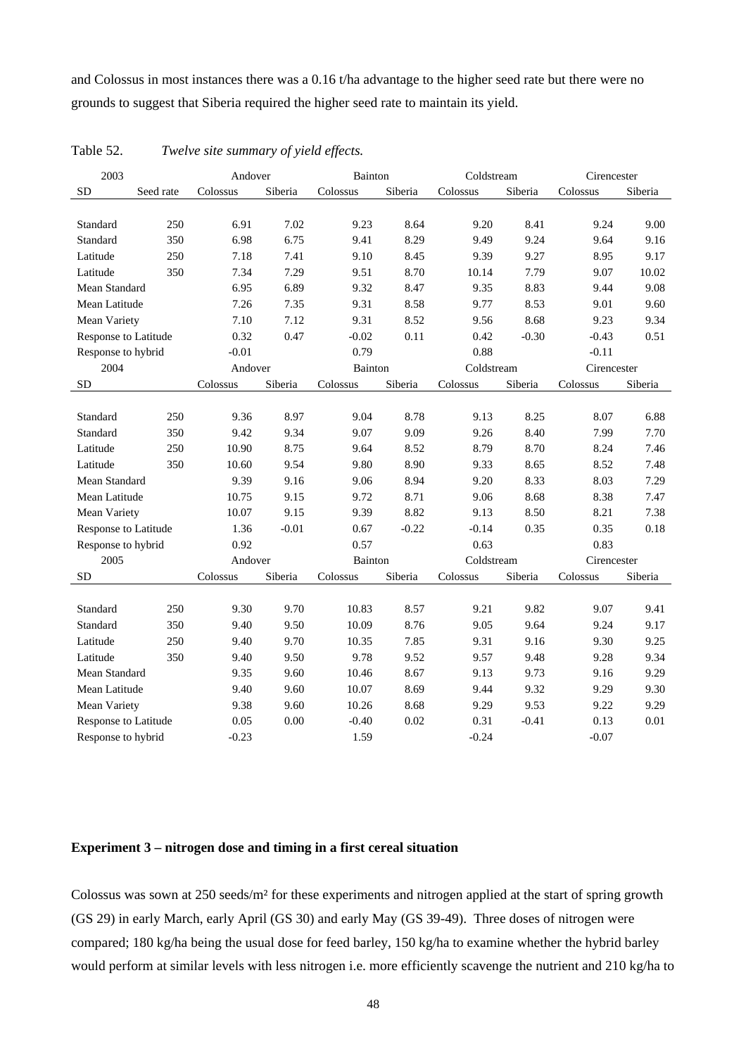and Colossus in most instances there was a 0.16 t/ha advantage to the higher seed rate but there were no grounds to suggest that Siberia required the higher seed rate to maintain its yield.

Table 52. *Twelve site summary of yield effects.*

| 2003 | | Andover | | Bainton | | Coldstream | | Cirencester | |
|---|---|---|---|---|---|---|---|---|---|
| SD | Seed rate | Colossus | Siberia | Colossus | Siberia | Colossus | Siberia | Colossus | Siberia |
| Standard | 250 | 6.91 | 7.02 | 9.23 | 8.64 | 9.20 | 8.41 | 9.24 | 9.00 |
| Standard | 350 | 6.98 | 6.75 | 9.41 | 8.29 | 9.49 | 9.24 | 9.64 | 9.16 |
| Latitude | 250 | 7.18 | 7.41 | 9.10 | 8.45 | 9.39 | 9.27 | 8.95 | 9.17 |
| Latitude | 350 | 7.34 | 7.29 | 9.51 | 8.70 | 10.14 | 7.79 | 9.07 | 10.02 |
| Mean Standard | | 6.95 | 6.89 | 9.32 | 8.47 | 9.35 | 8.83 | 9.44 | 9.08 |
| Mean Latitude | | 7.26 | 7.35 | 9.31 | 8.58 | 9.77 | 8.53 | 9.01 | 9.60 |
| Mean Variety | | 7.10 | 7.12 | 9.31 | 8.52 | 9.56 | 8.68 | 9.23 | 9.34 |
| Response to Latitude | | 0.32 | 0.47 | -0.02 | 0.11 | 0.42 | -0.30 | -0.43 | 0.51 |
| Response to hybrid | | -0.01 | | 0.79 | | 0.88 | | -0.11 | |
| 2004 | | Andover | | Bainton | | Coldstream | | Cirencester | |
| SD | | Colossus | Siberia | Colossus | Siberia | Colossus | Siberia | Colossus | Siberia |
| Standard | 250 | 9.36 | 8.97 | 9.04 | 8.78 | 9.13 | 8.25 | 8.07 | 6.88 |
| Standard | 350 | 9.42 | 9.34 | 9.07 | 9.09 | 9.26 | 8.40 | 7.99 | 7.70 |
| Latitude | 250 | 10.90 | 8.75 | 9.64 | 8.52 | 8.79 | 8.70 | 8.24 | 7.46 |
| Latitude | 350 | 10.60 | 9.54 | 9.80 | 8.90 | 9.33 | 8.65 | 8.52 | 7.48 |
| Mean Standard | | 9.39 | 9.16 | 9.06 | 8.94 | 9.20 | 8.33 | 8.03 | 7.29 |
| Mean Latitude | | 10.75 | 9.15 | 9.72 | 8.71 | 9.06 | 8.68 | 8.38 | 7.47 |
| Mean Variety | | 10.07 | 9.15 | 9.39 | 8.82 | 9.13 | 8.50 | 8.21 | 7.38 |
| Response to Latitude | | 1.36 | -0.01 | 0.67 | -0.22 | -0.14 | 0.35 | 0.35 | 0.18 |
| Response to hybrid | | 0.92 | | 0.57 | | 0.63 | | 0.83 | |
| 2005 | | Andover | | Bainton | | Coldstream | | Cirencester | |
| SD | | Colossus | Siberia | Colossus | Siberia | Colossus | Siberia | Colossus | Siberia |
| Standard | 250 | 9.30 | 9.70 | 10.83 | 8.57 | 9.21 | 9.82 | 9.07 | 9.41 |
| Standard | 350 | 9.40 | 9.50 | 10.09 | 8.76 | 9.05 | 9.64 | 9.24 | 9.17 |
| Latitude | 250 | 9.40 | 9.70 | 10.35 | 7.85 | 9.31 | 9.16 | 9.30 | 9.25 |
| Latitude | 350 | 9.40 | 9.50 | 9.78 | 9.52 | 9.57 | 9.48 | 9.28 | 9.34 |
| Mean Standard | | 9.35 | 9.60 | 10.46 | 8.67 | 9.13 | 9.73 | 9.16 | 9.29 |
| Mean Latitude | | 9.40 | 9.60 | 10.07 | 8.69 | 9.44 | 9.32 | 9.29 | 9.30 |
| Mean Variety | | 9.38 | 9.60 | 10.26 | 8.68 | 9.29 | 9.53 | 9.22 | 9.29 |
| Response to Latitude | | 0.05 | 0.00 | -0.40 | 0.02 | 0.31 | -0.41 | 0.13 | 0.01 |
| Response to hybrid | | -0.23 | | 1.59 | | -0.24 | | -0.07 | |

**Experiment 3 – nitrogen dose and timing in a first cereal situation**

Colossus was sown at 250 seeds/m² for these experiments and nitrogen applied at the start of spring growth (GS 29) in early March, early April (GS 30) and early May (GS 39-49). Three doses of nitrogen were compared; 180 kg/ha being the usual dose for feed barley, 150 kg/ha to examine whether the hybrid barley would perform at similar levels with less nitrogen i.e. more efficiently scavenge the nutrient and 210 kg/ha to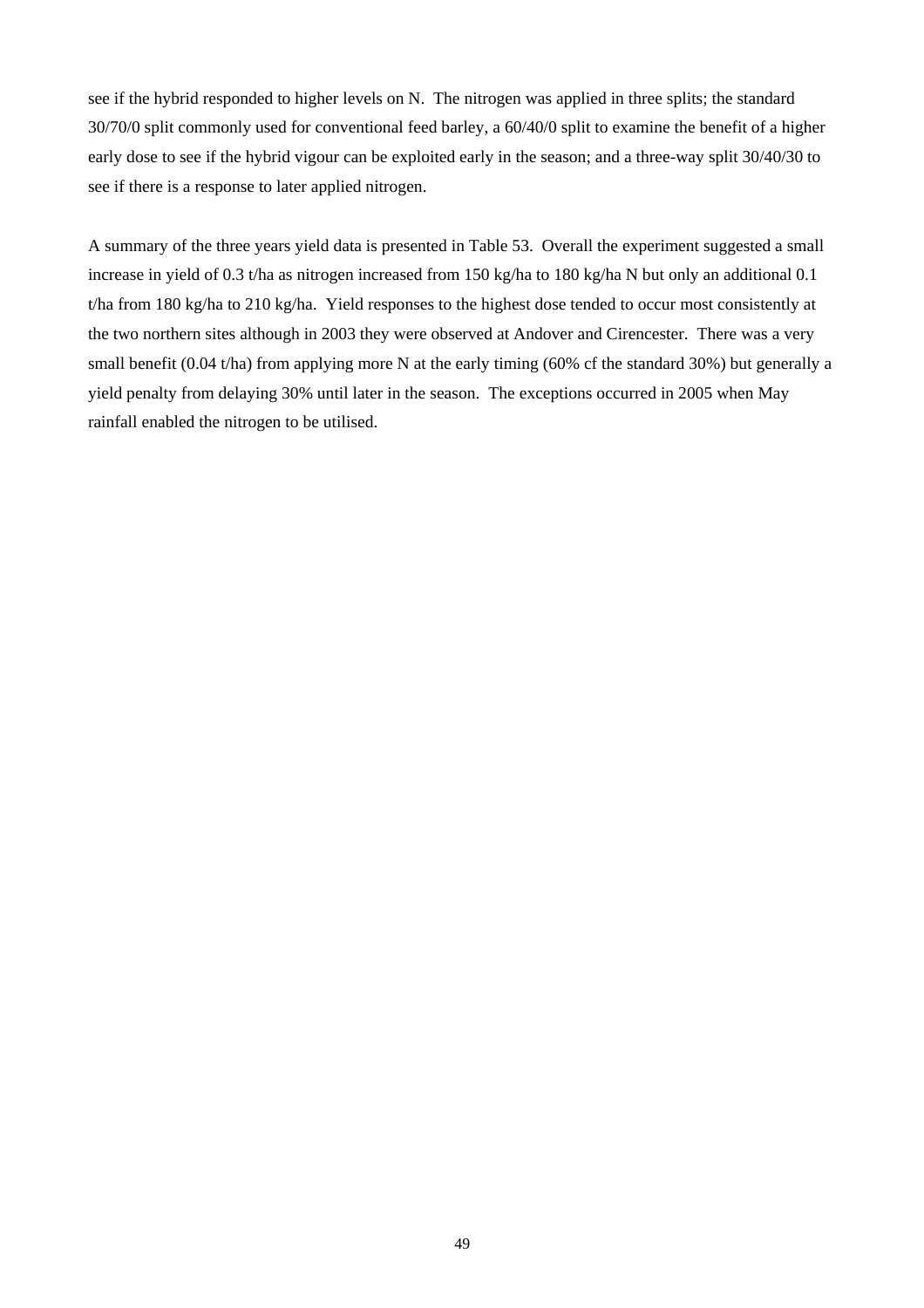see if the hybrid responded to higher levels on N. The nitrogen was applied in three splits; the standard 30/70/0 split commonly used for conventional feed barley, a 60/40/0 split to examine the benefit of a higher early dose to see if the hybrid vigour can be exploited early in the season; and a three-way split 30/40/30 to see if there is a response to later applied nitrogen.

A summary of the three years yield data is presented in Table 53. Overall the experiment suggested a small increase in yield of 0.3 t/ha as nitrogen increased from 150 kg/ha to 180 kg/ha N but only an additional 0.1 t/ha from 180 kg/ha to 210 kg/ha. Yield responses to the highest dose tended to occur most consistently at the two northern sites although in 2003 they were observed at Andover and Cirencester. There was a very small benefit (0.04 t/ha) from applying more N at the early timing (60% cf the standard 30%) but generally a yield penalty from delaying 30% until later in the season. The exceptions occurred in 2005 when May rainfall enabled the nitrogen to be utilised.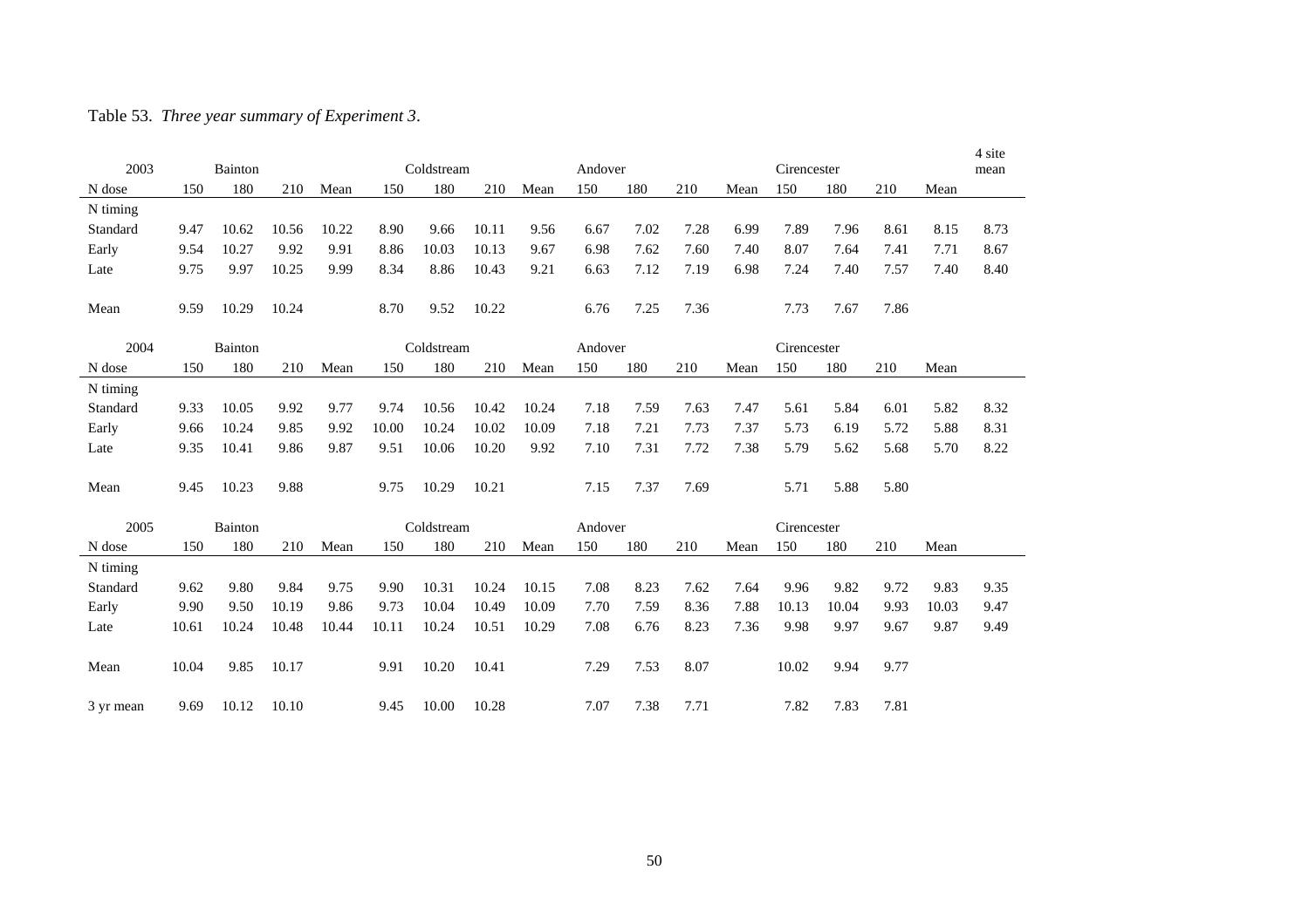Table 53. *Three year summary of Experiment 3*.

| 2003 | Bainton | | | | Coldstream | | | | Andover | | | | Cirencester | | | | 4 site mean |
|---|---|---|---|---|---|---|---|---|---|---|---|---|---|---|---|---|---|
| N dose | 150 | 180 | 210 | Mean | 150 | 180 | 210 | Mean | 150 | 180 | 210 | Mean | 150 | 180 | 210 | Mean | |
| N timing | | | | | | | | | | | | | | | | | |
| Standard | 9.47 | 10.62 | 10.56 | 10.22 | 8.90 | 9.66 | 10.11 | 9.56 | 6.67 | 7.02 | 7.28 | 6.99 | 7.89 | 7.96 | 8.61 | 8.15 | 8.73 |
| Early | 9.54 | 10.27 | 9.92 | 9.91 | 8.86 | 10.03 | 10.13 | 9.67 | 6.98 | 7.62 | 7.60 | 7.40 | 8.07 | 7.64 | 7.41 | 7.71 | 8.67 |
| Late | 9.75 | 9.97 | 10.25 | 9.99 | 8.34 | 8.86 | 10.43 | 9.21 | 6.63 | 7.12 | 7.19 | 6.98 | 7.24 | 7.40 | 7.57 | 7.40 | 8.40 |
| Mean | 9.59 | 10.29 | 10.24 | | 8.70 | 9.52 | 10.22 | | 6.76 | 7.25 | 7.36 | | 7.73 | 7.67 | 7.86 | | |
| **2004** | **Bainton** | | | | **Coldstream** | | | | **Andover** | | | | **Cirencester** | | | | |
| N dose | 150 | 180 | 210 | Mean | 150 | 180 | 210 | Mean | 150 | 180 | 210 | Mean | 150 | 180 | 210 | Mean | |
| N timing | | | | | | | | | | | | | | | | | |
| Standard | 9.33 | 10.05 | 9.92 | 9.77 | 9.74 | 10.56 | 10.42 | 10.24 | 7.18 | 7.59 | 7.63 | 7.47 | 5.61 | 5.84 | 6.01 | 5.82 | 8.32 |
| Early | 9.66 | 10.24 | 9.85 | 9.92 | 10.00 | 10.24 | 10.02 | 10.09 | 7.18 | 7.21 | 7.73 | 7.37 | 5.73 | 6.19 | 5.72 | 5.88 | 8.31 |
| Late | 9.35 | 10.41 | 9.86 | 9.87 | 9.51 | 10.06 | 10.20 | 9.92 | 7.10 | 7.31 | 7.72 | 7.38 | 5.79 | 5.62 | 5.68 | 5.70 | 8.22 |
| Mean | 9.45 | 10.23 | 9.88 | | 9.75 | 10.29 | 10.21 | | 7.15 | 7.37 | 7.69 | | 5.71 | 5.88 | 5.80 | | |
| **2005** | **Bainton** | | | | **Coldstream** | | | | **Andover** | | | | **Cirencester** | | | | |
| N dose | 150 | 180 | 210 | Mean | 150 | 180 | 210 | Mean | 150 | 180 | 210 | Mean | 150 | 180 | 210 | Mean | |
| N timing | | | | | | | | | | | | | | | | | |
| Standard | 9.62 | 9.80 | 9.84 | 9.75 | 9.90 | 10.31 | 10.24 | 10.15 | 7.08 | 8.23 | 7.62 | 7.64 | 9.96 | 9.82 | 9.72 | 9.83 | 9.35 |
| Early | 9.90 | 9.50 | 10.19 | 9.86 | 9.73 | 10.04 | 10.49 | 10.09 | 7.70 | 7.59 | 8.36 | 7.88 | 10.13 | 10.04 | 9.93 | 10.03 | 9.47 |
| Late | 10.61 | 10.24 | 10.48 | 10.44 | 10.11 | 10.24 | 10.51 | 10.29 | 7.08 | 6.76 | 8.23 | 7.36 | 9.98 | 9.97 | 9.67 | 9.87 | 9.49 |
| Mean | 10.04 | 9.85 | 10.17 | | 9.91 | 10.20 | 10.41 | | 7.29 | 7.53 | 8.07 | | 10.02 | 9.94 | 9.77 | | |
| 3 yr mean | 9.69 | 10.12 | 10.10 | | 9.45 | 10.00 | 10.28 | | 7.07 | 7.38 | 7.71 | | 7.82 | 7.83 | 7.81 | | |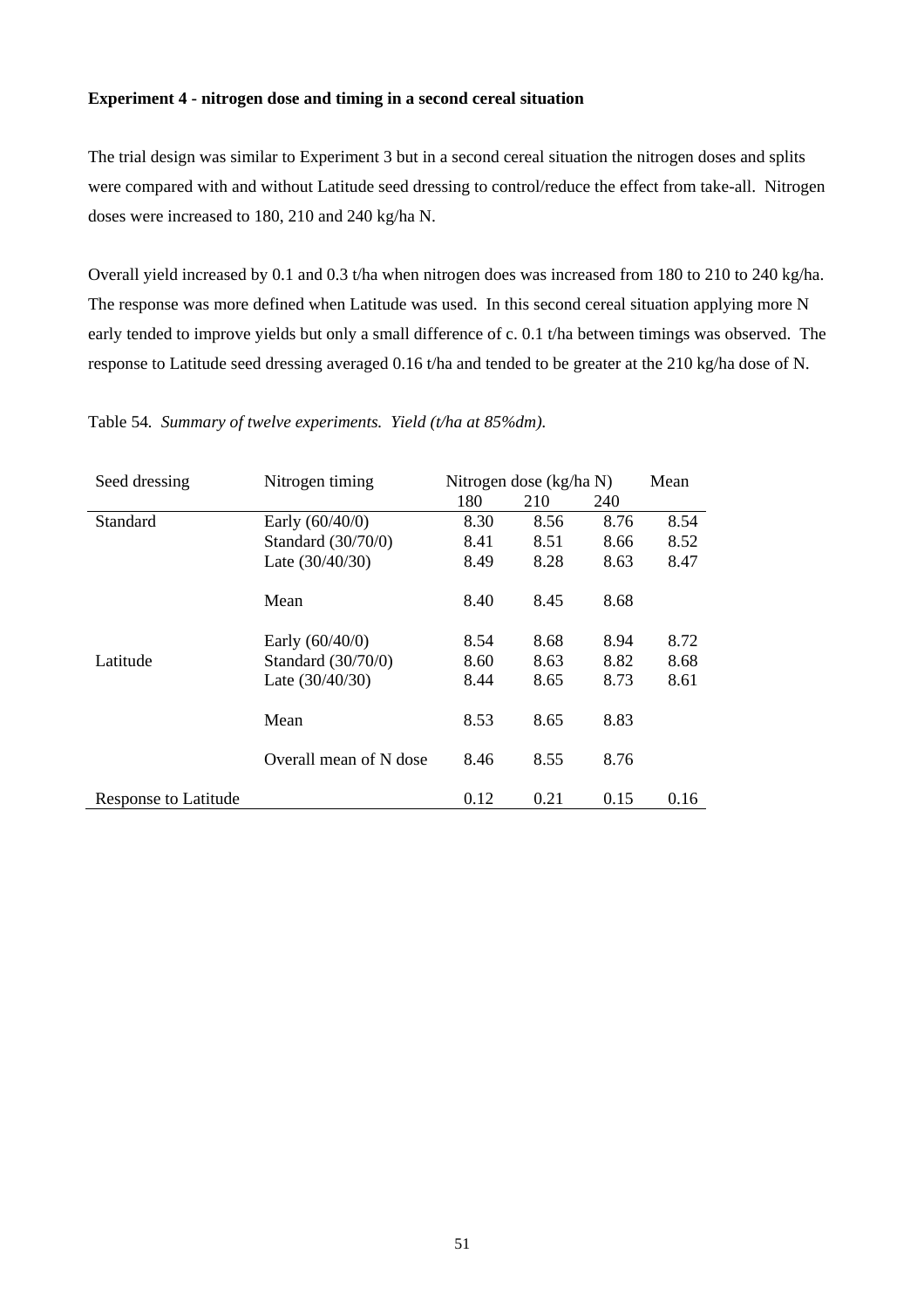**Experiment 4 - nitrogen dose and timing in a second cereal situation**

The trial design was similar to Experiment 3 but in a second cereal situation the nitrogen doses and splits were compared with and without Latitude seed dressing to control/reduce the effect from take-all. Nitrogen doses were increased to 180, 210 and 240 kg/ha N.

Overall yield increased by 0.1 and 0.3 t/ha when nitrogen does was increased from 180 to 210 to 240 kg/ha. The response was more defined when Latitude was used. In this second cereal situation applying more N early tended to improve yields but only a small difference of c. 0.1 t/ha between timings was observed. The response to Latitude seed dressing averaged 0.16 t/ha and tended to be greater at the 210 kg/ha dose of N.

Table 54. *Summary of twelve experiments. Yield (t/ha at 85%dm).*

| Seed dressing | Nitrogen timing | Nitrogen dose (kg/ha N) | | | Mean |
|---|---|---|---|---|---|
| | | 180 | 210 | 240 | |
| Standard | Early (60/40/0) | 8.30 | 8.56 | 8.76 | 8.54 |
| | Standard (30/70/0) | 8.41 | 8.51 | 8.66 | 8.52 |
| | Late (30/40/30) | 8.49 | 8.28 | 8.63 | 8.47 |
| | Mean | 8.40 | 8.45 | 8.68 | |
| | Early (60/40/0) | 8.54 | 8.68 | 8.94 | 8.72 |
| Latitude | Standard (30/70/0) | 8.60 | 8.63 | 8.82 | 8.68 |
| | Late (30/40/30) | 8.44 | 8.65 | 8.73 | 8.61 |
| | Mean | 8.53 | 8.65 | 8.83 | |
| | Overall mean of N dose | 8.46 | 8.55 | 8.76 | |
| Response to Latitude | | 0.12 | 0.21 | 0.15 | 0.16 |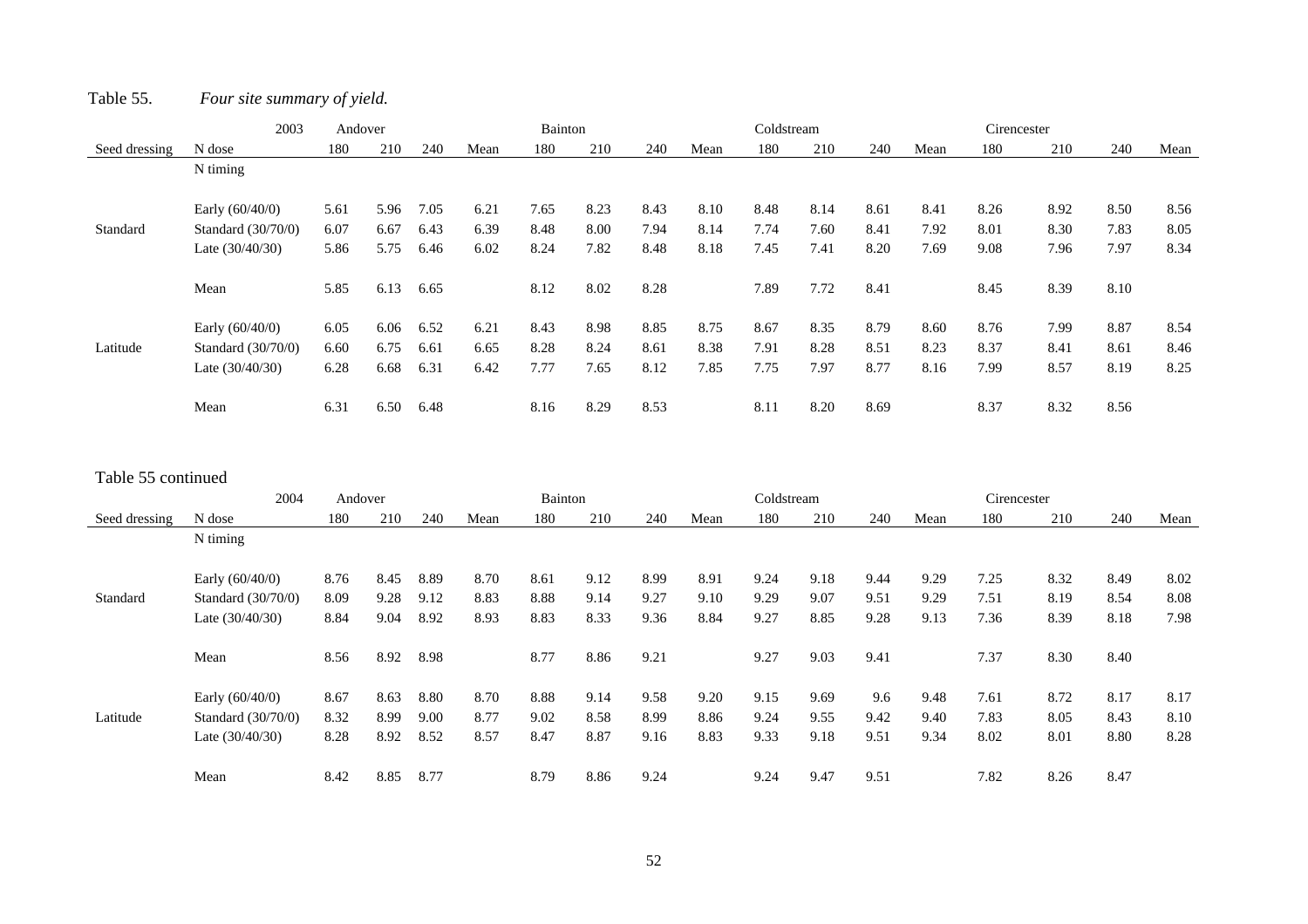Table 55. *Four site summary of yield.*

| 2003 | | Andover | | | | Bainton | | | | Coldstream | | | | Cirencester | | | |
|---|---|---|---|---|---|---|---|---|---|---|---|---|---|---|---|---|---|
| Seed dressing | N dose | 180 | 210 | 240 | Mean | 180 | 210 | 240 | Mean | 180 | 210 | 240 | Mean | 180 | 210 | 240 | Mean |
| | N timing | | | | | | | | | | | | | | | | |
| | Early (60/40/0) | 5.61 | 5.96 | 7.05 | 6.21 | 7.65 | 8.23 | 8.43 | 8.10 | 8.48 | 8.14 | 8.61 | 8.41 | 8.26 | 8.92 | 8.50 | 8.56 |
| Standard | Standard (30/70/0) | 6.07 | 6.67 | 6.43 | 6.39 | 8.48 | 8.00 | 7.94 | 8.14 | 7.74 | 7.60 | 8.41 | 7.92 | 8.01 | 8.30 | 7.83 | 8.05 |
| | Late (30/40/30) | 5.86 | 5.75 | 6.46 | 6.02 | 8.24 | 7.82 | 8.48 | 8.18 | 7.45 | 7.41 | 8.20 | 7.69 | 9.08 | 7.96 | 7.97 | 8.34 |
| | Mean | 5.85 | 6.13 | 6.65 | | 8.12 | 8.02 | 8.28 | | 7.89 | 7.72 | 8.41 | | 8.45 | 8.39 | 8.10 | |
| | Early (60/40/0) | 6.05 | 6.06 | 6.52 | 6.21 | 8.43 | 8.98 | 8.85 | 8.75 | 8.67 | 8.35 | 8.79 | 8.60 | 8.76 | 7.99 | 8.87 | 8.54 |
| Latitude | Standard (30/70/0) | 6.60 | 6.75 | 6.61 | 6.65 | 8.28 | 8.24 | 8.61 | 8.38 | 7.91 | 8.28 | 8.51 | 8.23 | 8.37 | 8.41 | 8.61 | 8.46 |
| | Late (30/40/30) | 6.28 | 6.68 | 6.31 | 6.42 | 7.77 | 7.65 | 8.12 | 7.85 | 7.75 | 7.97 | 8.77 | 8.16 | 7.99 | 8.57 | 8.19 | 8.25 |
| | Mean | 6.31 | 6.50 | 6.48 | | 8.16 | 8.29 | 8.53 | | 8.11 | 8.20 | 8.69 | | 8.37 | 8.32 | 8.56 | |

Table 55 continued

| 2004 | | Andover | | | | Bainton | | | | Coldstream | | | | Cirencester | | | |
|---|---|---|---|---|---|---|---|---|---|---|---|---|---|---|---|---|---|
| Seed dressing | N dose | 180 | 210 | 240 | Mean | 180 | 210 | 240 | Mean | 180 | 210 | 240 | Mean | 180 | 210 | 240 | Mean |
| | N timing | | | | | | | | | | | | | | | | |
| | Early (60/40/0) | 8.76 | 8.45 | 8.89 | 8.70 | 8.61 | 9.12 | 8.99 | 8.91 | 9.24 | 9.18 | 9.44 | 9.29 | 7.25 | 8.32 | 8.49 | 8.02 |
| Standard | Standard (30/70/0) | 8.09 | 9.28 | 9.12 | 8.83 | 8.88 | 9.14 | 9.27 | 9.10 | 9.29 | 9.07 | 9.51 | 9.29 | 7.51 | 8.19 | 8.54 | 8.08 |
| | Late (30/40/30) | 8.84 | 9.04 | 8.92 | 8.93 | 8.83 | 8.33 | 9.36 | 8.84 | 9.27 | 8.85 | 9.28 | 9.13 | 7.36 | 8.39 | 8.18 | 7.98 |
| | Mean | 8.56 | 8.92 | 8.98 | | 8.77 | 8.86 | 9.21 | | 9.27 | 9.03 | 9.41 | | 7.37 | 8.30 | 8.40 | |
| | Early (60/40/0) | 8.67 | 8.63 | 8.80 | 8.70 | 8.88 | 9.14 | 9.58 | 9.20 | 9.15 | 9.69 | 9.6 | 9.48 | 7.61 | 8.72 | 8.17 | 8.17 |
| Latitude | Standard (30/70/0) | 8.32 | 8.99 | 9.00 | 8.77 | 9.02 | 8.58 | 8.99 | 8.86 | 9.24 | 9.55 | 9.42 | 9.40 | 7.83 | 8.05 | 8.43 | 8.10 |
| | Late (30/40/30) | 8.28 | 8.92 | 8.52 | 8.57 | 8.47 | 8.87 | 9.16 | 8.83 | 9.33 | 9.18 | 9.51 | 9.34 | 8.02 | 8.01 | 8.80 | 8.28 |
| | Mean | 8.42 | 8.85 | 8.77 | | 8.79 | 8.86 | 9.24 | | 9.24 | 9.47 | 9.51 | | 7.82 | 8.26 | 8.47 | |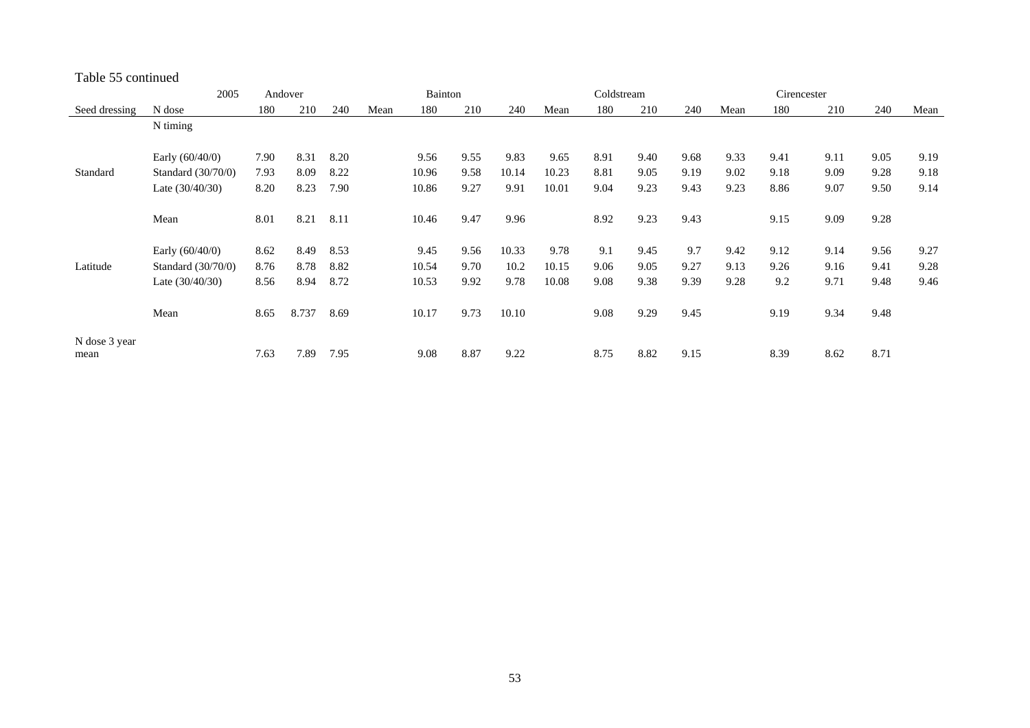Table 55 continued

| | 2005 | Andover | | | | Bainton | | | | Coldstream | | | | Cirencester | | | |
|---|---|---|---|---|---|---|---|---|---|---|---|---|---|---|---|---|---|
| Seed dressing | N dose | 180 | 210 | 240 | Mean | 180 | 210 | 240 | Mean | 180 | 210 | 240 | Mean | 180 | 210 | 240 | Mean |
| | N timing | | | | | | | | | | | | | | | | |
| | Early (60/40/0) | 7.90 | 8.31 | 8.20 | | 9.56 | 9.55 | 9.83 | 9.65 | 8.91 | 9.40 | 9.68 | 9.33 | 9.41 | 9.11 | 9.05 | 9.19 |
| Standard | Standard (30/70/0) | 7.93 | 8.09 | 8.22 | | 10.96 | 9.58 | 10.14 | 10.23 | 8.81 | 9.05 | 9.19 | 9.02 | 9.18 | 9.09 | 9.28 | 9.18 |
| | Late (30/40/30) | 8.20 | 8.23 | 7.90 | | 10.86 | 9.27 | 9.91 | 10.01 | 9.04 | 9.23 | 9.43 | 9.23 | 8.86 | 9.07 | 9.50 | 9.14 |
| | Mean | 8.01 | 8.21 | 8.11 | | 10.46 | 9.47 | 9.96 | | 8.92 | 9.23 | 9.43 | | 9.15 | 9.09 | 9.28 | |
| | Early (60/40/0) | 8.62 | 8.49 | 8.53 | | 9.45 | 9.56 | 10.33 | 9.78 | 9.1 | 9.45 | 9.7 | 9.42 | 9.12 | 9.14 | 9.56 | 9.27 |
| Latitude | Standard (30/70/0) | 8.76 | 8.78 | 8.82 | | 10.54 | 9.70 | 10.2 | 10.15 | 9.06 | 9.05 | 9.27 | 9.13 | 9.26 | 9.16 | 9.41 | 9.28 |
| | Late (30/40/30) | 8.56 | 8.94 | 8.72 | | 10.53 | 9.92 | 9.78 | 10.08 | 9.08 | 9.38 | 9.39 | 9.28 | 9.2 | 9.71 | 9.48 | 9.46 |
| | Mean | 8.65 | 8.737 | 8.69 | | 10.17 | 9.73 | 10.10 | | 9.08 | 9.29 | 9.45 | | 9.19 | 9.34 | 9.48 | |
| N dose 3 year mean | | 7.63 | 7.89 | 7.95 | | 9.08 | 8.87 | 9.22 | | 8.75 | 8.82 | 9.15 | | 8.39 | 8.62 | 8.71 | |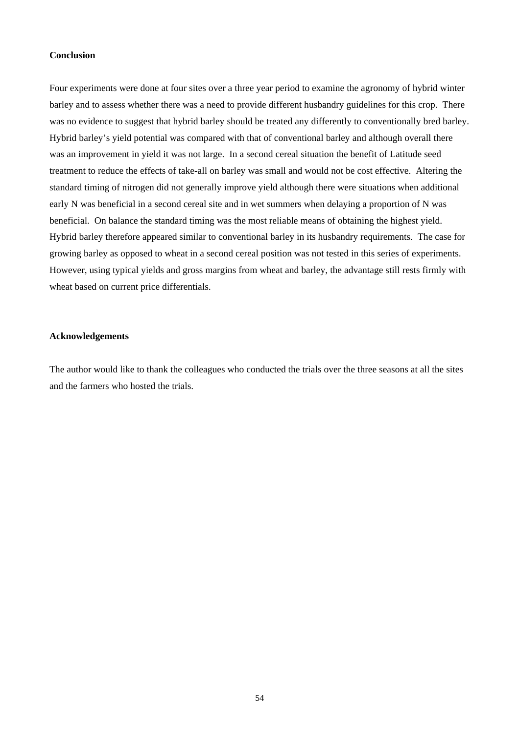**Conclusion**

Four experiments were done at four sites over a three year period to examine the agronomy of hybrid winter barley and to assess whether there was a need to provide different husbandry guidelines for this crop. There was no evidence to suggest that hybrid barley should be treated any differently to conventionally bred barley. Hybrid barley's yield potential was compared with that of conventional barley and although overall there was an improvement in yield it was not large. In a second cereal situation the benefit of Latitude seed treatment to reduce the effects of take-all on barley was small and would not be cost effective. Altering the standard timing of nitrogen did not generally improve yield although there were situations when additional early N was beneficial in a second cereal site and in wet summers when delaying a proportion of N was beneficial. On balance the standard timing was the most reliable means of obtaining the highest yield. Hybrid barley therefore appeared similar to conventional barley in its husbandry requirements. The case for growing barley as opposed to wheat in a second cereal position was not tested in this series of experiments. However, using typical yields and gross margins from wheat and barley, the advantage still rests firmly with wheat based on current price differentials.

**Acknowledgements**

The author would like to thank the colleagues who conducted the trials over the three seasons at all the sites and the farmers who hosted the trials.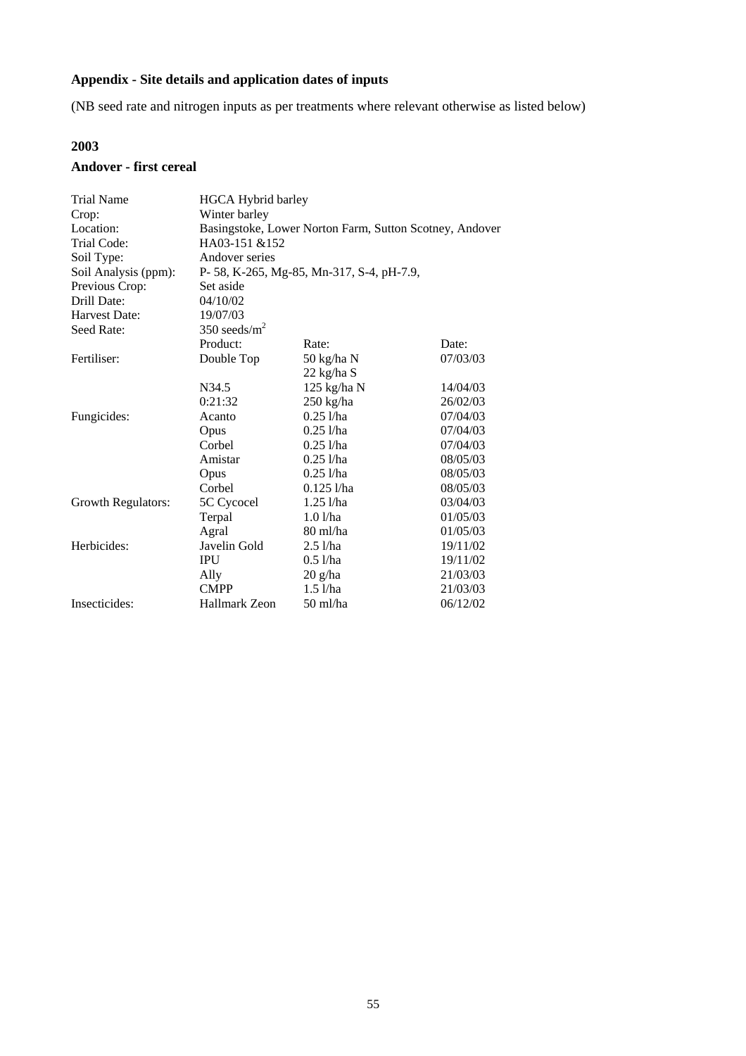**Appendix - Site details and application dates of inputs**

(NB seed rate and nitrogen inputs as per treatments where relevant otherwise as listed below)

**2003**

**Andover - first cereal**

| | | | |
|---|---|---|---|
| Trial Name | HGCA Hybrid barley | | |
| Crop: | Winter barley | | |
| Location: | Basingstoke, Lower Norton Farm, Sutton Scotney, Andover | | |
| Trial Code: | HA03-151 &152 | | |
| Soil Type: | Andover series | | |
| Soil Analysis (ppm): | P- 58, K-265, Mg-85, Mn-317, S-4, pH-7.9, | | |
| Previous Crop: | Set aside | | |
| Drill Date: | 04/10/02 | | |
| Harvest Date: | 19/07/03 | | |
| Seed Rate: | 350 seeds/m$^2$ | | |
| | Product: | Rate: | Date: |
| Fertiliser: | Double Top | 50 kg/ha N<br>22 kg/ha S | 07/03/03 |
| | N34.5 | 125 kg/ha N | 14/04/03 |
| | 0:21:32 | 250 kg/ha | 26/02/03 |
| Fungicides: | Acanto | 0.25 l/ha | 07/04/03 |
| | Opus | 0.25 l/ha | 07/04/03 |
| | Corbel | 0.25 l/ha | 07/04/03 |
| | Amistar | 0.25 l/ha | 08/05/03 |
| | Opus | 0.25 l/ha | 08/05/03 |
| | Corbel | 0.125 l/ha | 08/05/03 |
| Growth Regulators: | 5C Cycocel | 1.25 l/ha | 03/04/03 |
| | Terpal | 1.0 l/ha | 01/05/03 |
| | Agral | 80 ml/ha | 01/05/03 |
| Herbicides: | Javelin Gold | 2.5 l/ha | 19/11/02 |
| | IPU | 0.5 l/ha | 19/11/02 |
| | Ally | 20 g/ha | 21/03/03 |
| | CMPP | 1.5 l/ha | 21/03/03 |
| Insecticides: | Hallmark Zeon | 50 ml/ha | 06/12/02 |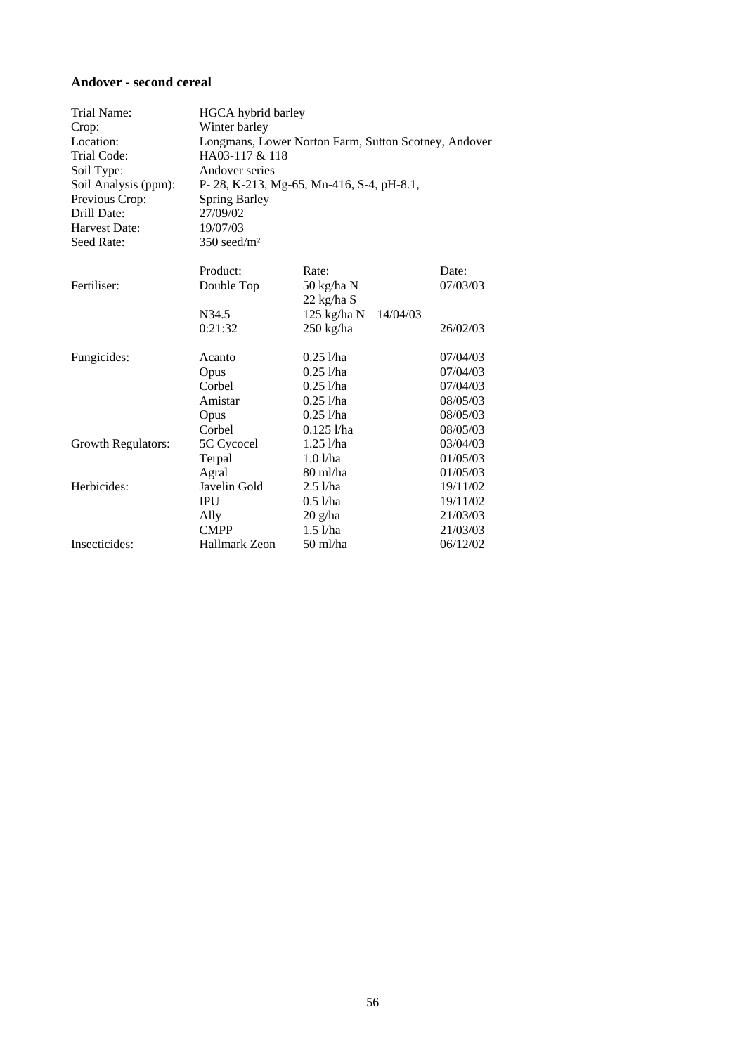### Andover - second cereal

| | | | |
|---|---|---|---|
| Trial Name: | HGCA hybrid barley | | |
| Crop: | Winter barley | | |
| Location: | Longmans, Lower Norton Farm, Sutton Scotney, Andover | | |
| Trial Code: | HA03-117 & 118 | | |
| Soil Type: | Andover series | | |
| Soil Analysis (ppm): | P- 28, K-213, Mg-65, Mn-416, S-4, pH-8.1, | | |
| Previous Crop: | Spring Barley | | |
| Drill Date: | 27/09/02 | | |
| Harvest Date: | 19/07/03 | | |
| Seed Rate: | 350 seed/m² | | |

| | Product: | Rate: | Date: |
|---|---|---|---|
| Fertiliser: | Double Top | 50 kg/ha N<br>22 kg/ha S | 07/03/03 |
| | N34.5 | 125 kg/ha N | 14/04/03 |
| | 0:21:32 | 250 kg/ha | 26/02/03 |
| Fungicides: | Acanto | 0.25 l/ha | 07/04/03 |
| | Opus | 0.25 l/ha | 07/04/03 |
| | Corbel | 0.25 l/ha | 07/04/03 |
| | Amistar | 0.25 l/ha | 08/05/03 |
| | Opus | 0.25 l/ha | 08/05/03 |
| | Corbel | 0.125 l/ha | 08/05/03 |
| Growth Regulators: | 5C Cycocel | 1.25 l/ha | 03/04/03 |
| | Terpal | 1.0 l/ha | 01/05/03 |
| | Agral | 80 ml/ha | 01/05/03 |
| Herbicides: | Javelin Gold | 2.5 l/ha | 19/11/02 |
| | IPU | 0.5 l/ha | 19/11/02 |
| | Ally | 20 g/ha | 21/03/03 |
| | CMPP | 1.5 l/ha | 21/03/03 |
| Insecticides: | Hallmark Zeon | 50 ml/ha | 06/12/02 |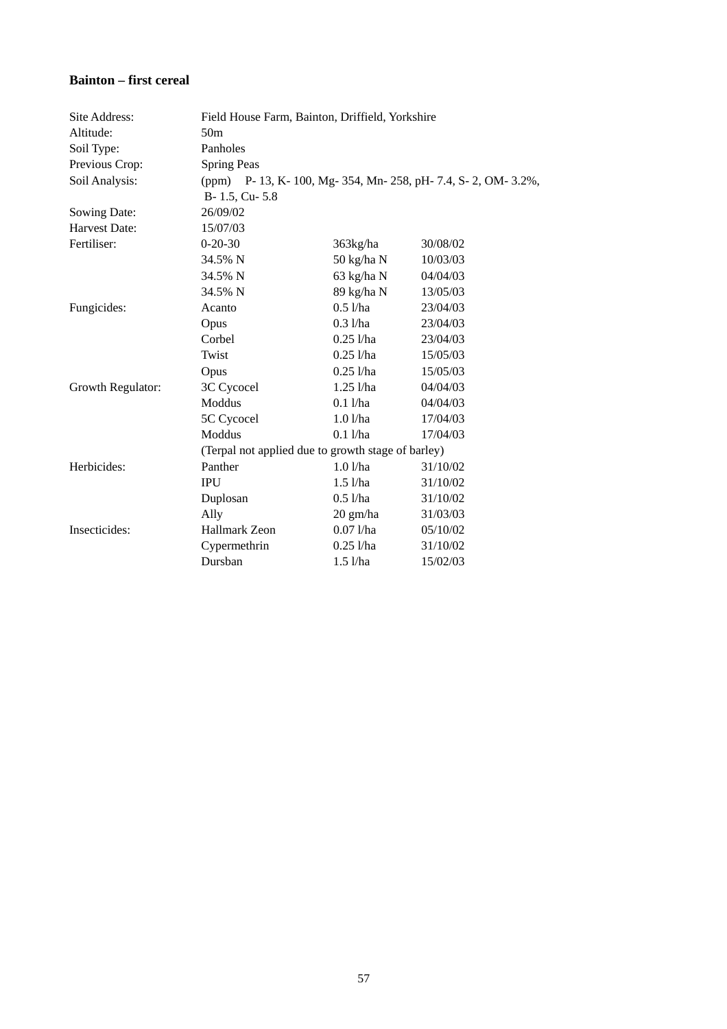**Bainton – first cereal**

| | | | |
|---|---|---|---|
| Site Address: | Field House Farm, Bainton, Driffield, Yorkshire | | |
| Altitude: | 50m | | |
| Soil Type: | Panholes | | |
| Previous Crop: | Spring Peas | | |
| Soil Analysis: | (ppm) P- 13, K- 100, Mg- 354, Mn- 258, pH- 7.4, S- 2, OM- 3.2%, B- 1.5, Cu- 5.8 | | |
| Sowing Date: | 26/09/02 | | |
| Harvest Date: | 15/07/03 | | |
| Fertiliser: | 0-20-30 | 363kg/ha | 30/08/02 |
| | 34.5% N | 50 kg/ha N | 10/03/03 |
| | 34.5% N | 63 kg/ha N | 04/04/03 |
| | 34.5% N | 89 kg/ha N | 13/05/03 |
| Fungicides: | Acanto | 0.5 l/ha | 23/04/03 |
| | Opus | 0.3 l/ha | 23/04/03 |
| | Corbel | 0.25 l/ha | 23/04/03 |
| | Twist | 0.25 l/ha | 15/05/03 |
| | Opus | 0.25 l/ha | 15/05/03 |
| Growth Regulator: | 3C Cycocel | 1.25 l/ha | 04/04/03 |
| | Moddus | 0.1 l/ha | 04/04/03 |
| | 5C Cycocel | 1.0 l/ha | 17/04/03 |
| | Moddus | 0.1 l/ha | 17/04/03 |
| | (Terpal not applied due to growth stage of barley) | | |
| Herbicides: | Panther | 1.0 l/ha | 31/10/02 |
| | IPU | 1.5 l/ha | 31/10/02 |
| | Duplosan | 0.5 l/ha | 31/10/02 |
| | Ally | 20 gm/ha | 31/03/03 |
| Insecticides: | Hallmark Zeon | 0.07 l/ha | 05/10/02 |
| | Cypermethrin | 0.25 l/ha | 31/10/02 |
| | Dursban | 1.5 l/ha | 15/02/03 |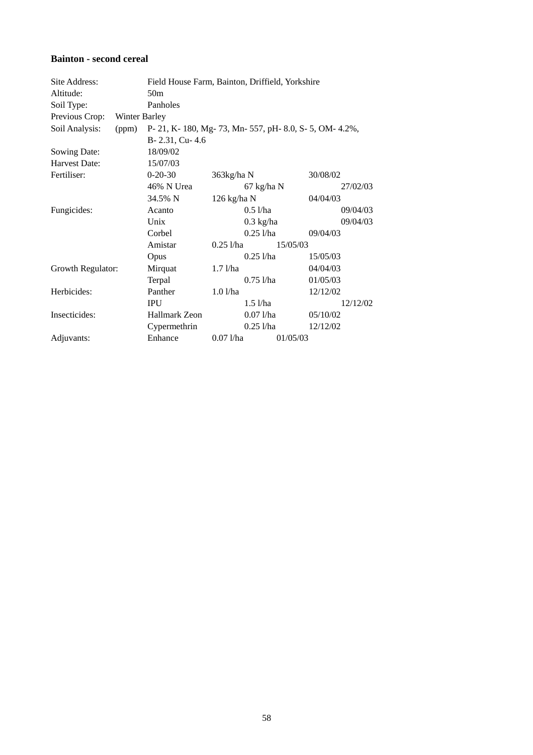### Bainton - second cereal

| | | | |
|---|---|---|---|
| Site Address: | Field House Farm, Bainton, Driffield, Yorkshire | | |
| Altitude: | 50m | | |
| Soil Type: | Panholes | | |
| Previous Crop: | Winter Barley | | |
| Soil Analysis: (ppm) | P- 21, K- 180, Mg- 73, Mn- 557, pH- 8.0, S- 5, OM- 4.2%, B- 2.31, Cu- 4.6 | | |
| Sowing Date: | 18/09/02 | | |
| Harvest Date: | 15/07/03 | | |
| Fertiliser: | 0-20-30 | 363kg/ha N | 30/08/02 |
| | 46% N Urea | 67 kg/ha N | 27/02/03 |
| | 34.5% N | 126 kg/ha N | 04/04/03 |
| Fungicides: | Acanto | 0.5 l/ha | 09/04/03 |
| | Unix | 0.3 kg/ha | 09/04/03 |
| | Corbel | 0.25 l/ha | 09/04/03 |
| | Amistar | 0.25 l/ha | 15/05/03 |
| | Opus | 0.25 l/ha | 15/05/03 |
| Growth Regulator: | Mirquat | 1.7 l/ha | 04/04/03 |
| | Terpal | 0.75 l/ha | 01/05/03 |
| Herbicides: | Panther | 1.0 l/ha | 12/12/02 |
| | IPU | 1.5 l/ha | 12/12/02 |
| Insecticides: | Hallmark Zeon | 0.07 l/ha | 05/10/02 |
| | Cypermethrin | 0.25 l/ha | 12/12/02 |
| Adjuvants: | Enhance | 0.07 l/ha | 01/05/03 |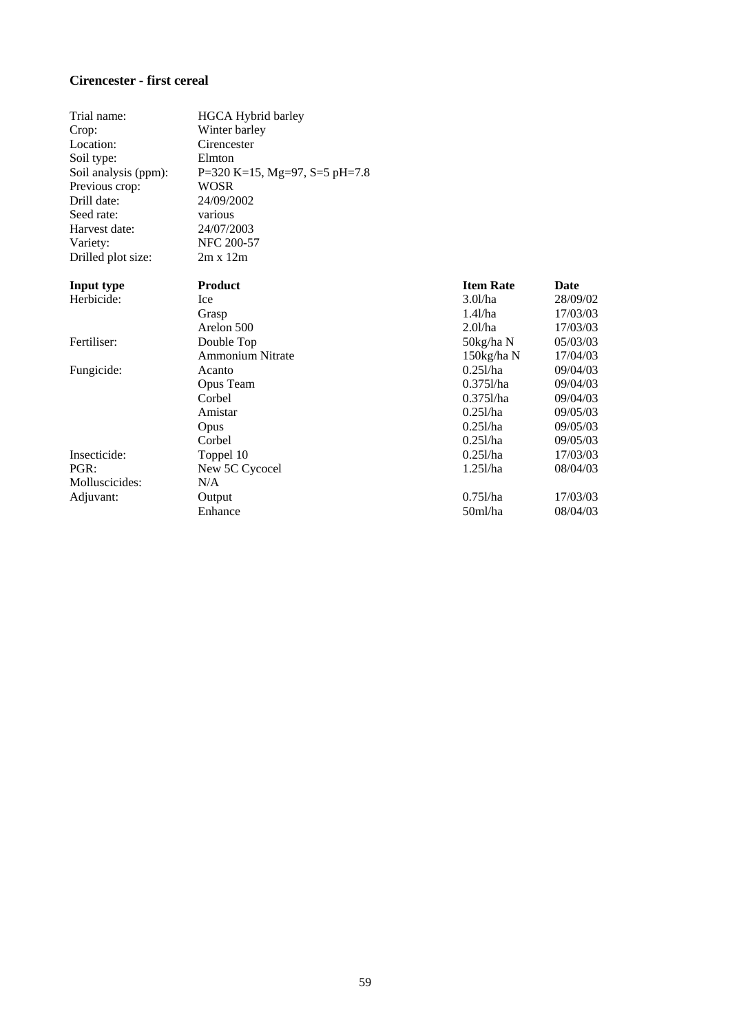**Cirencester - first cereal**

| | |
|---|---|
| Trial name: | HGCA Hybrid barley |
| Crop: | Winter barley |
| Location: | Cirencester |
| Soil type: | Elmton |
| Soil analysis (ppm): | P=320 K=15, Mg=97, S=5 pH=7.8 |
| Previous crop: | WOSR |
| Drill date: | 24/09/2002 |
| Seed rate: | various |
| Harvest date: | 24/07/2003 |
| Variety: | NFC 200-57 |
| Drilled plot size: | 2m x 12m |

| **Input type** | **Product** | **Item Rate** | **Date** |
|---|---|---|---|
| Herbicide: | Ice | 3.0l/ha | 28/09/02 |
| | Grasp | 1.4l/ha | 17/03/03 |
| | Arelon 500 | 2.0l/ha | 17/03/03 |
| Fertiliser: | Double Top | 50kg/ha N | 05/03/03 |
| | Ammonium Nitrate | 150kg/ha N | 17/04/03 |
| Fungicide: | Acanto | 0.25l/ha | 09/04/03 |
| | Opus Team | 0.375l/ha | 09/04/03 |
| | Corbel | 0.375l/ha | 09/04/03 |
| | Amistar | 0.25l/ha | 09/05/03 |
| | Opus | 0.25l/ha | 09/05/03 |
| | Corbel | 0.25l/ha | 09/05/03 |
| Insecticide: | Toppel 10 | 0.25l/ha | 17/03/03 |
| PGR: | New 5C Cycocel | 1.25l/ha | 08/04/03 |
| Molluscicides: | N/A | | |
| Adjuvant: | Output | 0.75l/ha | 17/03/03 |
| | Enhance | 50ml/ha | 08/04/03 |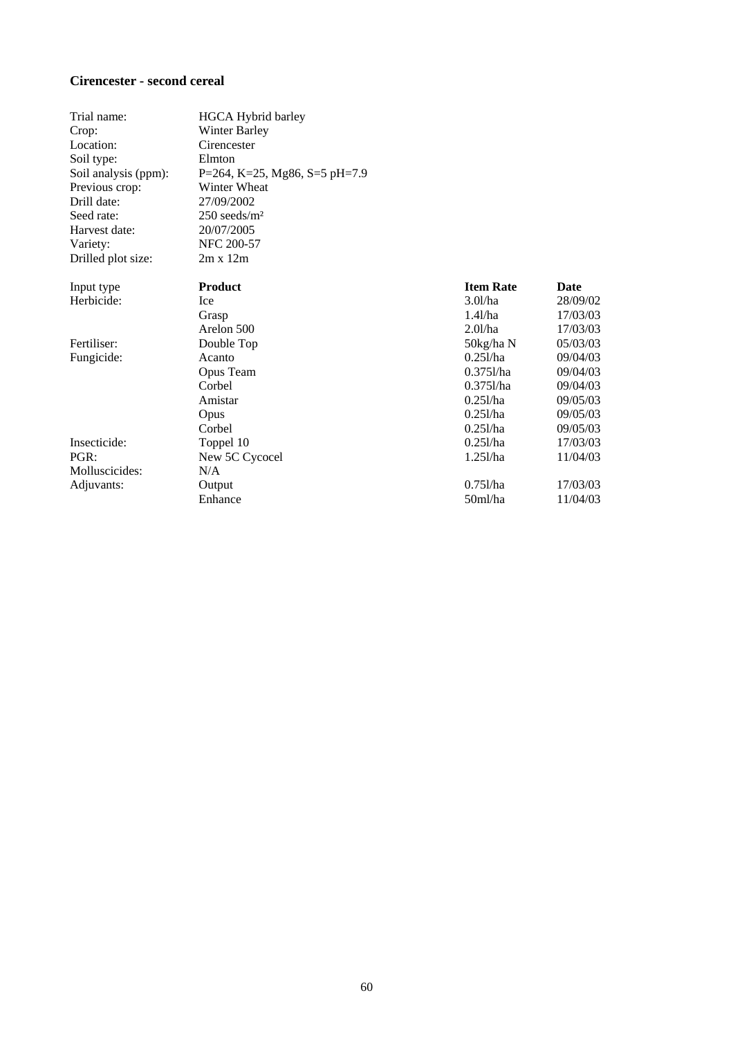### Cirencester - second cereal

| | |
|---|---|
| Trial name: | HGCA Hybrid barley |
| Crop: | Winter Barley |
| Location: | Cirencester |
| Soil type: | Elmton |
| Soil analysis (ppm): | P=264, K=25, Mg86, S=5 pH=7.9 |
| Previous crop: | Winter Wheat |
| Drill date: | 27/09/2002 |
| Seed rate: | 250 seeds/m² |
| Harvest date: | 20/07/2005 |
| Variety: | NFC 200-57 |
| Drilled plot size: | 2m x 12m |

| Input type | **Product** | **Item Rate** | **Date** |
|---|---|---|---|
| Herbicide: | Ice | 3.0l/ha | 28/09/02 |
| | Grasp | 1.4l/ha | 17/03/03 |
| | Arelon 500 | 2.0l/ha | 17/03/03 |
| Fertiliser: | Double Top | 50kg/ha N | 05/03/03 |
| Fungicide: | Acanto | 0.25l/ha | 09/04/03 |
| | Opus Team | 0.375l/ha | 09/04/03 |
| | Corbel | 0.375l/ha | 09/04/03 |
| | Amistar | 0.25l/ha | 09/05/03 |
| | Opus | 0.25l/ha | 09/05/03 |
| | Corbel | 0.25l/ha | 09/05/03 |
| Insecticide: | Toppel 10 | 0.25l/ha | 17/03/03 |
| PGR: | New 5C Cycocel | 1.25l/ha | 11/04/03 |
| Molluscicides: | N/A | | |
| Adjuvants: | Output | 0.75l/ha | 17/03/03 |
| | Enhance | 50ml/ha | 11/04/03 |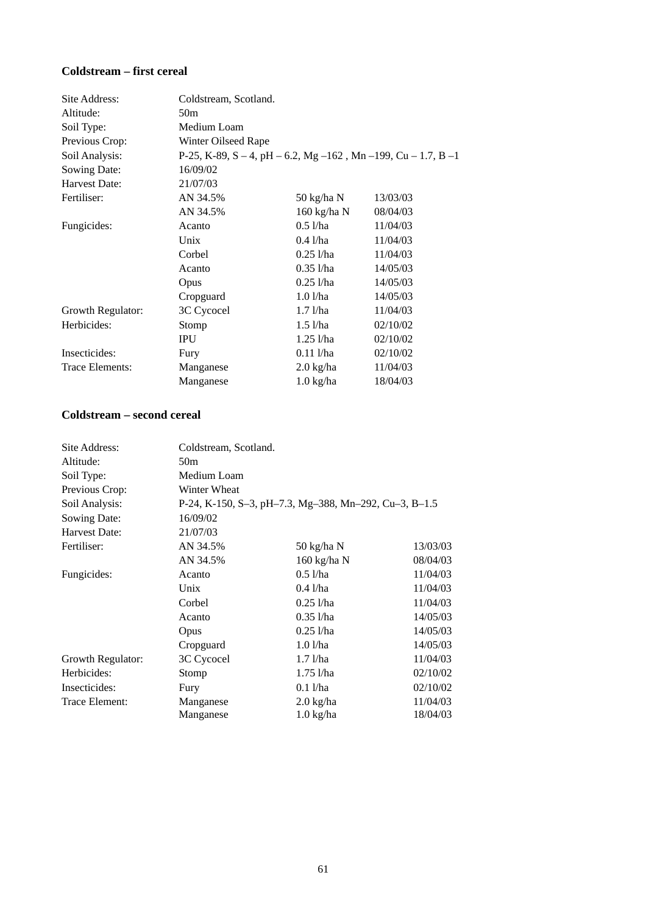**Coldstream – first cereal**

| | | | |
|---|---|---|---|
| Site Address: | Coldstream, Scotland. | | |
| Altitude: | 50m | | |
| Soil Type: | Medium Loam | | |
| Previous Crop: | Winter Oilseed Rape | | |
| Soil Analysis: | P-25, K-89, S – 4, pH – 6.2, Mg –162 , Mn –199, Cu – 1.7, B –1 | | |
| Sowing Date: | 16/09/02 | | |
| Harvest Date: | 21/07/03 | | |
| Fertiliser: | AN 34.5% | 50 kg/ha N | 13/03/03 |
| | AN 34.5% | 160 kg/ha N | 08/04/03 |
| Fungicides: | Acanto | 0.5 l/ha | 11/04/03 |
| | Unix | 0.4 l/ha | 11/04/03 |
| | Corbel | 0.25 l/ha | 11/04/03 |
| | Acanto | 0.35 l/ha | 14/05/03 |
| | Opus | 0.25 l/ha | 14/05/03 |
| | Cropguard | 1.0 l/ha | 14/05/03 |
| Growth Regulator: | 3C Cycocel | 1.7 l/ha | 11/04/03 |
| Herbicides: | Stomp | 1.5 l/ha | 02/10/02 |
| | IPU | 1.25 l/ha | 02/10/02 |
| Insecticides: | Fury | 0.11 l/ha | 02/10/02 |
| Trace Elements: | Manganese | 2.0 kg/ha | 11/04/03 |
| | Manganese | 1.0 kg/ha | 18/04/03 |

**Coldstream – second cereal**

| | | | |
|---|---|---|---|
| Site Address: | Coldstream, Scotland. | | |
| Altitude: | 50m | | |
| Soil Type: | Medium Loam | | |
| Previous Crop: | Winter Wheat | | |
| Soil Analysis: | P-24, K-150, S–3, pH–7.3, Mg–388, Mn–292, Cu–3, B–1.5 | | |
| Sowing Date: | 16/09/02 | | |
| Harvest Date: | 21/07/03 | | |
| Fertiliser: | AN 34.5% | 50 kg/ha N | 13/03/03 |
| | AN 34.5% | 160 kg/ha N | 08/04/03 |
| Fungicides: | Acanto | 0.5 l/ha | 11/04/03 |
| | Unix | 0.4 l/ha | 11/04/03 |
| | Corbel | 0.25 l/ha | 11/04/03 |
| | Acanto | 0.35 l/ha | 14/05/03 |
| | Opus | 0.25 l/ha | 14/05/03 |
| | Cropguard | 1.0 l/ha | 14/05/03 |
| Growth Regulator: | 3C Cycocel | 1.7 l/ha | 11/04/03 |
| Herbicides: | Stomp | 1.75 l/ha | 02/10/02 |
| Insecticides: | Fury | 0.1 l/ha | 02/10/02 |
| Trace Element: | Manganese | 2.0 kg/ha | 11/04/03 |
| | Manganese | 1.0 kg/ha | 18/04/03 |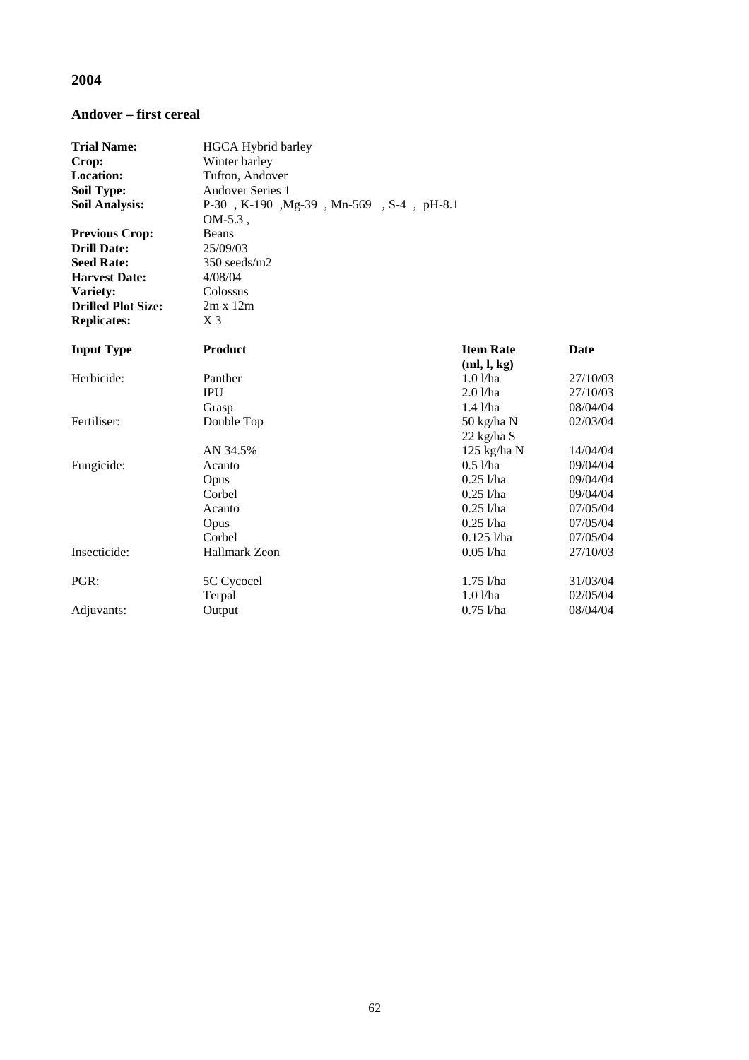# 2004

## Andover – first cereal

| | |
|---|---|
| **Trial Name:** | HGCA Hybrid barley |
| **Crop:** | Winter barley |
| **Location:** | Tufton, Andover |
| **Soil Type:** | Andover Series 1 |
| **Soil Analysis:** | P-30 , K-190 ,Mg-39 , Mn-569 , S-4 , pH-8.1 OM-5.3 , |
| **Previous Crop:** | Beans |
| **Drill Date:** | 25/09/03 |
| **Seed Rate:** | 350 seeds/m2 |
| **Harvest Date:** | 4/08/04 |
| **Variety:** | Colossus |
| **Drilled Plot Size:** | 2m x 12m |
| **Replicates:** | X 3 |

| **Input Type** | **Product** | **Item Rate (ml, l, kg)** | **Date** |
|---|---|---|---|
| Herbicide: | Panther | 1.0 l/ha | 27/10/03 |
| | IPU | 2.0 l/ha | 27/10/03 |
| | Grasp | 1.4 l/ha | 08/04/04 |
| Fertiliser: | Double Top | 50 kg/ha N<br>22 kg/ha S | 02/03/04 |
| | AN 34.5% | 125 kg/ha N | 14/04/04 |
| Fungicide: | Acanto | 0.5 l/ha | 09/04/04 |
| | Opus | 0.25 l/ha | 09/04/04 |
| | Corbel | 0.25 l/ha | 09/04/04 |
| | Acanto | 0.25 l/ha | 07/05/04 |
| | Opus | 0.25 l/ha | 07/05/04 |
| | Corbel | 0.125 l/ha | 07/05/04 |
| Insecticide: | Hallmark Zeon | 0.05 l/ha | 27/10/03 |
| PGR: | 5C Cycocel | 1.75 l/ha | 31/03/04 |
| | Terpal | 1.0 l/ha | 02/05/04 |
| Adjuvants: | Output | 0.75 l/ha | 08/04/04 |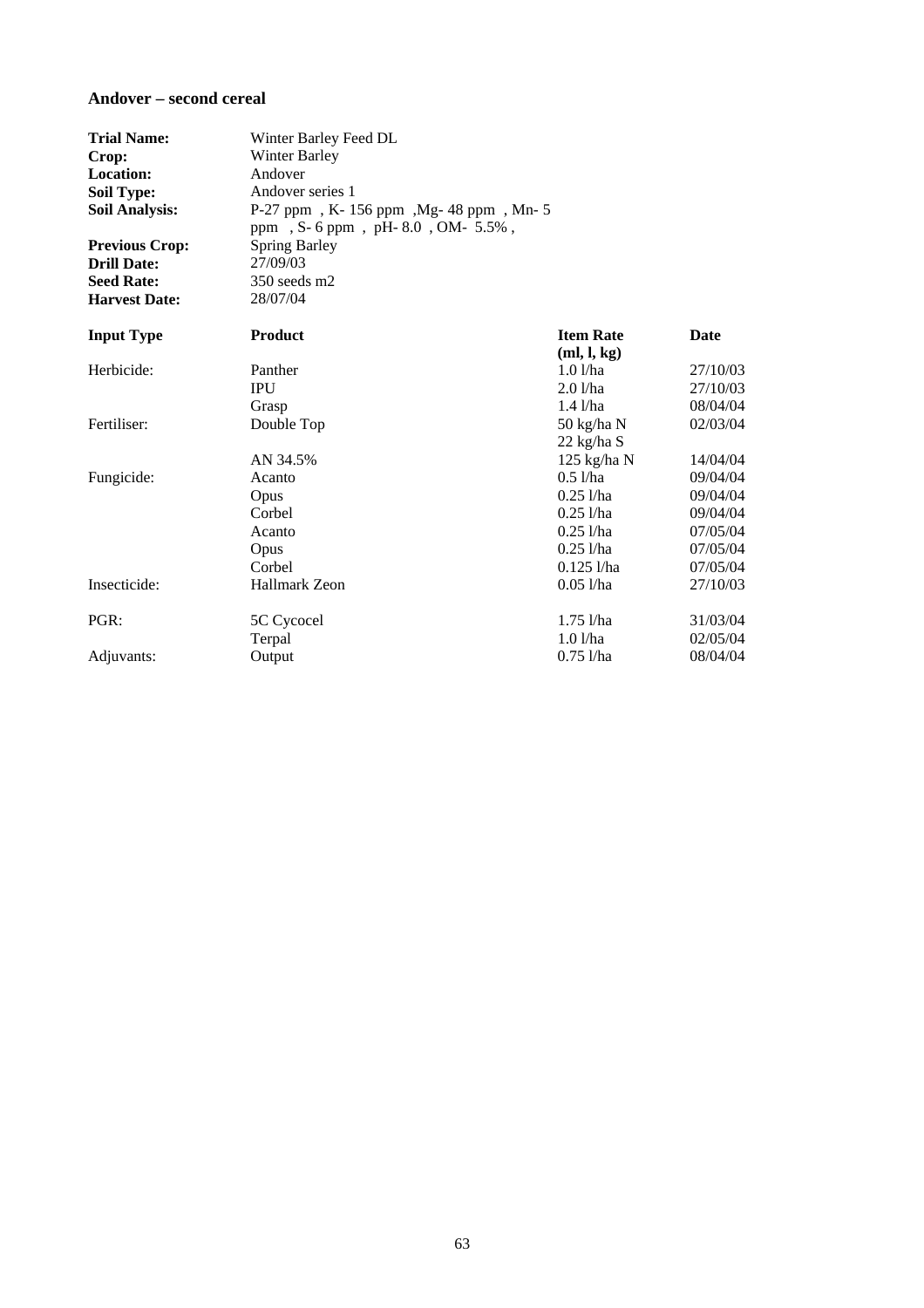## Andover – second cereal

**Trial Name:** Winter Barley Feed DL
**Crop:** Winter Barley
**Location:** Andover
**Soil Type:** Andover series 1
**Soil Analysis:** P-27 ppm , K- 156 ppm ,Mg- 48 ppm , Mn- 5 ppm , S- 6 ppm , pH- 8.0 , OM- 5.5% ,
**Previous Crop:** Spring Barley
**Drill Date:** 27/09/03
**Seed Rate:** 350 seeds m2
**Harvest Date:** 28/07/04

| Input Type | Product | Item Rate (ml, l, kg) | Date |
|---|---|---|---|
| Herbicide: | Panther | 1.0 l/ha | 27/10/03 |
| | IPU | 2.0 l/ha | 27/10/03 |
| | Grasp | 1.4 l/ha | 08/04/04 |
| Fertiliser: | Double Top | 50 kg/ha N<br>22 kg/ha S | 02/03/04 |
| | AN 34.5% | 125 kg/ha N | 14/04/04 |
| Fungicide: | Acanto | 0.5 l/ha | 09/04/04 |
| | Opus | 0.25 l/ha | 09/04/04 |
| | Corbel | 0.25 l/ha | 09/04/04 |
| | Acanto | 0.25 l/ha | 07/05/04 |
| | Opus | 0.25 l/ha | 07/05/04 |
| | Corbel | 0.125 l/ha | 07/05/04 |
| Insecticide: | Hallmark Zeon | 0.05 l/ha | 27/10/03 |
| PGR: | 5C Cycocel | 1.75 l/ha | 31/03/04 |
| | Terpal | 1.0 l/ha | 02/05/04 |
| Adjuvants: | Output | 0.75 l/ha | 08/04/04 |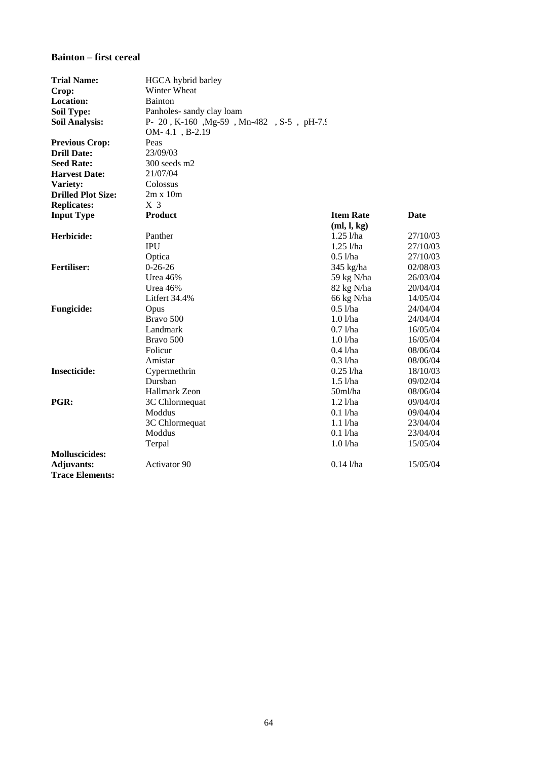**Bainton – first cereal**

| | | | |
|---|---|---|---|
| **Trial Name:** | HGCA hybrid barley | | |
| **Crop:** | Winter Wheat | | |
| **Location:** | Bainton | | |
| **Soil Type:** | Panholes- sandy clay loam | | |
| **Soil Analysis:** | P- 20 , K-160 ,Mg-59 , Mn-482 , S-5 , pH-7.9 OM- 4.1 , B-2.19 | | |
| **Previous Crop:** | Peas | | |
| **Drill Date:** | 23/09/03 | | |
| **Seed Rate:** | 300 seeds m2 | | |
| **Harvest Date:** | 21/07/04 | | |
| **Variety:** | Colossus | | |
| **Drilled Plot Size:** | 2m x 10m | | |
| **Replicates:** | X 3 | | |
| **Input Type** | **Product** | **Item Rate (ml, l, kg)** | **Date** |
| **Herbicide:** | Panther | 1.25 l/ha | 27/10/03 |
| | IPU | 1.25 l/ha | 27/10/03 |
| | Optica | 0.5 l/ha | 27/10/03 |
| **Fertiliser:** | 0-26-26 | 345 kg/ha | 02/08/03 |
| | Urea 46% | 59 kg N/ha | 26/03/04 |
| | Urea 46% | 82 kg N/ha | 20/04/04 |
| | Litfert 34.4% | 66 kg N/ha | 14/05/04 |
| **Fungicide:** | Opus | 0.5 l/ha | 24/04/04 |
| | Bravo 500 | 1.0 l/ha | 24/04/04 |
| | Landmark | 0.7 l/ha | 16/05/04 |
| | Bravo 500 | 1.0 l/ha | 16/05/04 |
| | Folicur | 0.4 l/ha | 08/06/04 |
| | Amistar | 0.3 l/ha | 08/06/04 |
| **Insecticide:** | Cypermethrin | 0.25 l/ha | 18/10/03 |
| | Dursban | 1.5 l/ha | 09/02/04 |
| | Hallmark Zeon | 50ml/ha | 08/06/04 |
| **PGR:** | 3C Chlormequat | 1.2 l/ha | 09/04/04 |
| | Moddus | 0.1 l/ha | 09/04/04 |
| | 3C Chlormequat | 1.1 l/ha | 23/04/04 |
| | Moddus | 0.1 l/ha | 23/04/04 |
| | Terpal | 1.0 l/ha | 15/05/04 |
| **Molluscicides:** | | | |
| **Adjuvants:** | Activator 90 | 0.14 l/ha | 15/05/04 |
| **Trace Elements:** | | | |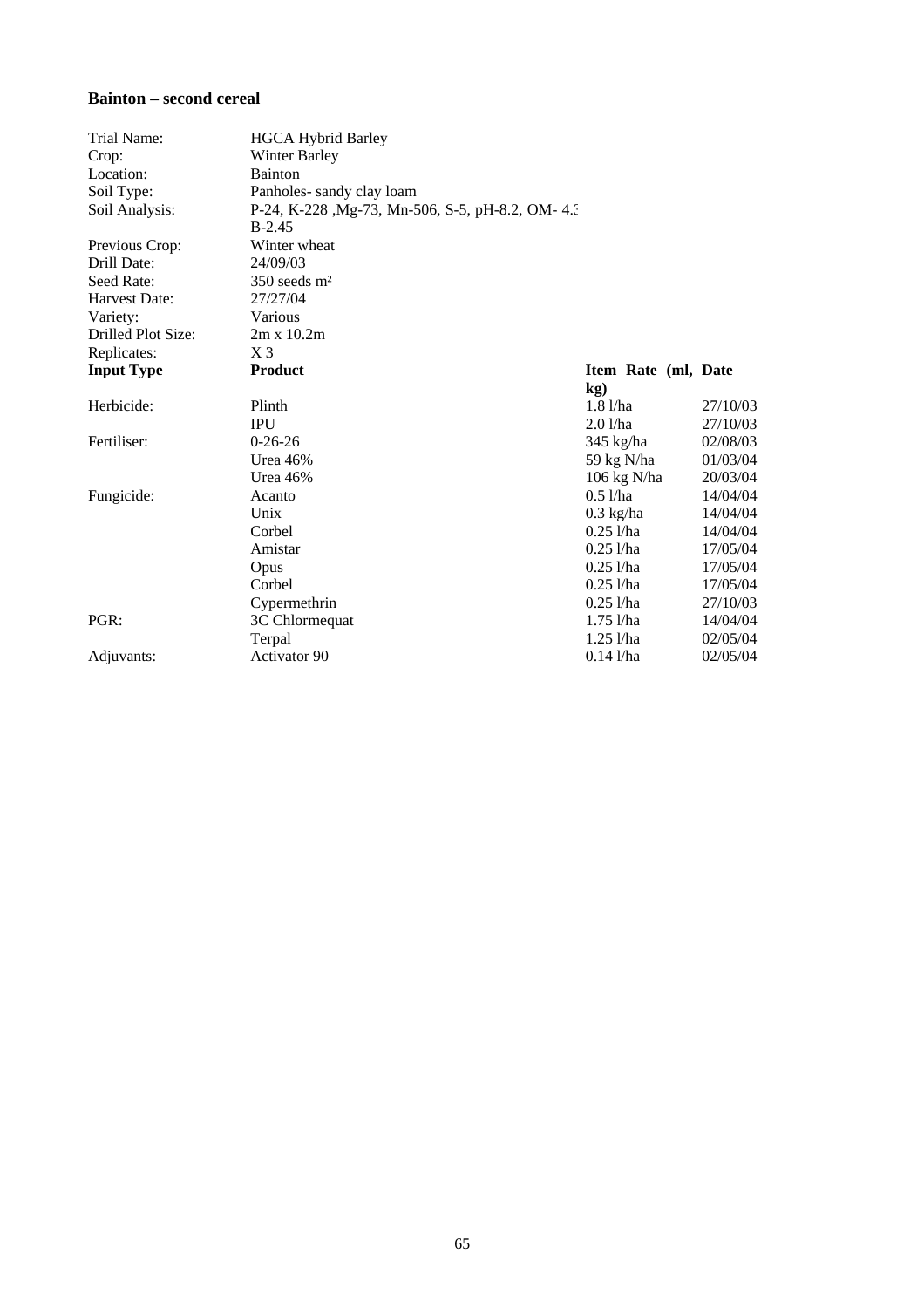**Bainton – second cereal**

| | | | |
|---|---|---|---|
| Trial Name: | HGCA Hybrid Barley | | |
| Crop: | Winter Barley | | |
| Location: | Bainton | | |
| Soil Type: | Panholes- sandy clay loam | | |
| Soil Analysis: | P-24, K-228 ,Mg-73, Mn-506, S-5, pH-8.2, OM- 4.3 B-2.45 | | |
| Previous Crop: | Winter wheat | | |
| Drill Date: | 24/09/03 | | |
| Seed Rate: | 350 seeds m² | | |
| Harvest Date: | 27/27/04 | | |
| Variety: | Various | | |
| Drilled Plot Size: | 2m x 10.2m | | |
| Replicates: | X 3 | | |
| **Input Type** | **Product** | **Item Rate (ml, kg)** | **Date** |
| Herbicide: | Plinth | 1.8 l/ha | 27/10/03 |
| | IPU | 2.0 l/ha | 27/10/03 |
| Fertiliser: | 0-26-26 | 345 kg/ha | 02/08/03 |
| | Urea 46% | 59 kg N/ha | 01/03/04 |
| | Urea 46% | 106 kg N/ha | 20/03/04 |
| Fungicide: | Acanto | 0.5 l/ha | 14/04/04 |
| | Unix | 0.3 kg/ha | 14/04/04 |
| | Corbel | 0.25 l/ha | 14/04/04 |
| | Amistar | 0.25 l/ha | 17/05/04 |
| | Opus | 0.25 l/ha | 17/05/04 |
| | Corbel | 0.25 l/ha | 17/05/04 |
| | Cypermethrin | 0.25 l/ha | 27/10/03 |
| PGR: | 3C Chlormequat | 1.75 l/ha | 14/04/04 |
| | Terpal | 1.25 l/ha | 02/05/04 |
| Adjuvants: | Activator 90 | 0.14 l/ha | 02/05/04 |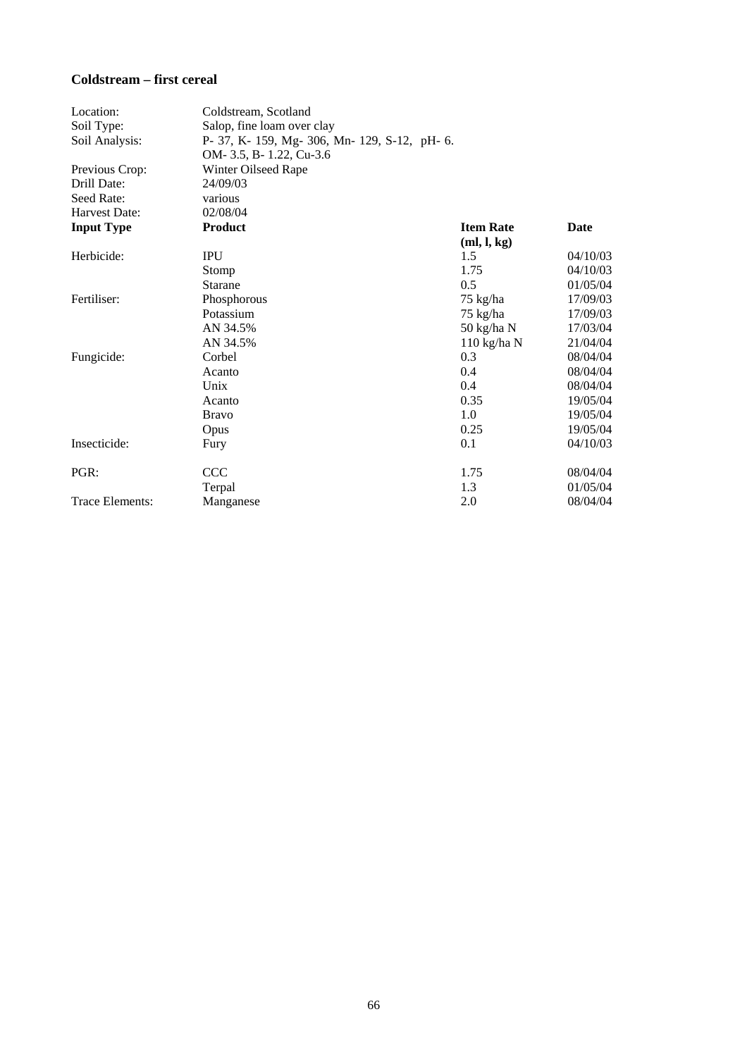**Coldstream – first cereal**

| | |
|---|---|
| Location: | Coldstream, Scotland |
| Soil Type: | Salop, fine loam over clay |
| Soil Analysis: | P- 37, K- 159, Mg- 306, Mn- 129, S-12, pH- 6. OM- 3.5, B- 1.22, Cu-3.6 |
| Previous Crop: | Winter Oilseed Rape |
| Drill Date: | 24/09/03 |
| Seed Rate: | various |
| Harvest Date: | 02/08/04 |

| **Input Type** | **Product** | **Item Rate (ml, l, kg)** | **Date** |
|---|---|---|---|
| Herbicide: | IPU | 1.5 | 04/10/03 |
| | Stomp | 1.75 | 04/10/03 |
| | Starane | 0.5 | 01/05/04 |
| Fertiliser: | Phosphorous | 75 kg/ha | 17/09/03 |
| | Potassium | 75 kg/ha | 17/09/03 |
| | AN 34.5% | 50 kg/ha N | 17/03/04 |
| | AN 34.5% | 110 kg/ha N | 21/04/04 |
| Fungicide: | Corbel | 0.3 | 08/04/04 |
| | Acanto | 0.4 | 08/04/04 |
| | Unix | 0.4 | 08/04/04 |
| | Acanto | 0.35 | 19/05/04 |
| | Bravo | 1.0 | 19/05/04 |
| | Opus | 0.25 | 19/05/04 |
| Insecticide: | Fury | 0.1 | 04/10/03 |
| PGR: | CCC | 1.75 | 08/04/04 |
| | Terpal | 1.3 | 01/05/04 |
| Trace Elements: | Manganese | 2.0 | 08/04/04 |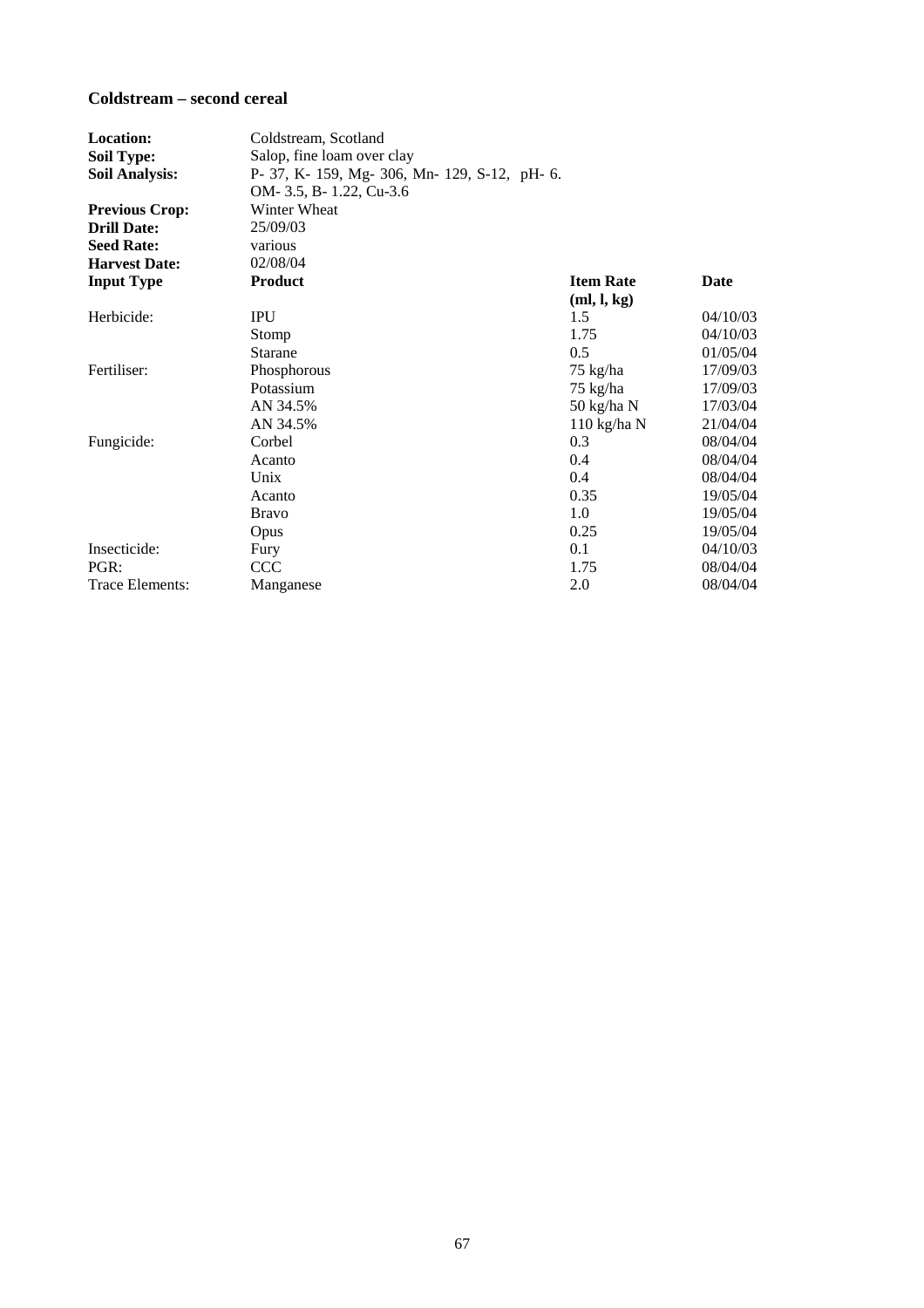### Coldstream – second cereal

**Location:** Coldstream, Scotland
**Soil Type:** Salop, fine loam over clay
**Soil Analysis:** P- 37, K- 159, Mg- 306, Mn- 129, S-12, pH- 6.
OM- 3.5, B- 1.22, Cu-3.6
**Previous Crop:** Winter Wheat
**Drill Date:** 25/09/03
**Seed Rate:** various
**Harvest Date:** 02/08/04

| Input Type | Product | Item Rate (ml, l, kg) | Date |
|---|---|---|---|
| Herbicide: | IPU | 1.5 | 04/10/03 |
| | Stomp | 1.75 | 04/10/03 |
| | Starane | 0.5 | 01/05/04 |
| Fertiliser: | Phosphorous | 75 kg/ha | 17/09/03 |
| | Potassium | 75 kg/ha | 17/09/03 |
| | AN 34.5% | 50 kg/ha N | 17/03/04 |
| | AN 34.5% | 110 kg/ha N | 21/04/04 |
| Fungicide: | Corbel | 0.3 | 08/04/04 |
| | Acanto | 0.4 | 08/04/04 |
| | Unix | 0.4 | 08/04/04 |
| | Acanto | 0.35 | 19/05/04 |
| | Bravo | 1.0 | 19/05/04 |
| | Opus | 0.25 | 19/05/04 |
| Insecticide: | Fury | 0.1 | 04/10/03 |
| PGR: | CCC | 1.75 | 08/04/04 |
| Trace Elements: | Manganese | 2.0 | 08/04/04 |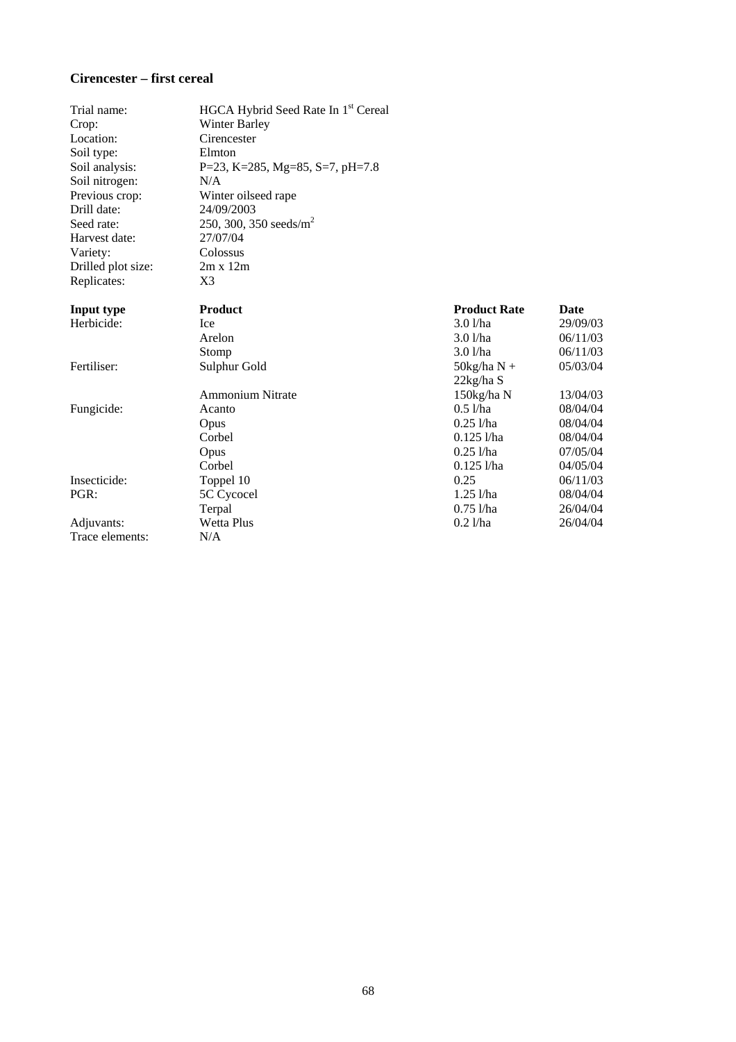### Cirencester – first cereal

| | |
|---|---|
| Trial name: | HGCA Hybrid Seed Rate In 1st Cereal |
| Crop: | Winter Barley |
| Location: | Cirencester |
| Soil type: | Elmton |
| Soil analysis: | P=23, K=285, Mg=85, S=7, pH=7.8 |
| Soil nitrogen: | N/A |
| Previous crop: | Winter oilseed rape |
| Drill date: | 24/09/2003 |
| Seed rate: | 250, 300, 350 seeds/$m^2$ |
| Harvest date: | 27/07/04 |
| Variety: | Colossus |
| Drilled plot size: | 2m x 12m |
| Replicates: | X3 |

| Input type | Product | Product Rate | Date |
|---|---|---|---|
| Herbicide: | Ice | 3.0 l/ha | 29/09/03 |
| | Arelon | 3.0 l/ha | 06/11/03 |
| | Stomp | 3.0 l/ha | 06/11/03 |
| Fertiliser: | Sulphur Gold | 50kg/ha N + 22kg/ha S | 05/03/04 |
| | Ammonium Nitrate | 150kg/ha N | 13/04/03 |
| Fungicide: | Acanto | 0.5 l/ha | 08/04/04 |
| | Opus | 0.25 l/ha | 08/04/04 |
| | Corbel | 0.125 l/ha | 08/04/04 |
| | Opus | 0.25 l/ha | 07/05/04 |
| | Corbel | 0.125 l/ha | 04/05/04 |
| Insecticide: | Toppel 10 | 0.25 | 06/11/03 |
| PGR: | 5C Cycocel | 1.25 l/ha | 08/04/04 |
| | Terpal | 0.75 l/ha | 26/04/04 |
| Adjuvants: | Wetta Plus | 0.2 l/ha | 26/04/04 |
| Trace elements: | N/A | | |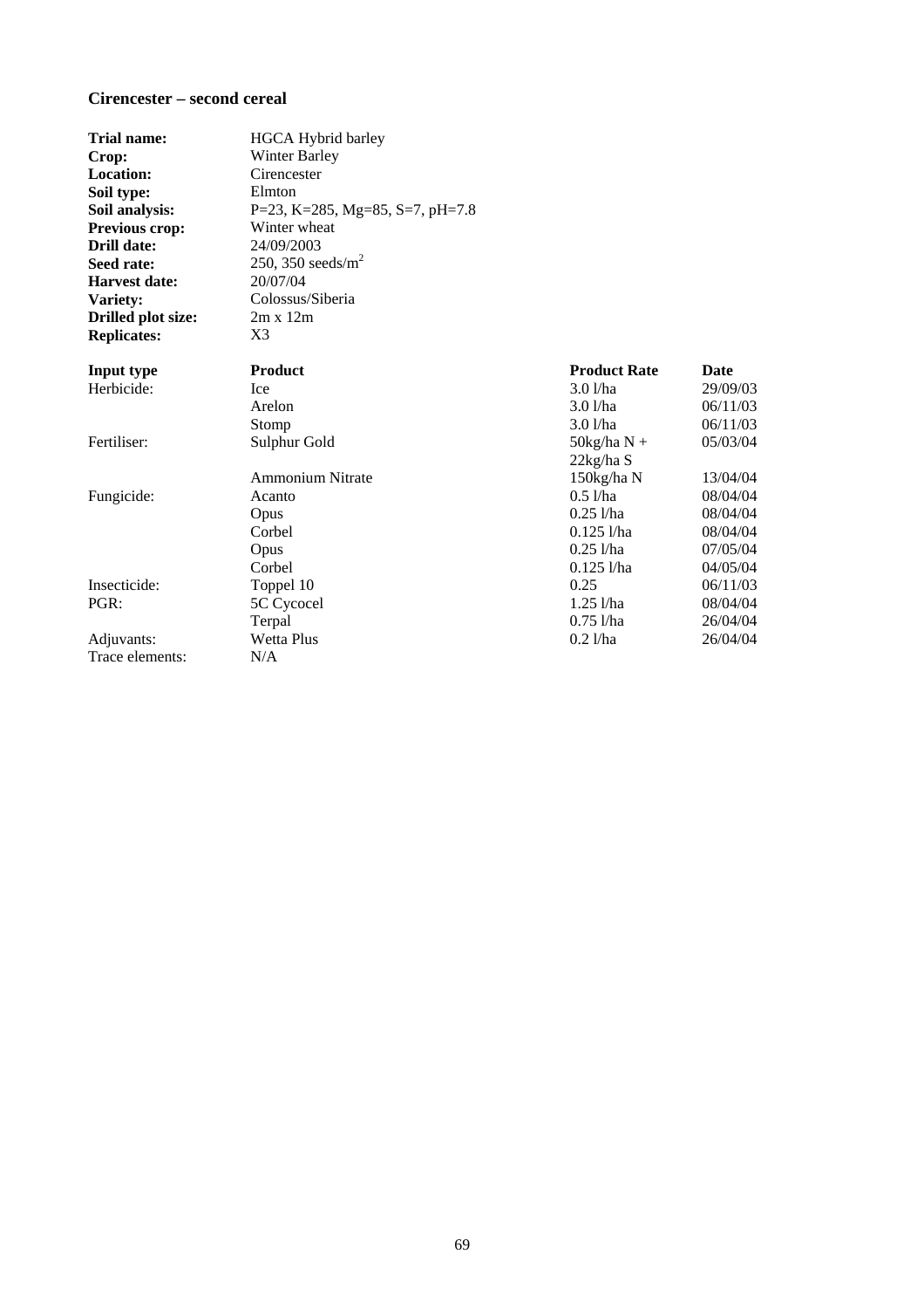### Cirencester – second cereal

| | |
|---|---|
| **Trial name:** | HGCA Hybrid barley |
| **Crop:** | Winter Barley |
| **Location:** | Cirencester |
| **Soil type:** | Elmton |
| **Soil analysis:** | P=23, K=285, Mg=85, S=7, pH=7.8 |
| **Previous crop:** | Winter wheat |
| **Drill date:** | 24/09/2003 |
| **Seed rate:** | 250, 350 seeds/m$^2$ |
| **Harvest date:** | 20/07/04 |
| **Variety:** | Colossus/Siberia |
| **Drilled plot size:** | 2m x 12m |
| **Replicates:** | X3 |

| **Input type** | **Product** | **Product Rate** | **Date** |
|---|---|---|---|
| Herbicide: | Ice | 3.0 l/ha | 29/09/03 |
| | Arelon | 3.0 l/ha | 06/11/03 |
| | Stomp | 3.0 l/ha | 06/11/03 |
| Fertiliser: | Sulphur Gold | 50kg/ha N + 22kg/ha S | 05/03/04 |
| | Ammonium Nitrate | 150kg/ha N | 13/04/04 |
| Fungicide: | Acanto | 0.5 l/ha | 08/04/04 |
| | Opus | 0.25 l/ha | 08/04/04 |
| | Corbel | 0.125 l/ha | 08/04/04 |
| | Opus | 0.25 l/ha | 07/05/04 |
| | Corbel | 0.125 l/ha | 04/05/04 |
| Insecticide: | Toppel 10 | 0.25 | 06/11/03 |
| PGR: | 5C Cycocel | 1.25 l/ha | 08/04/04 |
| | Terpal | 0.75 l/ha | 26/04/04 |
| Adjuvants: | Wetta Plus | 0.2 l/ha | 26/04/04 |
| Trace elements: | N/A | | |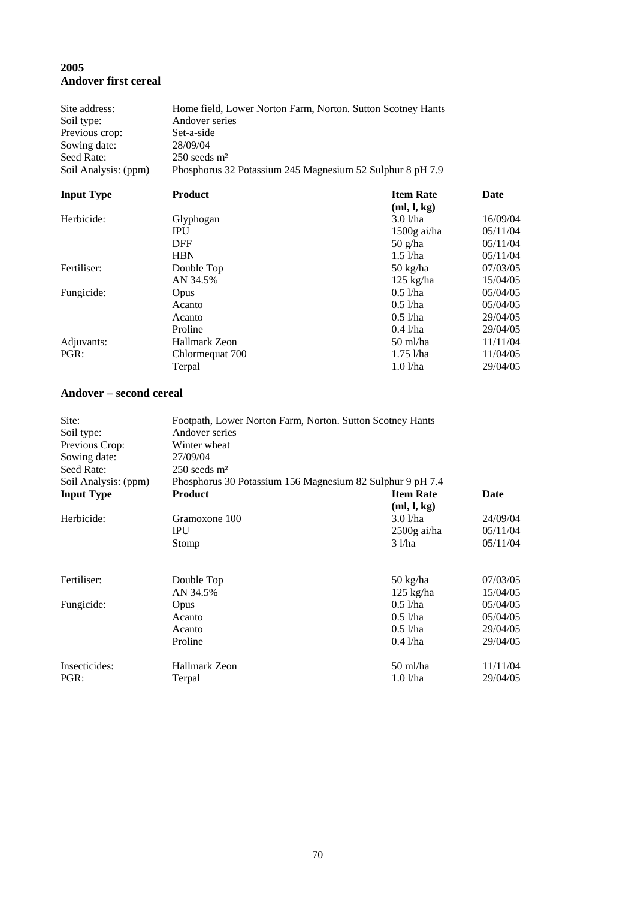**2005**
**Andover first cereal**

Site address: Home field, Lower Norton Farm, Norton. Sutton Scotney Hants
Soil type: Andover series
Previous crop: Set-a-side
Sowing date: 28/09/04
Seed Rate: 250 seeds m²
Soil Analysis: (ppm) Phosphorus 32 Potassium 245 Magnesium 52 Sulphur 8 pH 7.9

| Input Type | Product | Item Rate (ml, l, kg) | Date |
|---|---|---|---|
| Herbicide: | Glyphogan | 3.0 l/ha | 16/09/04 |
| | IPU | 1500g ai/ha | 05/11/04 |
| | DFF | 50 g/ha | 05/11/04 |
| | HBN | 1.5 l/ha | 05/11/04 |
| Fertiliser: | Double Top | 50 kg/ha | 07/03/05 |
| | AN 34.5% | 125 kg/ha | 15/04/05 |
| Fungicide: | Opus | 0.5 l/ha | 05/04/05 |
| | Acanto | 0.5 l/ha | 05/04/05 |
| | Acanto | 0.5 l/ha | 29/04/05 |
| | Proline | 0.4 l/ha | 29/04/05 |
| Adjuvants: | Hallmark Zeon | 50 ml/ha | 11/11/04 |
| PGR: | Chlormequat 700 | 1.75 l/ha | 11/04/05 |
| | Terpal | 1.0 l/ha | 29/04/05 |

**Andover – second cereal**

Site: Footpath, Lower Norton Farm, Norton. Sutton Scotney Hants
Soil type: Andover series
Previous Crop: Winter wheat
Sowing date: 27/09/04
Seed Rate: 250 seeds m²
Soil Analysis: (ppm) Phosphorus 30 Potassium 156 Magnesium 82 Sulphur 9 pH 7.4

| Input Type | Product | Item Rate (ml, l, kg) | Date |
|---|---|---|---|
| Herbicide: | Gramoxone 100 | 3.0 l/ha | 24/09/04 |
| | IPU | 2500g ai/ha | 05/11/04 |
| | Stomp | 3 l/ha | 05/11/04 |
| Fertiliser: | Double Top | 50 kg/ha | 07/03/05 |
| | AN 34.5% | 125 kg/ha | 15/04/05 |
| Fungicide: | Opus | 0.5 l/ha | 05/04/05 |
| | Acanto | 0.5 l/ha | 05/04/05 |
| | Acanto | 0.5 l/ha | 29/04/05 |
| | Proline | 0.4 l/ha | 29/04/05 |
| Insecticides: | Hallmark Zeon | 50 ml/ha | 11/11/04 |
| PGR: | Terpal | 1.0 l/ha | 29/04/05 |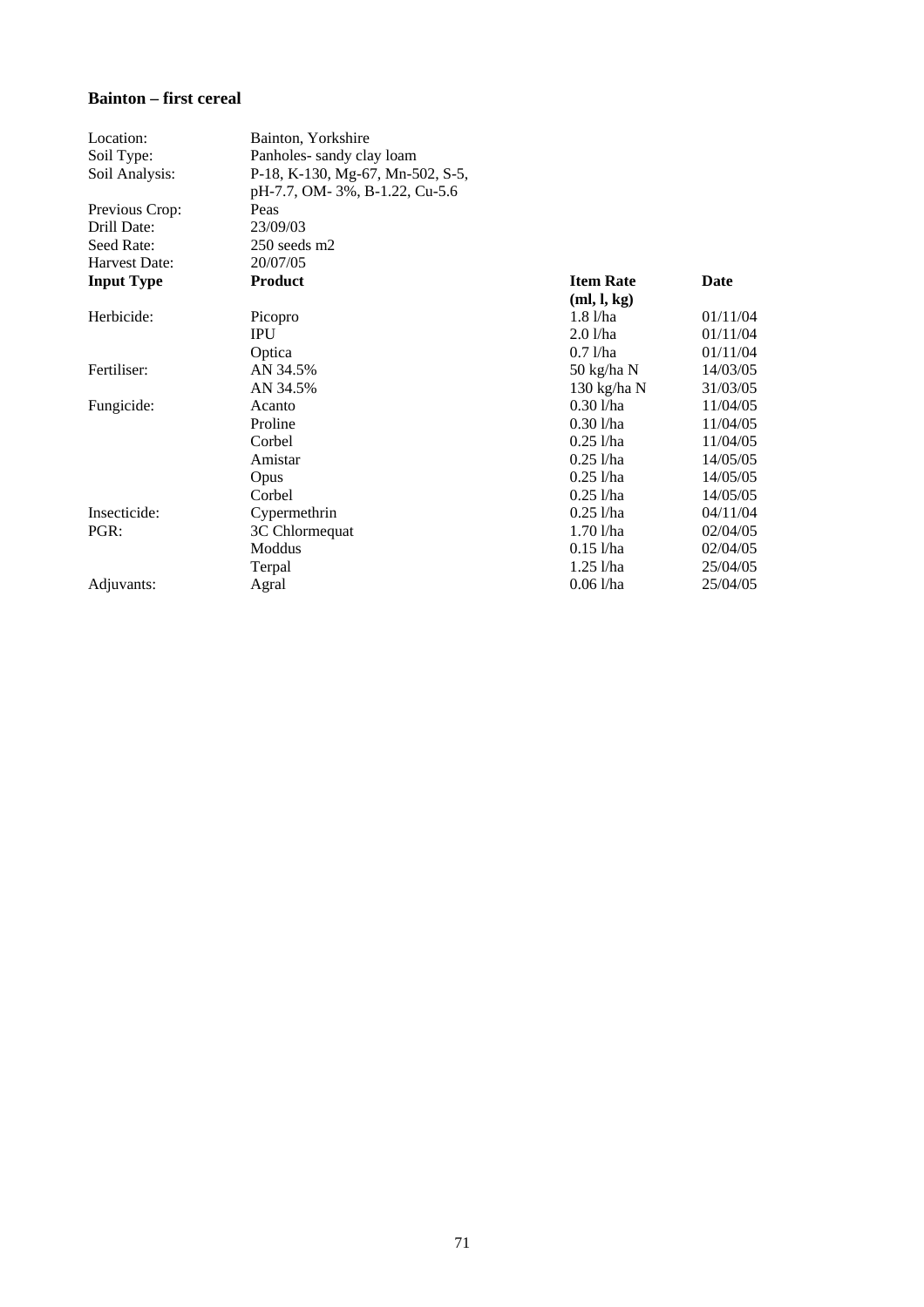**Bainton – first cereal**

| | | | |
|---|---|---|---|
| Location: | Bainton, Yorkshire | | |
| Soil Type: | Panholes- sandy clay loam | | |
| Soil Analysis: | P-18, K-130, Mg-67, Mn-502, S-5, pH-7.7, OM- 3%, B-1.22, Cu-5.6 | | |
| Previous Crop: | Peas | | |
| Drill Date: | 23/09/03 | | |
| Seed Rate: | 250 seeds m2 | | |
| Harvest Date: | 20/07/05 | | |
| **Input Type** | **Product** | **Item Rate (ml, l, kg)** | **Date** |
| Herbicide: | Picopro | 1.8 l/ha | 01/11/04 |
| | IPU | 2.0 l/ha | 01/11/04 |
| | Optica | 0.7 l/ha | 01/11/04 |
| Fertiliser: | AN 34.5% | 50 kg/ha N | 14/03/05 |
| | AN 34.5% | 130 kg/ha N | 31/03/05 |
| Fungicide: | Acanto | 0.30 l/ha | 11/04/05 |
| | Proline | 0.30 l/ha | 11/04/05 |
| | Corbel | 0.25 l/ha | 11/04/05 |
| | Amistar | 0.25 l/ha | 14/05/05 |
| | Opus | 0.25 l/ha | 14/05/05 |
| | Corbel | 0.25 l/ha | 14/05/05 |
| Insecticide: | Cypermethrin | 0.25 l/ha | 04/11/04 |
| PGR: | 3C Chlormequat | 1.70 l/ha | 02/04/05 |
| | Moddus | 0.15 l/ha | 02/04/05 |
| | Terpal | 1.25 l/ha | 25/04/05 |
| Adjuvants: | Agral | 0.06 l/ha | 25/04/05 |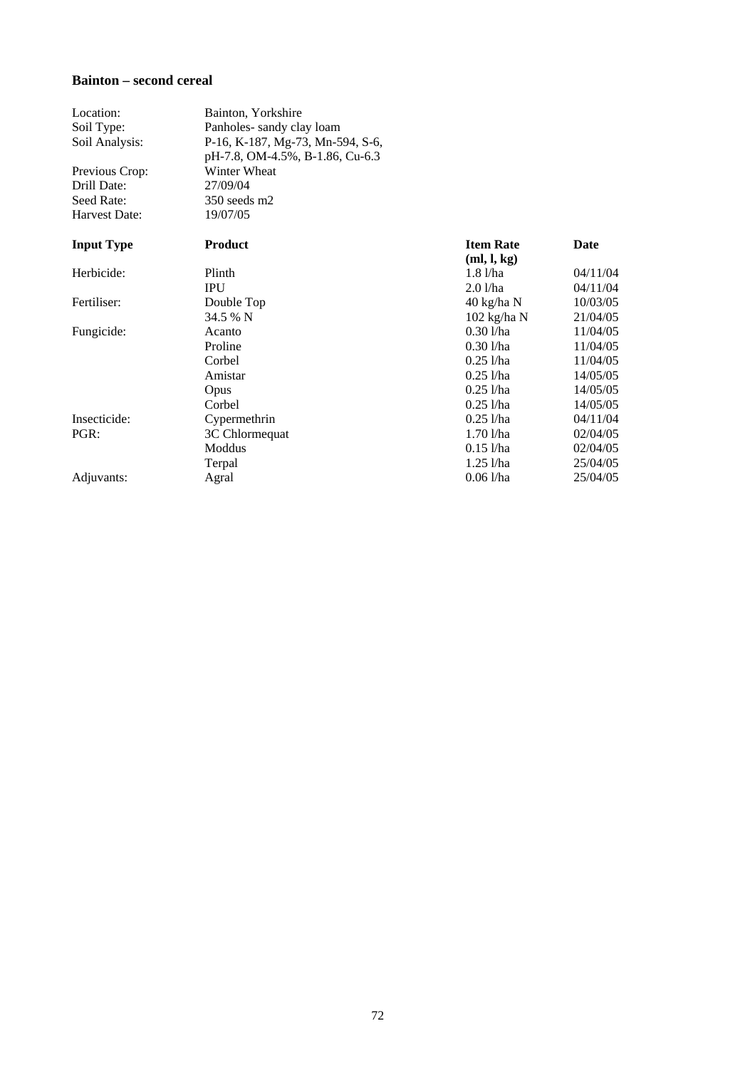**Bainton – second cereal**

| | |
|---|---|
| Location: | Bainton, Yorkshire |
| Soil Type: | Panholes- sandy clay loam |
| Soil Analysis: | P-16, K-187, Mg-73, Mn-594, S-6, pH-7.8, OM-4.5%, B-1.86, Cu-6.3 |
| Previous Crop: | Winter Wheat |
| Drill Date: | 27/09/04 |
| Seed Rate: | 350 seeds m2 |
| Harvest Date: | 19/07/05 |

| Input Type | Product | Item Rate (ml, l, kg) | Date |
|---|---|---|---|
| Herbicide: | Plinth | 1.8 l/ha | 04/11/04 |
| | IPU | 2.0 l/ha | 04/11/04 |
| Fertiliser: | Double Top | 40 kg/ha N | 10/03/05 |
| | 34.5 % N | 102 kg/ha N | 21/04/05 |
| Fungicide: | Acanto | 0.30 l/ha | 11/04/05 |
| | Proline | 0.30 l/ha | 11/04/05 |
| | Corbel | 0.25 l/ha | 11/04/05 |
| | Amistar | 0.25 l/ha | 14/05/05 |
| | Opus | 0.25 l/ha | 14/05/05 |
| | Corbel | 0.25 l/ha | 14/05/05 |
| Insecticide: | Cypermethrin | 0.25 l/ha | 04/11/04 |
| PGR: | 3C Chlormequat | 1.70 l/ha | 02/04/05 |
| | Moddus | 0.15 l/ha | 02/04/05 |
| | Terpal | 1.25 l/ha | 25/04/05 |
| Adjuvants: | Agral | 0.06 l/ha | 25/04/05 |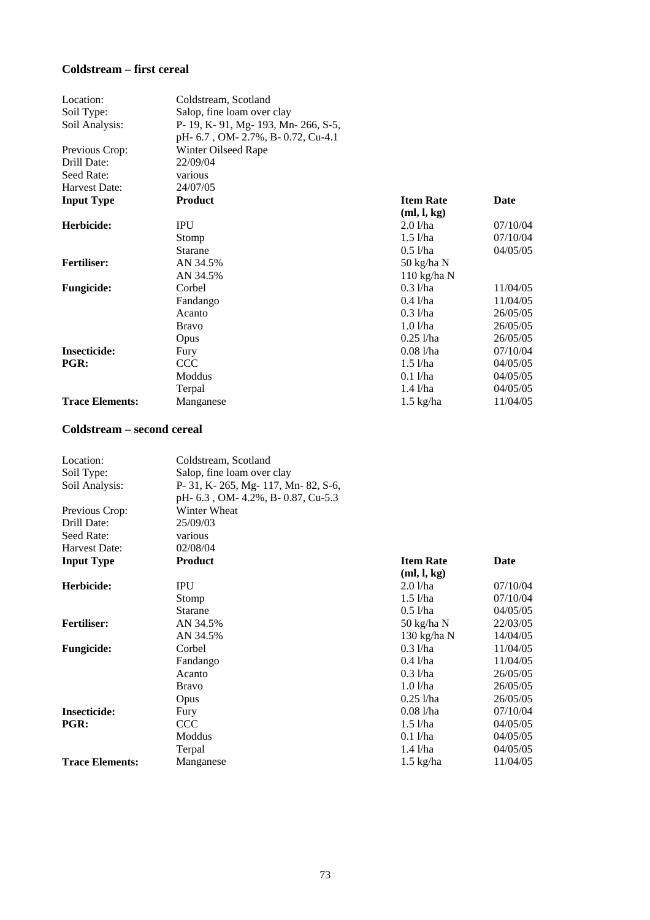### Coldstream – first cereal

| | | | |
|---|---|---|---|
| Location: | Coldstream, Scotland | | |
| Soil Type: | Salop, fine loam over clay | | |
| Soil Analysis: | P- 19, K- 91, Mg- 193, Mn- 266, S-5, pH- 6.7 , OM- 2.7%, B- 0.72, Cu-4.1 | | |
| Previous Crop: | Winter Oilseed Rape | | |
| Drill Date: | 22/09/04 | | |
| Seed Rate: | various | | |
| Harvest Date: | 24/07/05 | | |
| **Input Type** | **Product** | **Item Rate (ml, l, kg)** | **Date** |
| **Herbicide:** | IPU | 2.0 l/ha | 07/10/04 |
| | Stomp | 1.5 l/ha | 07/10/04 |
| | Starane | 0.5 l/ha | 04/05/05 |
| **Fertiliser:** | AN 34.5% | 50 kg/ha N | |
| | AN 34.5% | 110 kg/ha N | |
| **Fungicide:** | Corbel | 0.3 l/ha | 11/04/05 |
| | Fandango | 0.4 l/ha | 11/04/05 |
| | Acanto | 0.3 l/ha | 26/05/05 |
| | Bravo | 1.0 l/ha | 26/05/05 |
| | Opus | 0.25 l/ha | 26/05/05 |
| **Insecticide:** | Fury | 0.08 l/ha | 07/10/04 |
| **PGR:** | CCC | 1.5 l/ha | 04/05/05 |
| | Moddus | 0.1 l/ha | 04/05/05 |
| | Terpal | 1.4 l/ha | 04/05/05 |
| **Trace Elements:** | Manganese | 1.5 kg/ha | 11/04/05 |

### Coldstream – second cereal

| | | | |
|---|---|---|---|
| Location: | Coldstream, Scotland | | |
| Soil Type: | Salop, fine loam over clay | | |
| Soil Analysis: | P- 31, K- 265, Mg- 117, Mn- 82, S-6, pH- 6.3 , OM- 4.2%, B- 0.87, Cu-5.3 | | |
| Previous Crop: | Winter Wheat | | |
| Drill Date: | 25/09/03 | | |
| Seed Rate: | various | | |
| Harvest Date: | 02/08/04 | | |
| **Input Type** | **Product** | **Item Rate (ml, l, kg)** | **Date** |
| **Herbicide:** | IPU | 2.0 l/ha | 07/10/04 |
| | Stomp | 1.5 l/ha | 07/10/04 |
| | Starane | 0.5 l/ha | 04/05/05 |
| **Fertiliser:** | AN 34.5% | 50 kg/ha N | 22/03/05 |
| | AN 34.5% | 130 kg/ha N | 14/04/05 |
| **Fungicide:** | Corbel | 0.3 l/ha | 11/04/05 |
| | Fandango | 0.4 l/ha | 11/04/05 |
| | Acanto | 0.3 l/ha | 26/05/05 |
| | Bravo | 1.0 l/ha | 26/05/05 |
| | Opus | 0.25 l/ha | 26/05/05 |
| **Insecticide:** | Fury | 0.08 l/ha | 07/10/04 |
| **PGR:** | CCC | 1.5 l/ha | 04/05/05 |
| | Moddus | 0.1 l/ha | 04/05/05 |
| | Terpal | 1.4 l/ha | 04/05/05 |
| **Trace Elements:** | Manganese | 1.5 kg/ha | 11/04/05 |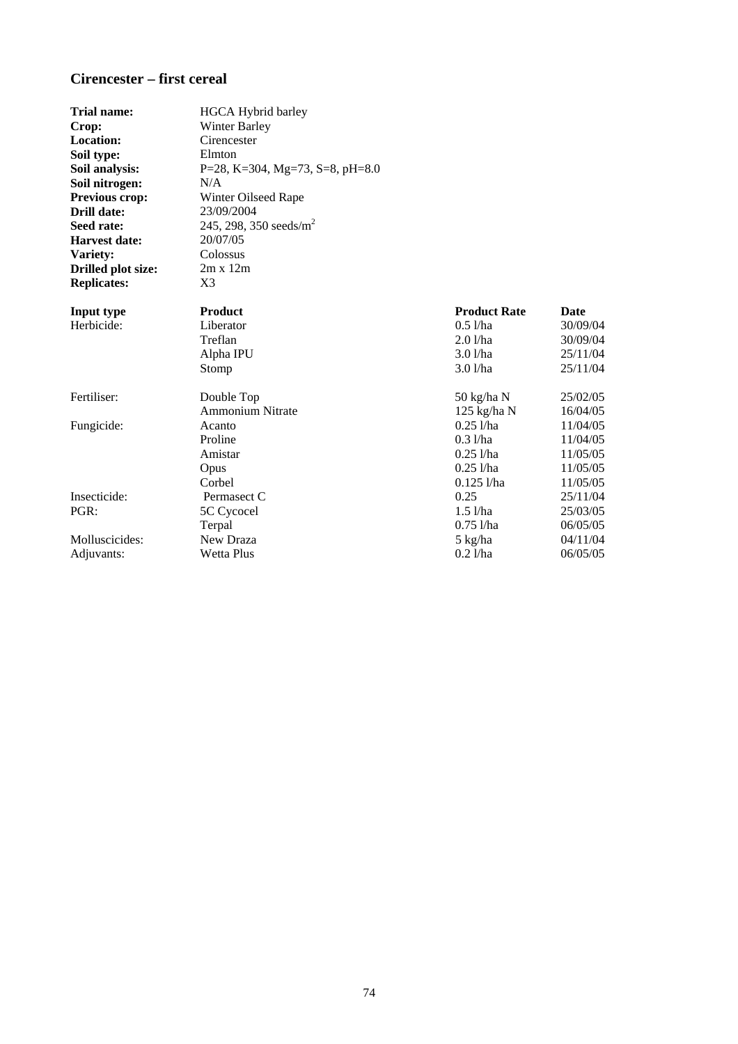## Cirencester – first cereal

| | |
|---|---|
| **Trial name:** | HGCA Hybrid barley |
| **Crop:** | Winter Barley |
| **Location:** | Cirencester |
| **Soil type:** | Elmton |
| **Soil analysis:** | P=28, K=304, Mg=73, S=8, pH=8.0 |
| **Soil nitrogen:** | N/A |
| **Previous crop:** | Winter Oilseed Rape |
| **Drill date:** | 23/09/2004 |
| **Seed rate:** | 245, 298, 350 seeds/m$^2$ |
| **Harvest date:** | 20/07/05 |
| **Variety:** | Colossus |
| **Drilled plot size:** | 2m x 12m |
| **Replicates:** | X3 |

| **Input type** | **Product** | **Product Rate** | **Date** |
|---|---|---|---|
| Herbicide: | Liberator | 0.5 l/ha | 30/09/04 |
| | Treflan | 2.0 l/ha | 30/09/04 |
| | Alpha IPU | 3.0 l/ha | 25/11/04 |
| | Stomp | 3.0 l/ha | 25/11/04 |
| Fertiliser: | Double Top | 50 kg/ha N | 25/02/05 |
| | Ammonium Nitrate | 125 kg/ha N | 16/04/05 |
| Fungicide: | Acanto | 0.25 l/ha | 11/04/05 |
| | Proline | 0.3 l/ha | 11/04/05 |
| | Amistar | 0.25 l/ha | 11/05/05 |
| | Opus | 0.25 l/ha | 11/05/05 |
| | Corbel | 0.125 l/ha | 11/05/05 |
| Insecticide: | Permasect C | 0.25 | 25/11/04 |
| PGR: | 5C Cycocel | 1.5 l/ha | 25/03/05 |
| | Terpal | 0.75 l/ha | 06/05/05 |
| Molluscicides: | New Draza | 5 kg/ha | 04/11/04 |
| Adjuvants: | Wetta Plus | 0.2 l/ha | 06/05/05 |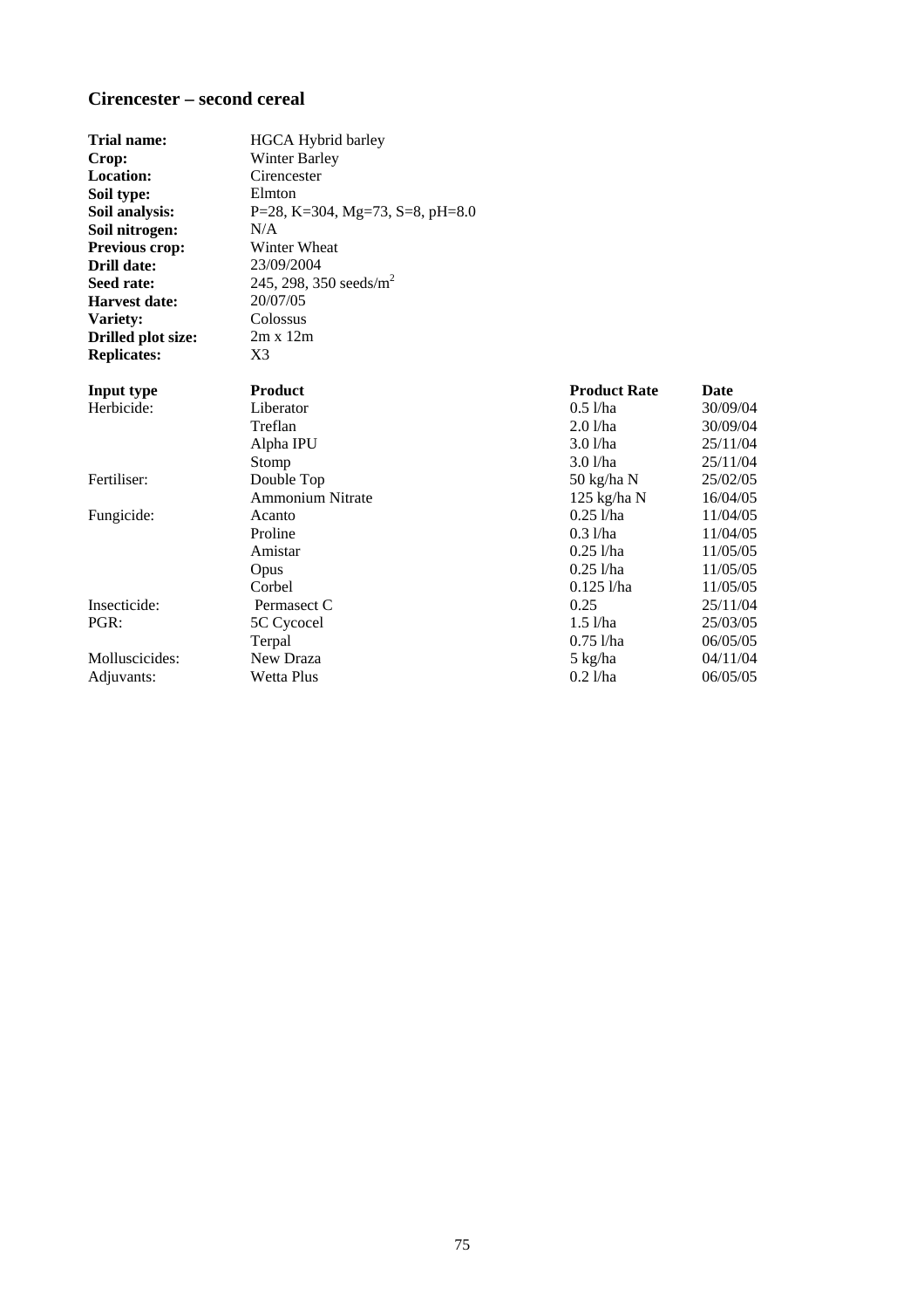## Cirencester – second cereal

| | |
|---|---|
| **Trial name:** | HGCA Hybrid barley |
| **Crop:** | Winter Barley |
| **Location:** | Cirencester |
| **Soil type:** | Elmton |
| **Soil analysis:** | P=28, K=304, Mg=73, S=8, pH=8.0 |
| **Soil nitrogen:** | N/A |
| **Previous crop:** | Winter Wheat |
| **Drill date:** | 23/09/2004 |
| **Seed rate:** | 245, 298, 350 seeds/$m^2$ |
| **Harvest date:** | 20/07/05 |
| **Variety:** | Colossus |
| **Drilled plot size:** | 2m x 12m |
| **Replicates:** | X3 |

| **Input type** | **Product** | **Product Rate** | **Date** |
|---|---|---|---|
| Herbicide: | Liberator | 0.5 l/ha | 30/09/04 |
| | Treflan | 2.0 l/ha | 30/09/04 |
| | Alpha IPU | 3.0 l/ha | 25/11/04 |
| | Stomp | 3.0 l/ha | 25/11/04 |
| Fertiliser: | Double Top | 50 kg/ha N | 25/02/05 |
| | Ammonium Nitrate | 125 kg/ha N | 16/04/05 |
| Fungicide: | Acanto | 0.25 l/ha | 11/04/05 |
| | Proline | 0.3 l/ha | 11/04/05 |
| | Amistar | 0.25 l/ha | 11/05/05 |
| | Opus | 0.25 l/ha | 11/05/05 |
| | Corbel | 0.125 l/ha | 11/05/05 |
| Insecticide: | Permasect C | 0.25 | 25/11/04 |
| PGR: | 5C Cycocel | 1.5 l/ha | 25/03/05 |
| | Terpal | 0.75 l/ha | 06/05/05 |
| Molluscicides: | New Draza | 5 kg/ha | 04/11/04 |
| Adjuvants: | Wetta Plus | 0.2 l/ha | 06/05/05 |